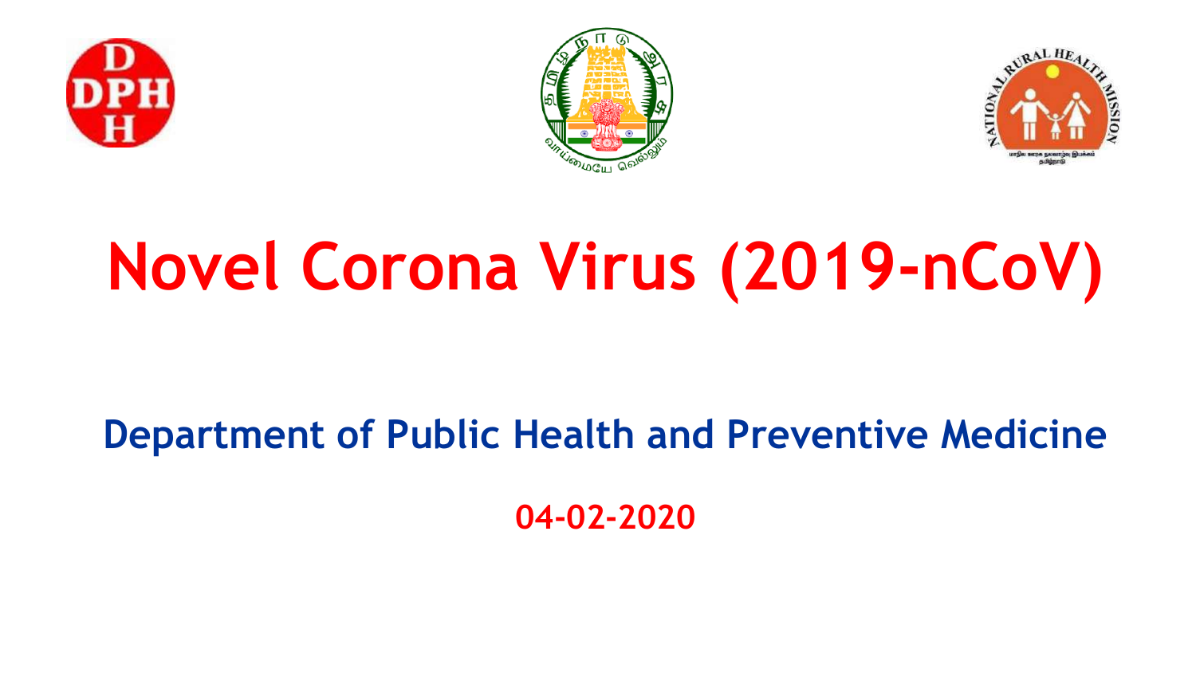# Novel Corona Virus (2019-nCoV)

## Department of Public Health and Preventive Medicine

**04-02-2020**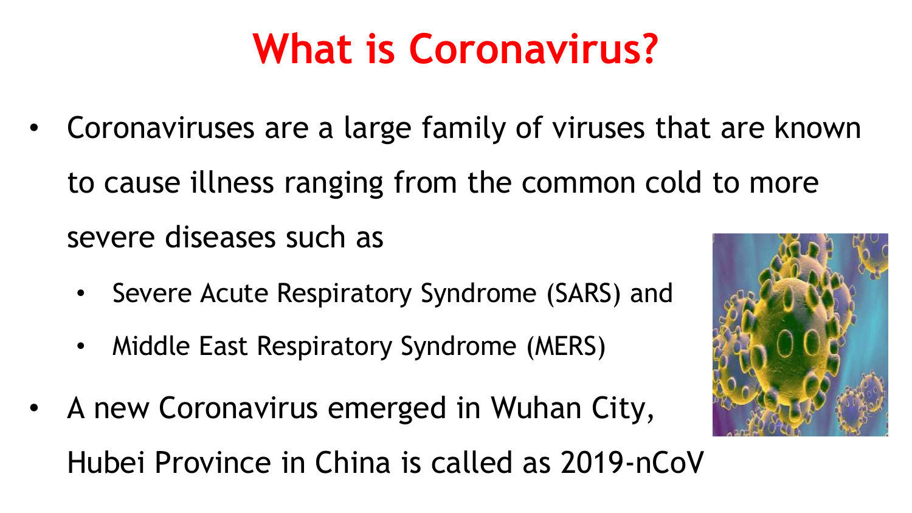# What is Coronavirus?

- Coronaviruses are a large family of viruses that are known to cause illness ranging from the common cold to more severe diseases such as
  - Severe Acute Respiratory Syndrome (SARS) and
  - Middle East Respiratory Syndrome (MERS)
- A new Coronavirus emerged in Wuhan City, Hubei Province in China is called as 2019-nCoV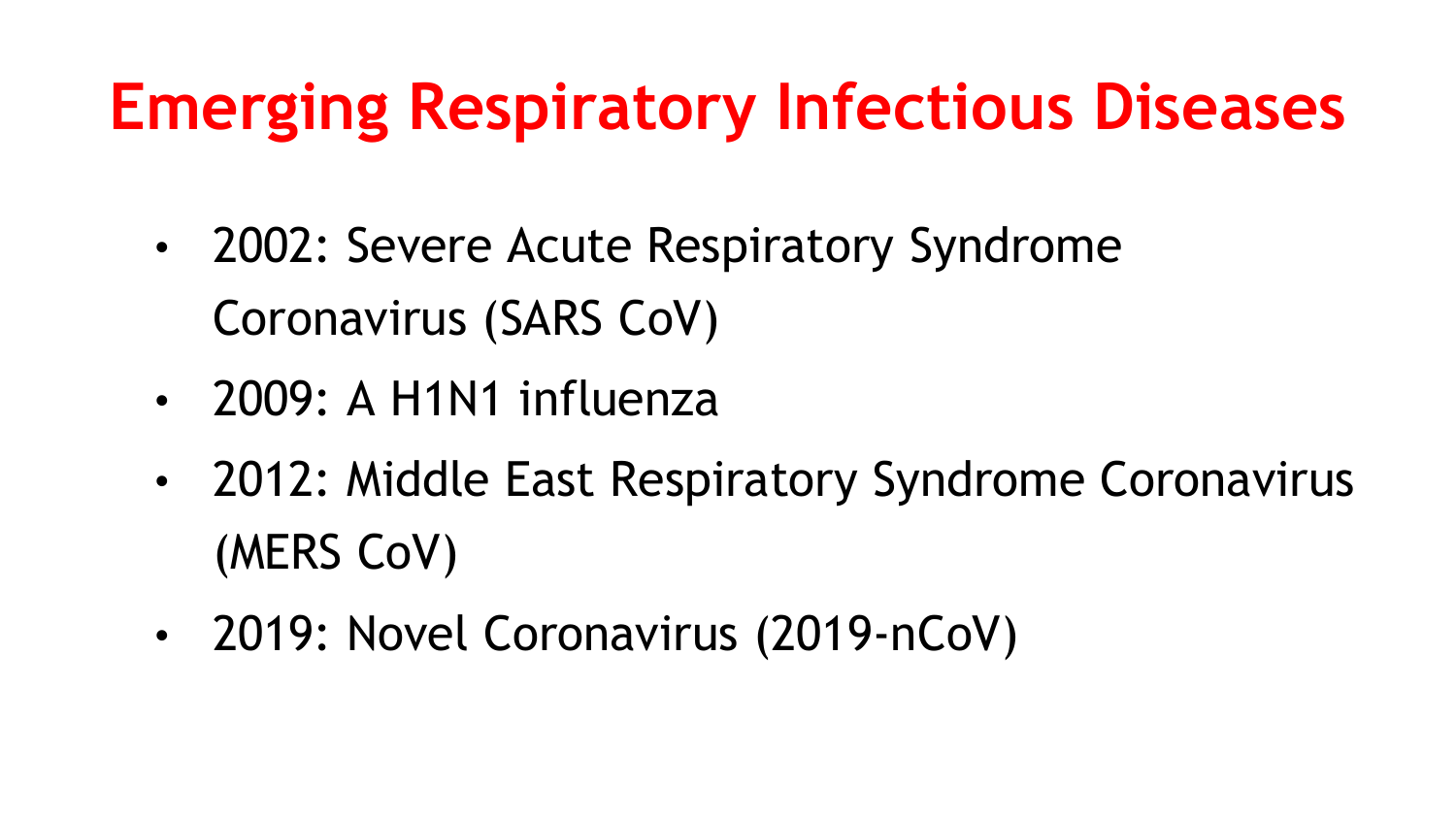# Emerging Respiratory Infectious Diseases

- 2002: Severe Acute Respiratory Syndrome Coronavirus (SARS CoV)
- 2009: A H1N1 influenza
- 2012: Middle East Respiratory Syndrome Coronavirus (MERS CoV)
- 2019: Novel Coronavirus (2019-nCoV)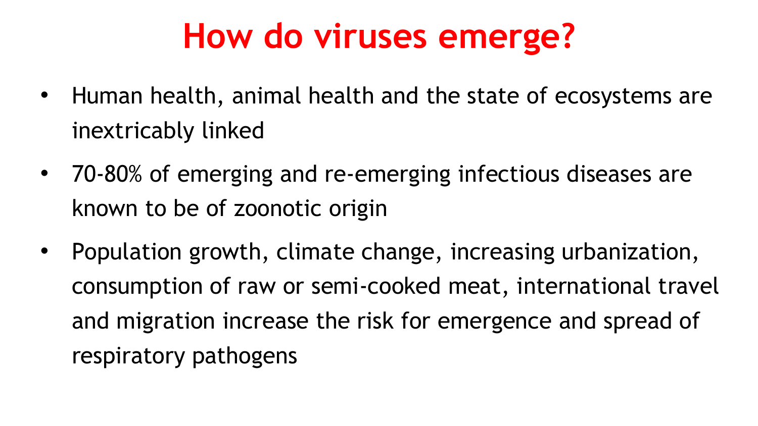# How do viruses emerge?

- Human health, animal health and the state of ecosystems are inextricably linked
- 70-80% of emerging and re-emerging infectious diseases are known to be of zoonotic origin
- Population growth, climate change, increasing urbanization, consumption of raw or semi-cooked meat, international travel and migration increase the risk for emergence and spread of respiratory pathogens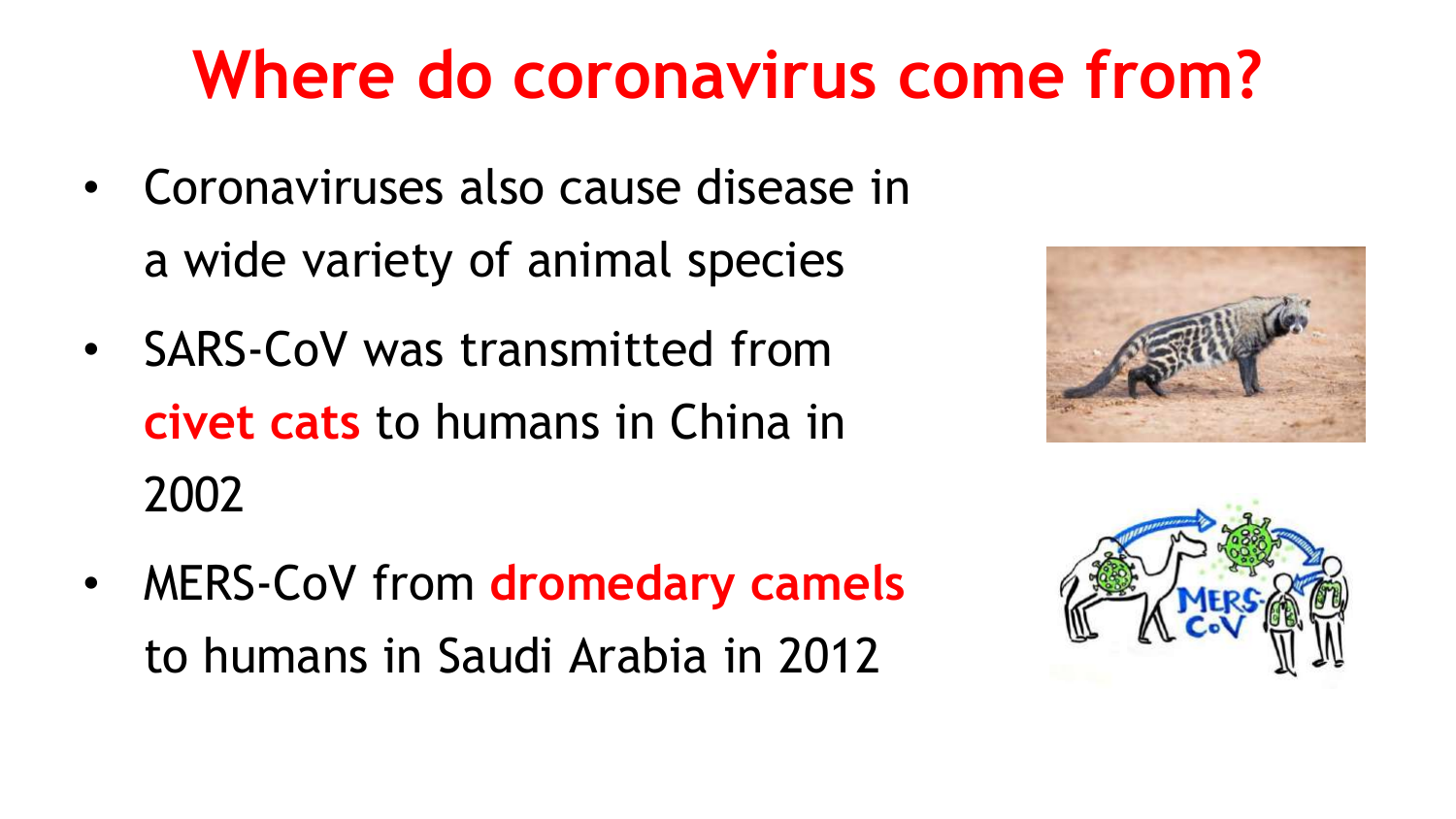# Where do coronavirus come from?

- Coronaviruses also cause disease in a wide variety of animal species
- SARS-CoV was transmitted from **civet cats** to humans in China in 2002
- MERS-CoV from **dromedary camels** to humans in Saudi Arabia in 2012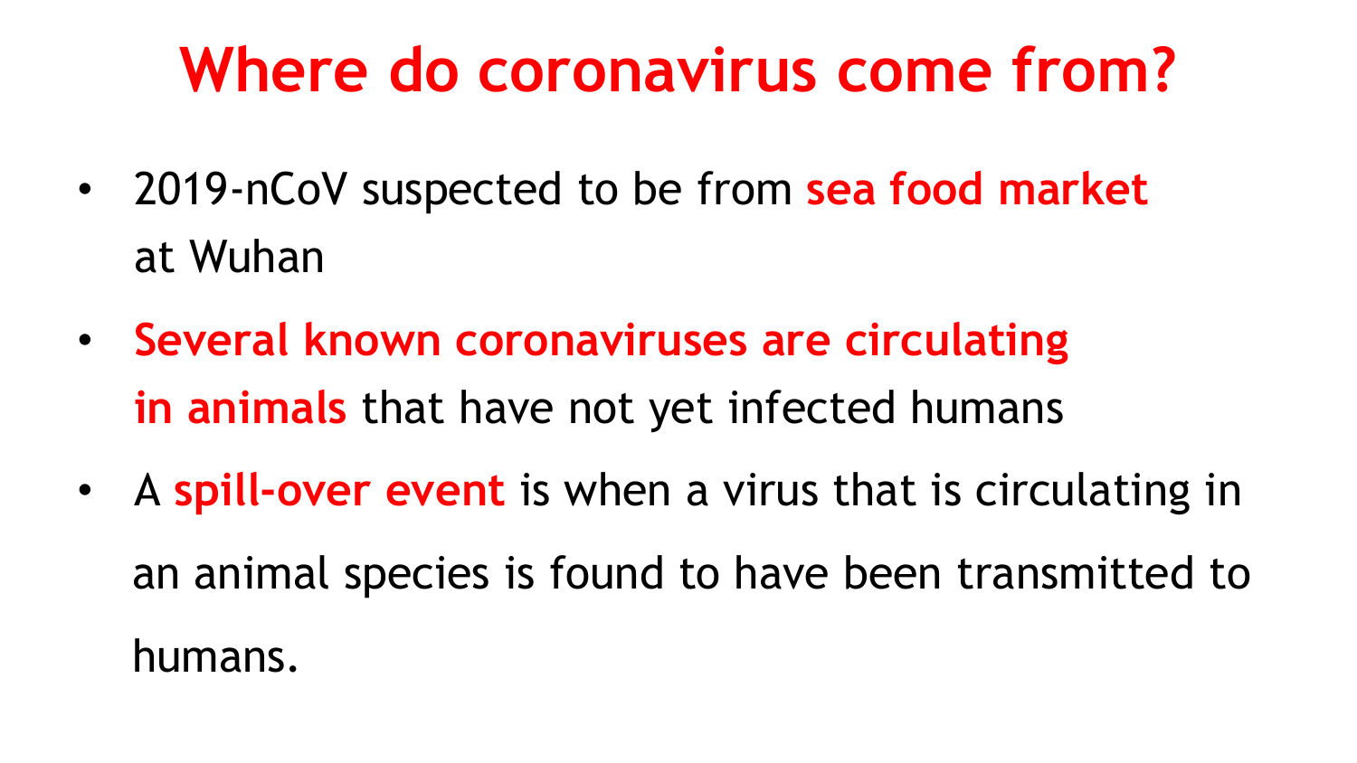# Where do coronavirus come from?

- 2019-nCoV suspected to be from **sea food market** at Wuhan
- **Several known coronaviruses are circulating in animals** that have not yet infected humans
- A **spill-over event** is when a virus that is circulating in an animal species is found to have been transmitted to humans.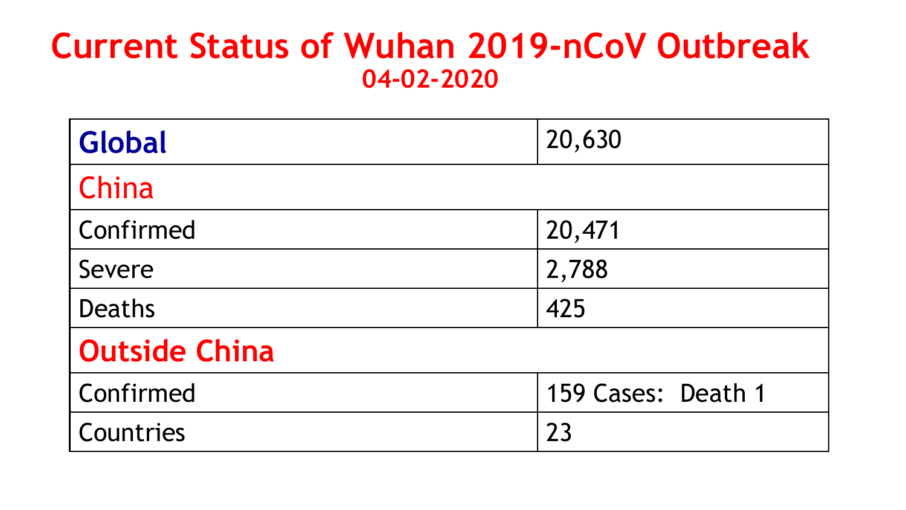# Current Status of Wuhan 2019-nCoV Outbreak

## 04-02-2020

| **Global** | 20,630 |
|---|---|
| **China** | |
| Confirmed | 20,471 |
| Severe | 2,788 |
| Deaths | 425 |
| **Outside China** | |
| Confirmed | 159 Cases: Death 1 |
| Countries | 23 |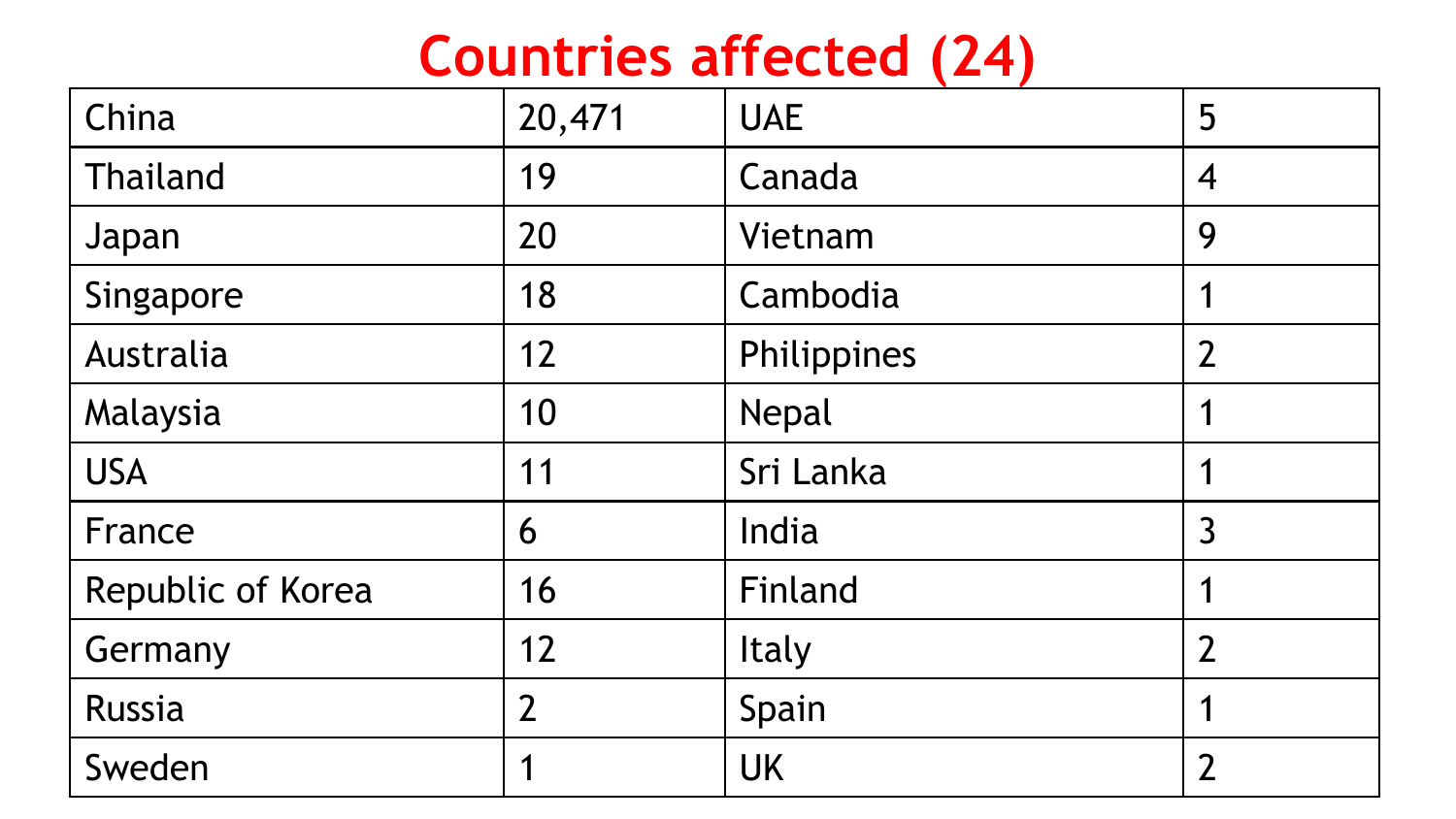# Countries affected (24)

| | | | |
|---|---|---|---|
| China | 20,471 | UAE | 5 |
| Thailand | 19 | Canada | 4 |
| Japan | 20 | Vietnam | 9 |
| Singapore | 18 | Cambodia | 1 |
| Australia | 12 | Philippines | 2 |
| Malaysia | 10 | Nepal | 1 |
| USA | 11 | Sri Lanka | 1 |
| France | 6 | India | 3 |
| Republic of Korea | 16 | Finland | 1 |
| Germany | 12 | Italy | 2 |
| Russia | 2 | Spain | 1 |
| Sweden | 1 | UK | 2 |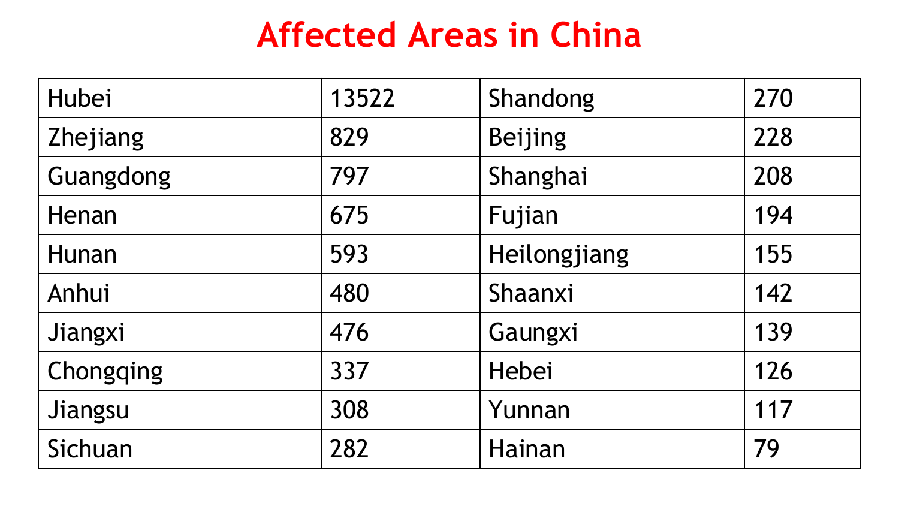# Affected Areas in China

| | | | |
|---|---|---|---|
| Hubei | 13522 | Shandong | 270 |
| Zhejiang | 829 | Beijing | 228 |
| Guangdong | 797 | Shanghai | 208 |
| Henan | 675 | Fujian | 194 |
| Hunan | 593 | Heilongjiang | 155 |
| Anhui | 480 | Shaanxi | 142 |
| Jiangxi | 476 | Gaungxi | 139 |
| Chongqing | 337 | Hebei | 126 |
| Jiangsu | 308 | Yunnan | 117 |
| Sichuan | 282 | Hainan | 79 |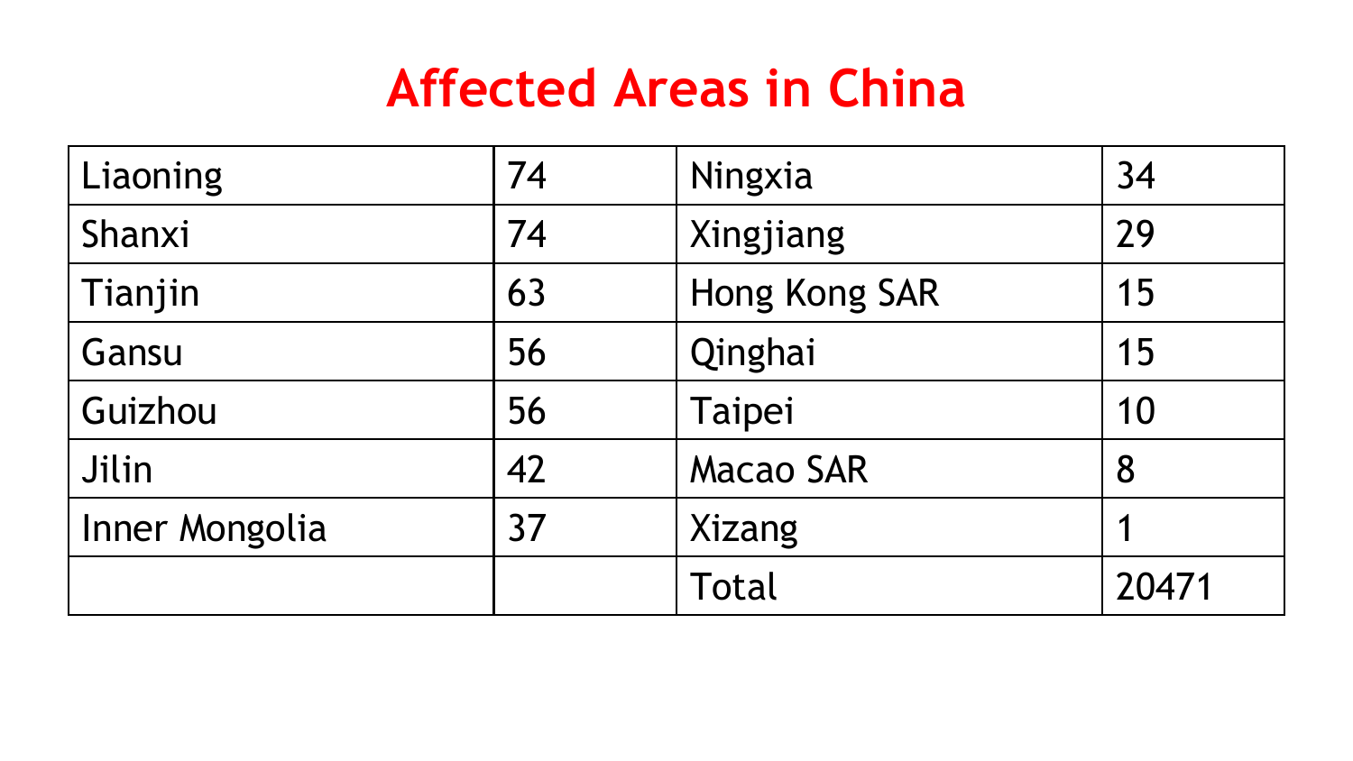# Affected Areas in China

| | | | |
|---|---|---|---|
| Liaoning | 74 | Ningxia | 34 |
| Shanxi | 74 | Xingjiang | 29 |
| Tianjin | 63 | Hong Kong SAR | 15 |
| Gansu | 56 | Qinghai | 15 |
| Guizhou | 56 | Taipei | 10 |
| Jilin | 42 | Macao SAR | 8 |
| Inner Mongolia | 37 | Xizang | 1 |
| | | Total | 20471 |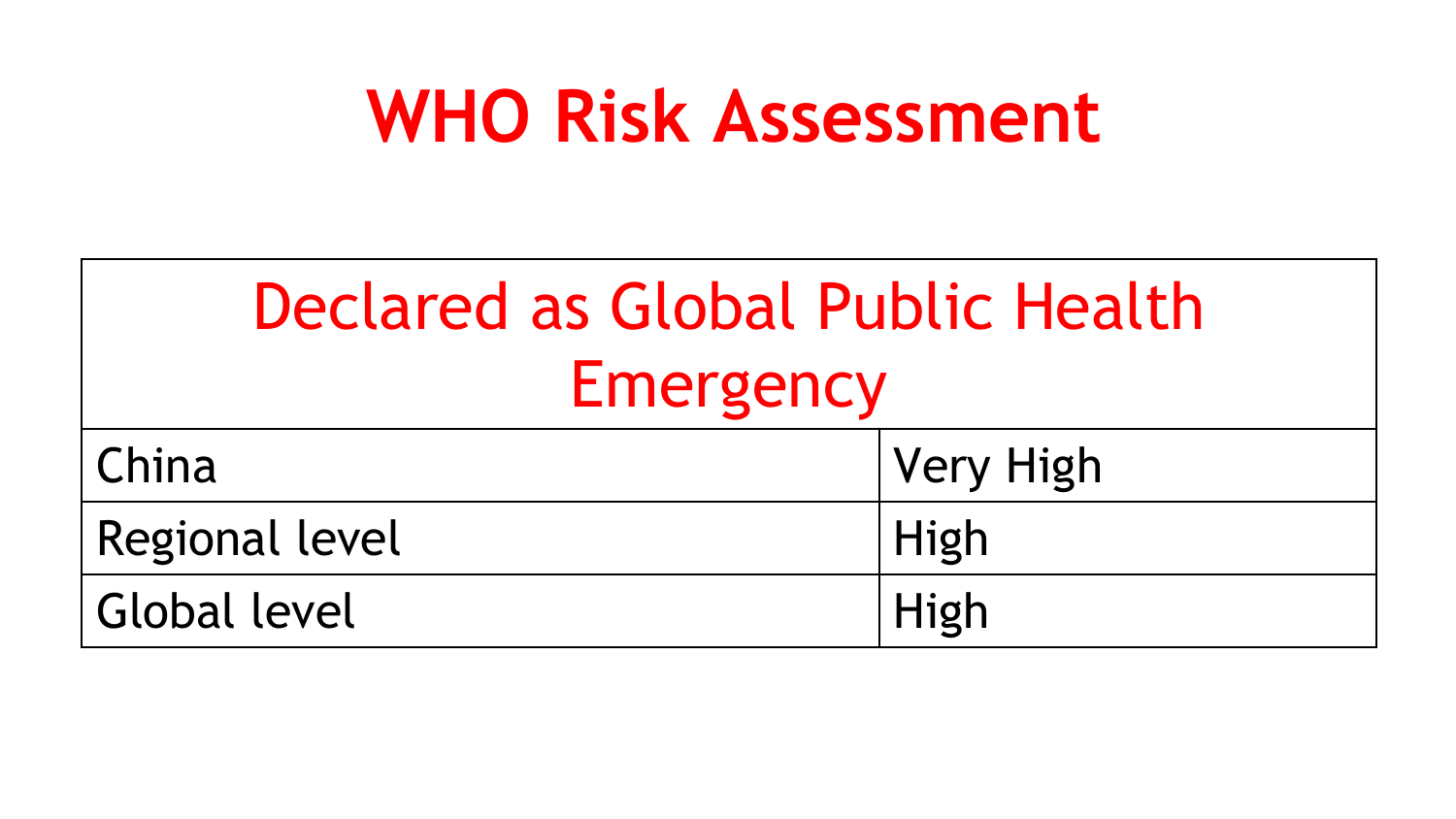# WHO Risk Assessment

| Declared as Global Public Health Emergency | |
|---|---|
| China | Very High |
| Regional level | High |
| Global level | High |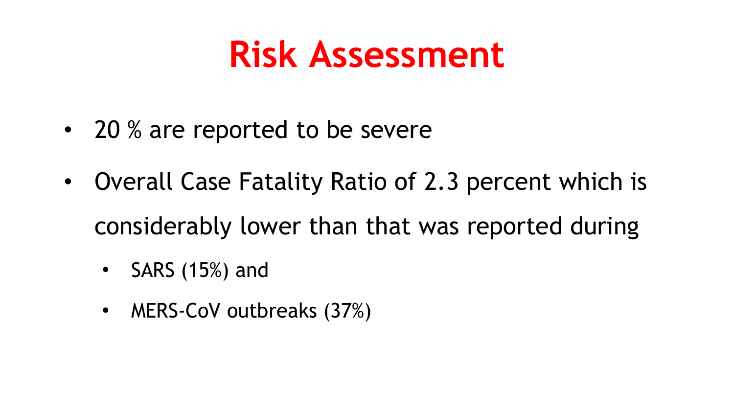# Risk Assessment

- 20 % are reported to be severe
- Overall Case Fatality Ratio of 2.3 percent which is considerably lower than that was reported during
  - SARS (15%) and
  - MERS-CoV outbreaks (37%)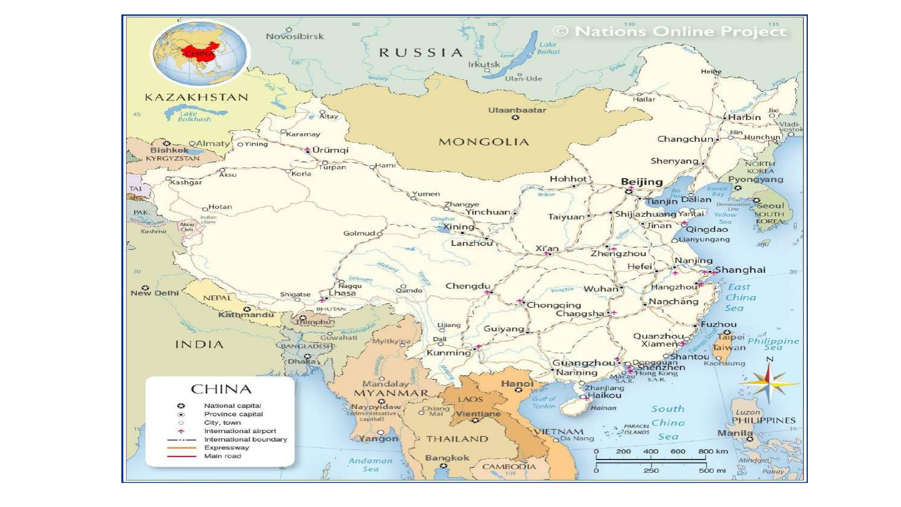# CHINA

- National capital
- Province capital
- City, town
- International airport
- International boundary
- Expressway
- Main road

© Nations Online Project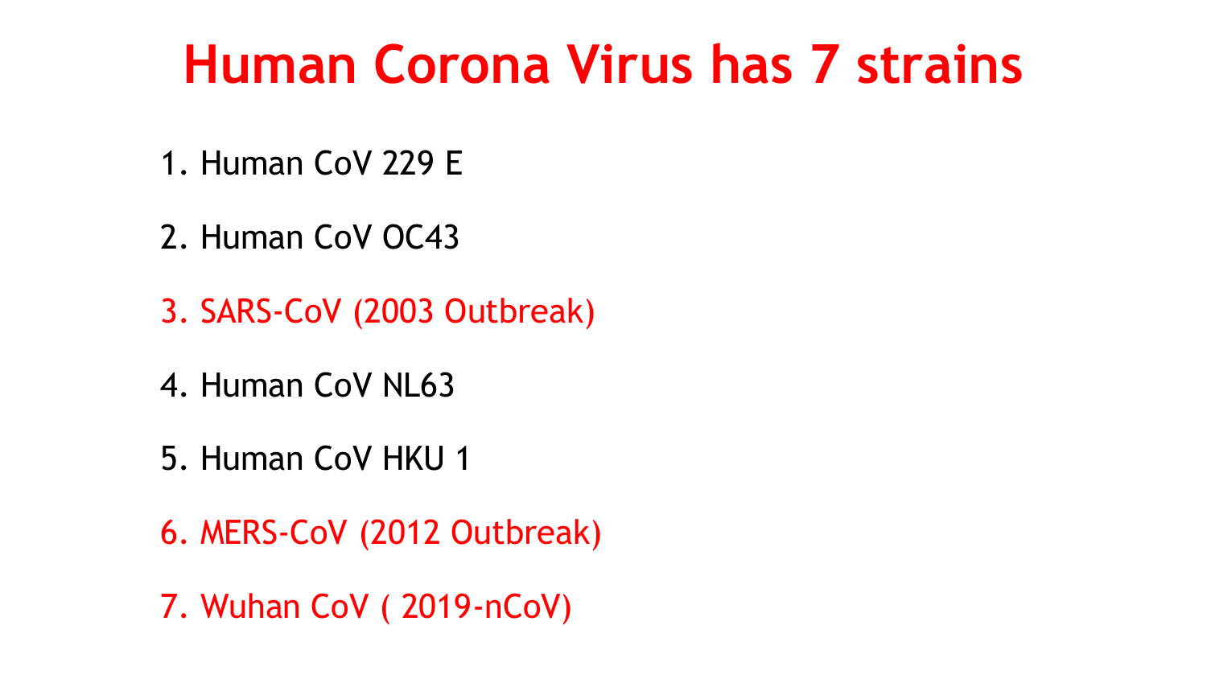# Human Corona Virus has 7 strains

1. Human CoV 229 E
2. Human CoV OC43
3. SARS-CoV (2003 Outbreak)
4. Human CoV NL63
5. Human CoV HKU 1
6. MERS-CoV (2012 Outbreak)
7. Wuhan CoV ( 2019-nCoV)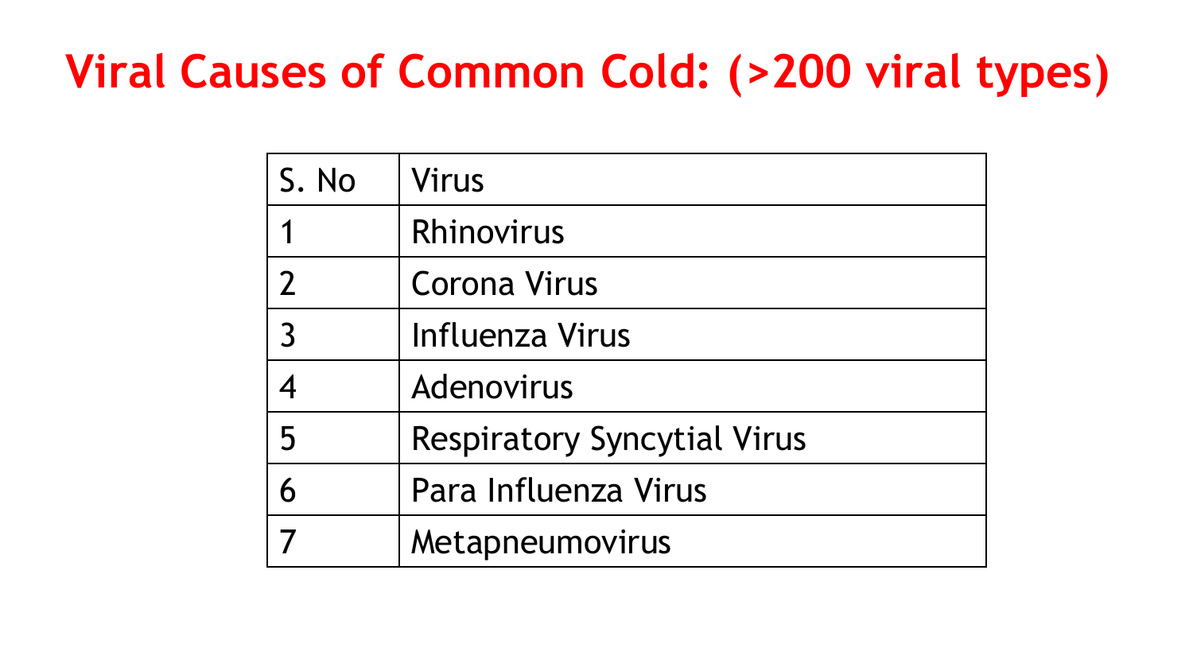# Viral Causes of Common Cold: (>200 viral types)

| S. No | Virus |
| --- | --- |
| 1 | Rhinovirus |
| 2 | Corona Virus |
| 3 | Influenza Virus |
| 4 | Adenovirus |
| 5 | Respiratory Syncytial Virus |
| 6 | Para Influenza Virus |
| 7 | Metapneumovirus |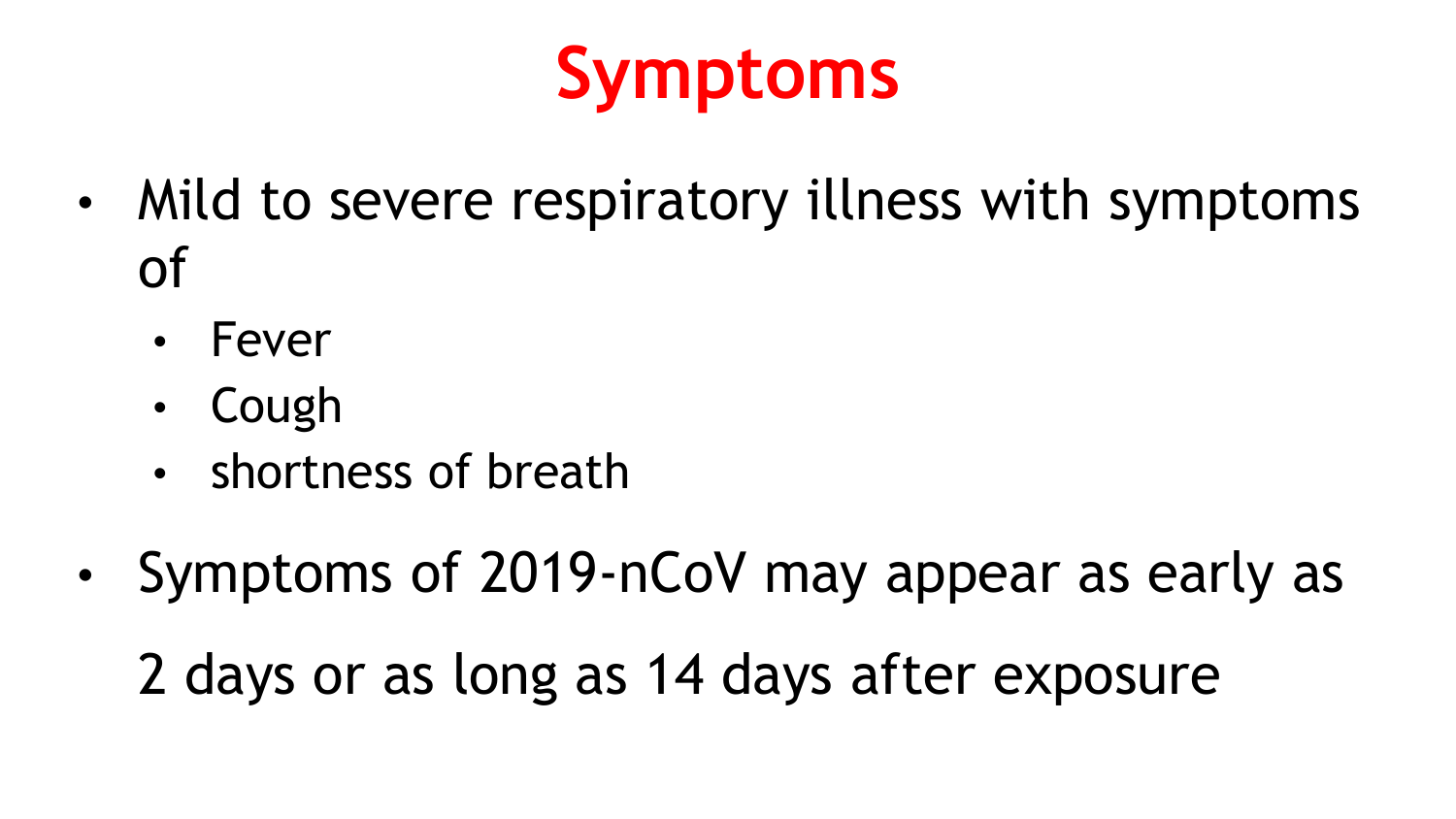# Symptoms

- Mild to severe respiratory illness with symptoms of
    - Fever
    - Cough
    - shortness of breath
- Symptoms of 2019-nCoV may appear as early as 2 days or as long as 14 days after exposure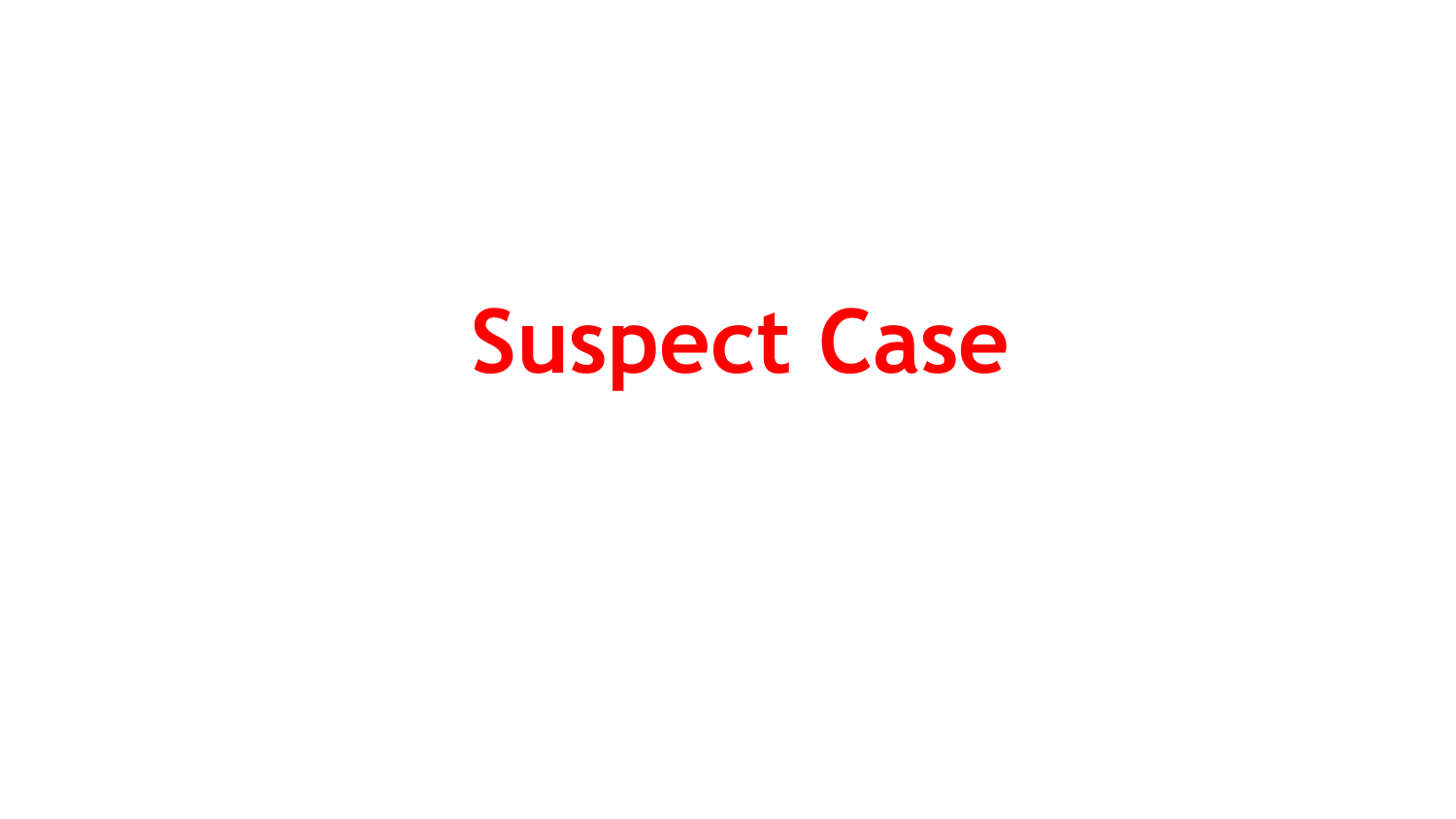# Suspect Case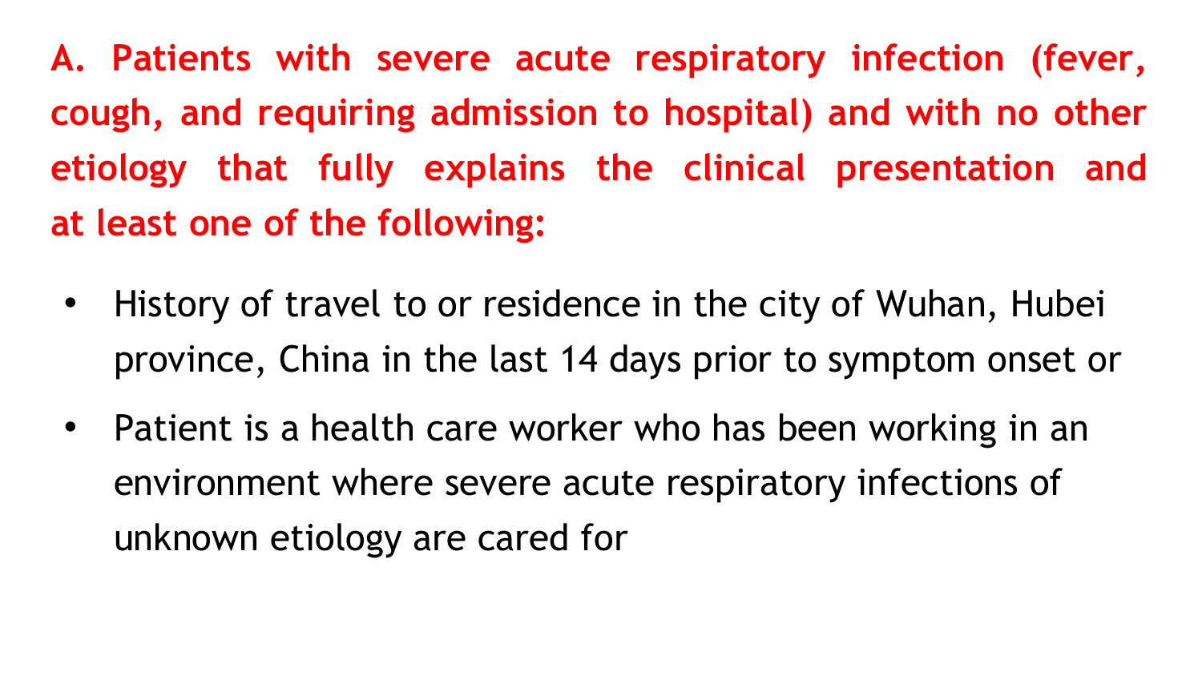**A. Patients with severe acute respiratory infection (fever, cough, and requiring admission to hospital) and with no other etiology that fully explains the clinical presentation and at least one of the following:**

- History of travel to or residence in the city of Wuhan, Hubei province, China in the last 14 days prior to symptom onset or
- Patient is a health care worker who has been working in an environment where severe acute respiratory infections of unknown etiology are cared for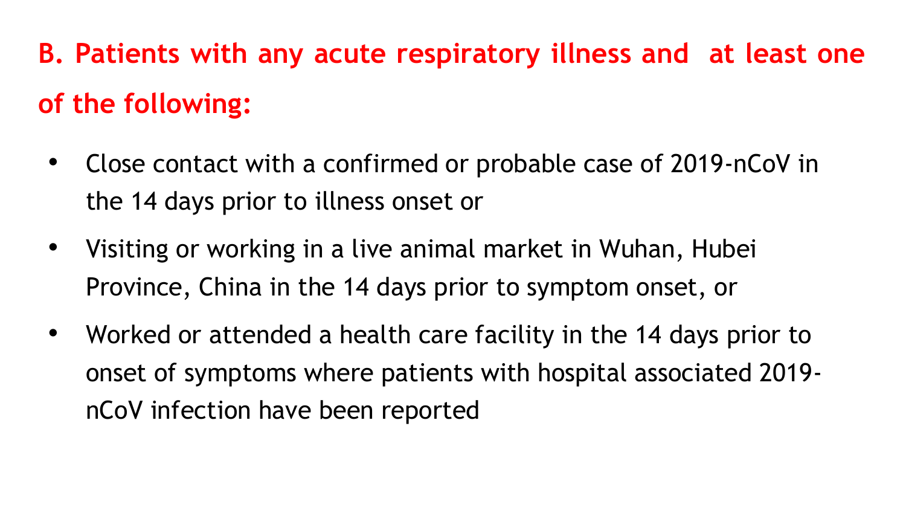## B. Patients with any acute respiratory illness and at least one of the following:

- Close contact with a confirmed or probable case of 2019-nCoV in the 14 days prior to illness onset or
- Visiting or working in a live animal market in Wuhan, Hubei Province, China in the 14 days prior to symptom onset, or
- Worked or attended a health care facility in the 14 days prior to onset of symptoms where patients with hospital associated 2019-nCoV infection have been reported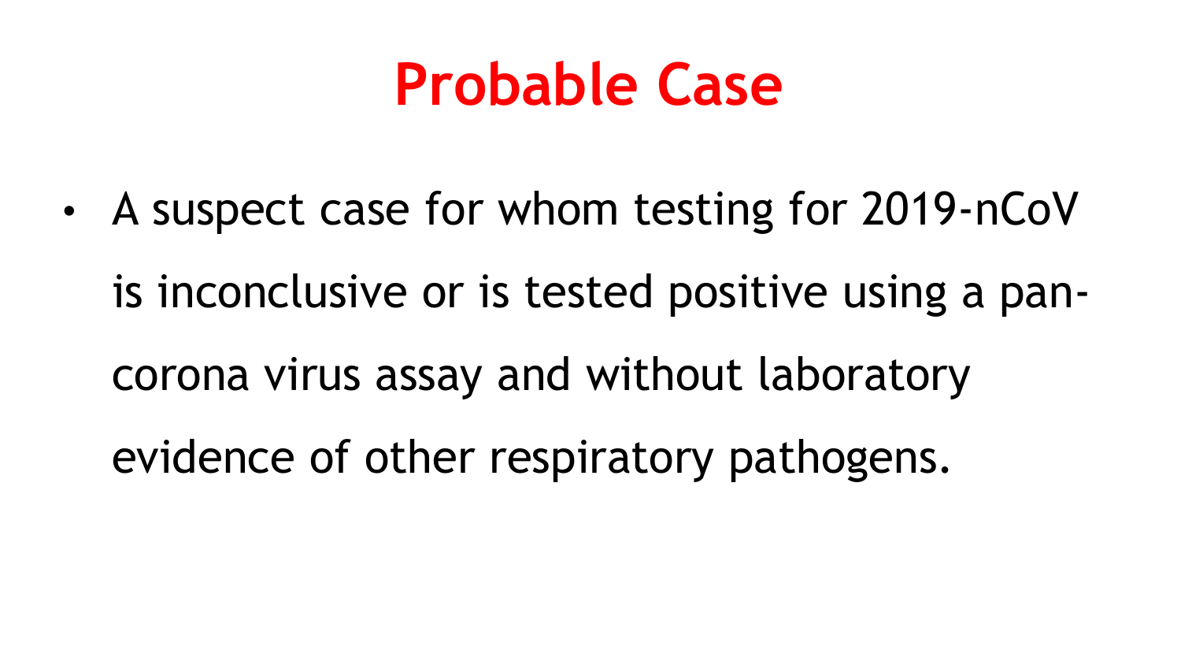# Probable Case

- A suspect case for whom testing for 2019-nCoV is inconclusive or is tested positive using a pan-corona virus assay and without laboratory evidence of other respiratory pathogens.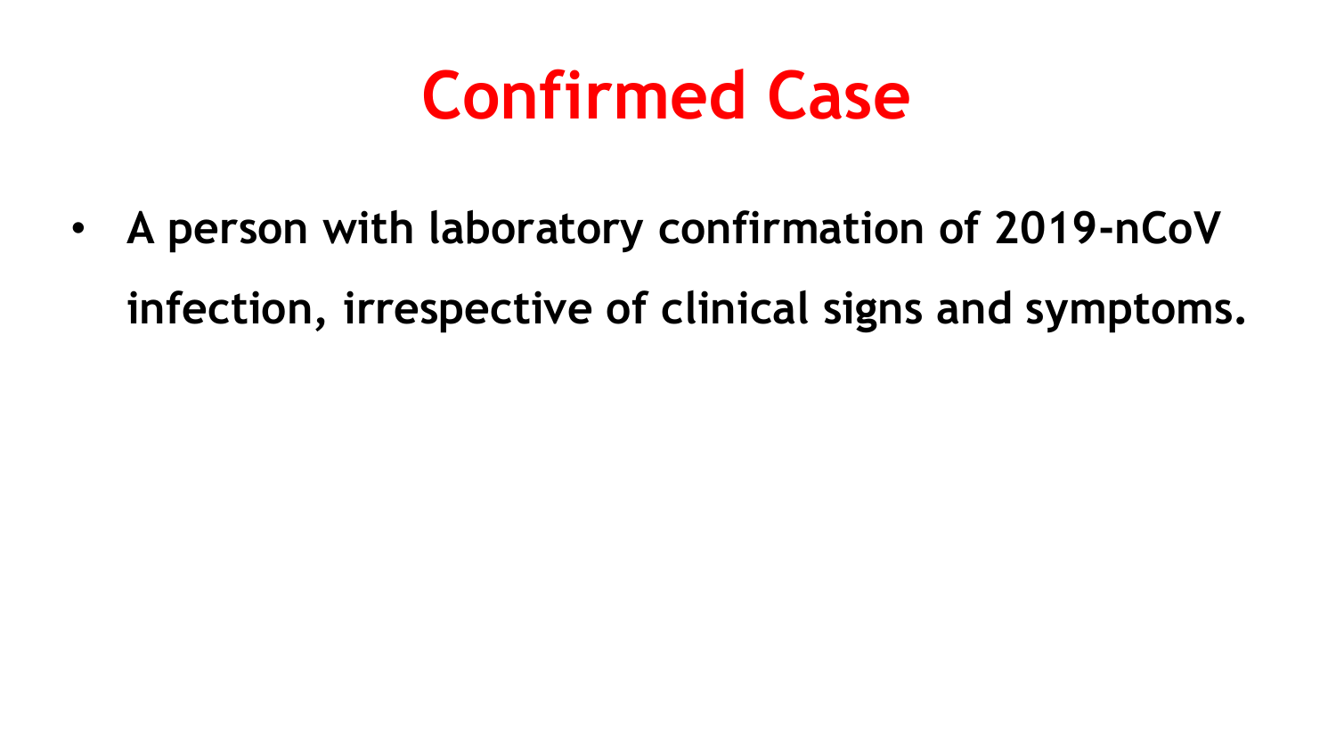# Confirmed Case

- **A person with laboratory confirmation of 2019-nCoV infection, irrespective of clinical signs and symptoms.**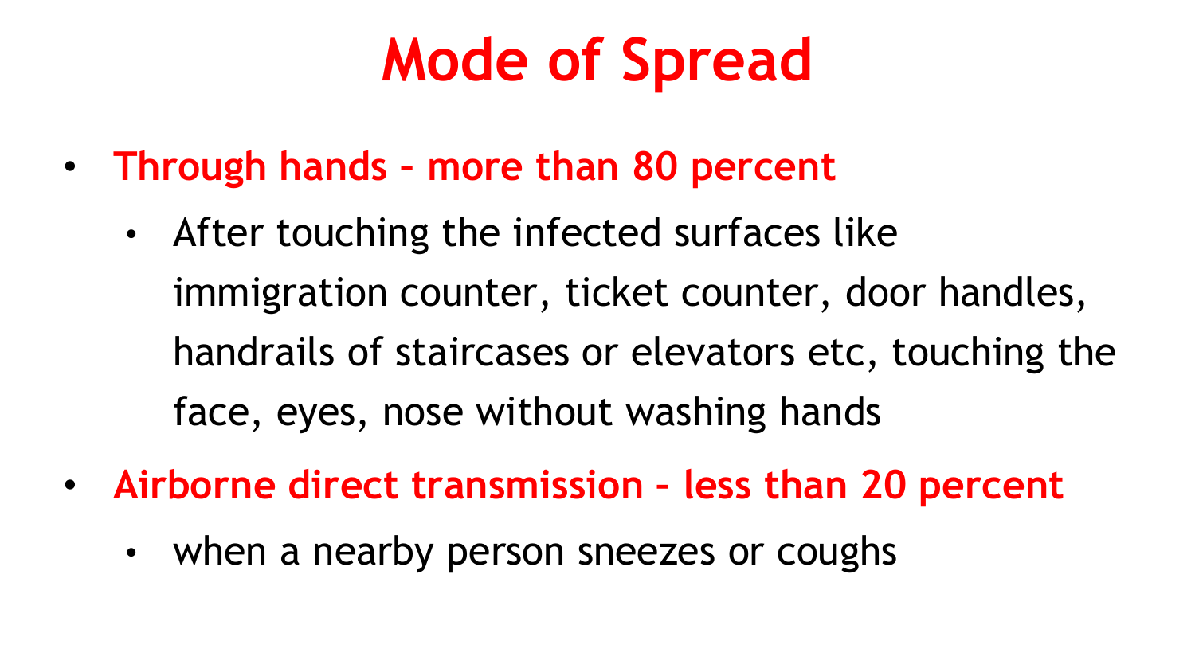# Mode of Spread

- **Through hands – more than 80 percent**
  - After touching the infected surfaces like immigration counter, ticket counter, door handles, handrails of staircases or elevators etc, touching the face, eyes, nose without washing hands
- **Airborne direct transmission – less than 20 percent**
  - when a nearby person sneezes or coughs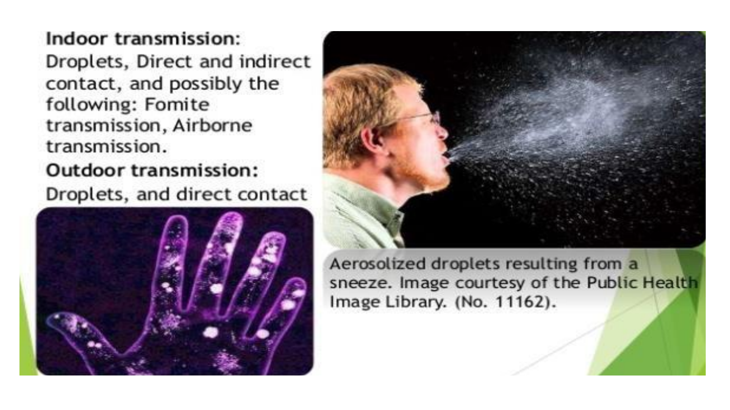**Indoor transmission:**
Droplets, Direct and indirect contact, and possibly the following: Fomite transmission, Airborne transmission.

**Outdoor transmission:**
Droplets, and direct contact

Aerosolized droplets resulting from a sneeze. Image courtesy of the Public Health Image Library. (No. 11162).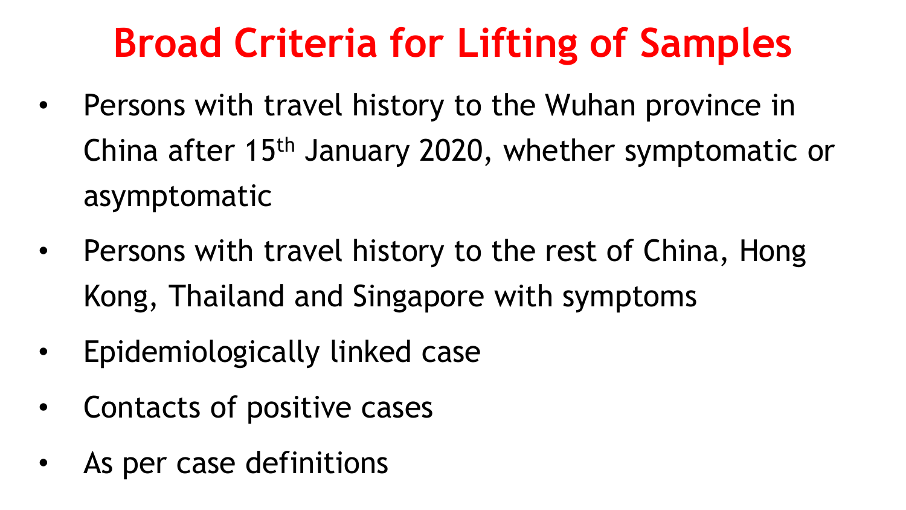# Broad Criteria for Lifting of Samples

- Persons with travel history to the Wuhan province in China after 15th January 2020, whether symptomatic or asymptomatic
- Persons with travel history to the rest of China, Hong Kong, Thailand and Singapore with symptoms
- Epidemiologically linked case
- Contacts of positive cases
- As per case definitions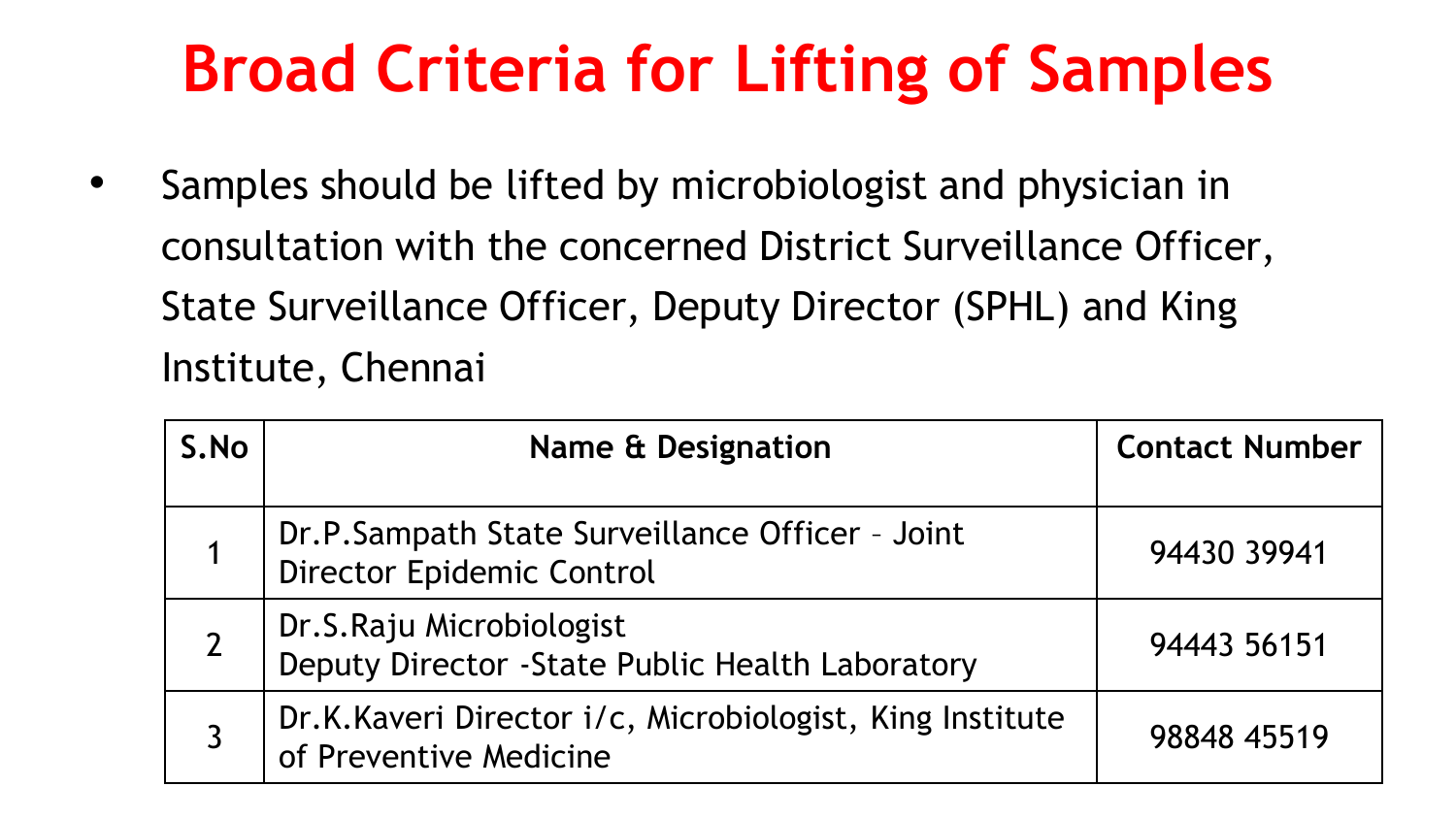# Broad Criteria for Lifting of Samples

- Samples should be lifted by microbiologist and physician in consultation with the concerned District Surveillance Officer, State Surveillance Officer, Deputy Director (SPHL) and King Institute, Chennai

| S.No | Name & Designation | Contact Number |
|---|---|---|
| 1 | Dr.P.Sampath State Surveillance Officer – Joint Director Epidemic Control | 94430 39941 |
| 2 | Dr.S.Raju Microbiologist Deputy Director -State Public Health Laboratory | 94443 56151 |
| 3 | Dr.K.Kaveri Director i/c, Microbiologist, King Institute of Preventive Medicine | 98848 45519 |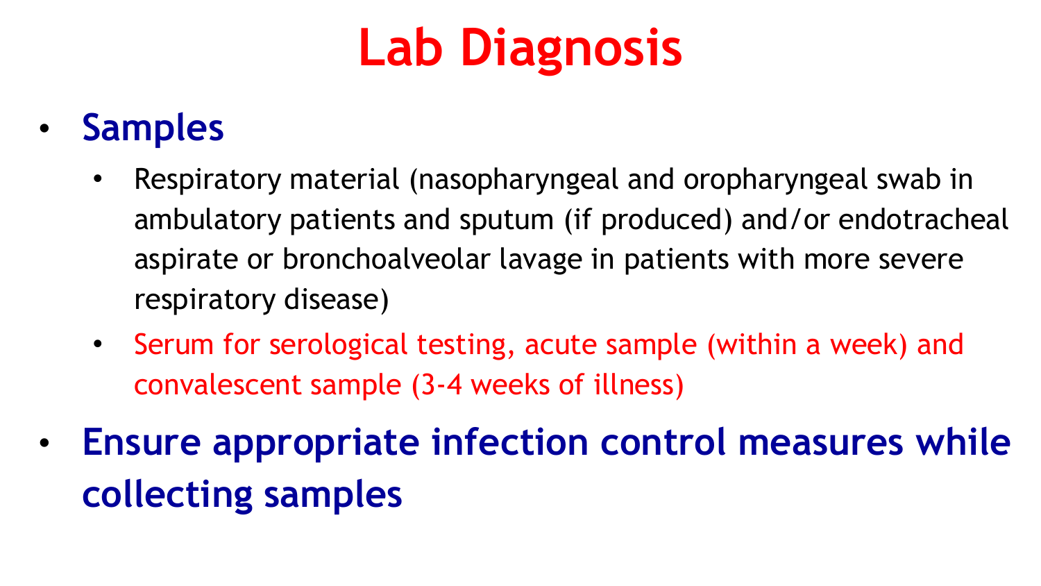# Lab Diagnosis

- **Samples**
  - Respiratory material (nasopharyngeal and oropharyngeal swab in ambulatory patients and sputum (if produced) and/or endotracheal aspirate or bronchoalveolar lavage in patients with more severe respiratory disease)
  - Serum for serological testing, acute sample (within a week) and convalescent sample (3-4 weeks of illness)
- **Ensure appropriate infection control measures while collecting samples**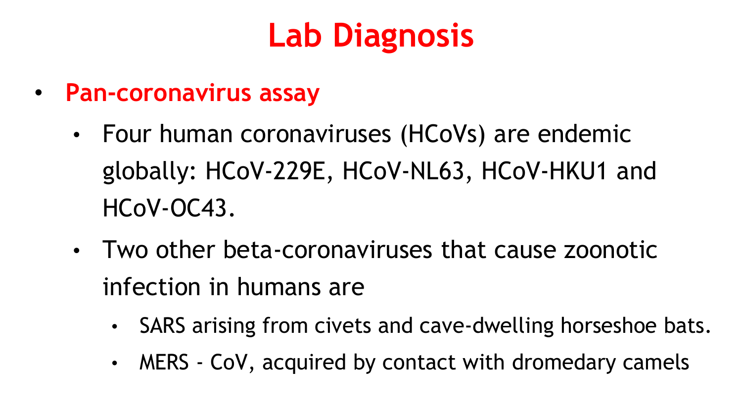# Lab Diagnosis

- **Pan-coronavirus assay**
  - Four human coronaviruses (HCoVs) are endemic globally: HCoV-229E, HCoV-NL63, HCoV-HKU1 and HCoV-OC43.
  - Two other beta-coronaviruses that cause zoonotic infection in humans are
    - SARS arising from civets and cave-dwelling horseshoe bats.
    - MERS - CoV, acquired by contact with dromedary camels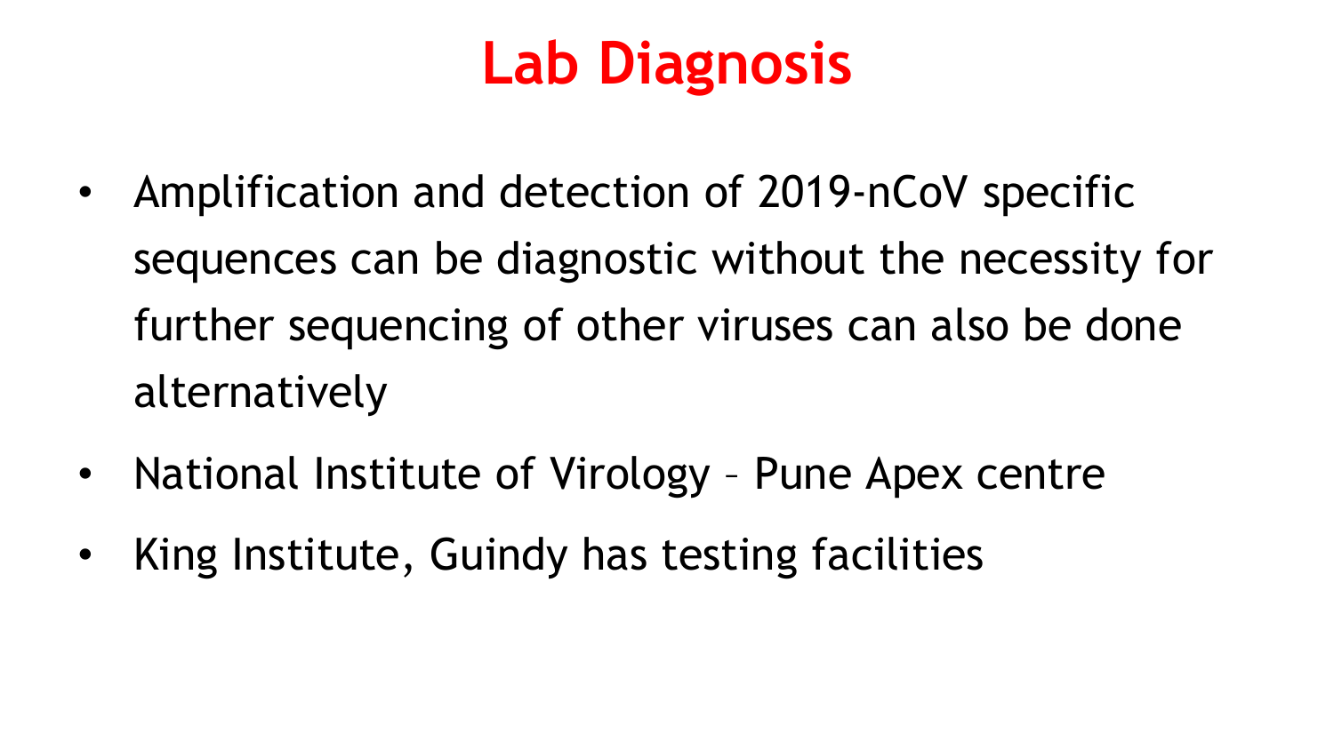# Lab Diagnosis

- Amplification and detection of 2019-nCoV specific sequences can be diagnostic without the necessity for further sequencing of other viruses can also be done alternatively
- National Institute of Virology – Pune Apex centre
- King Institute, Guindy has testing facilities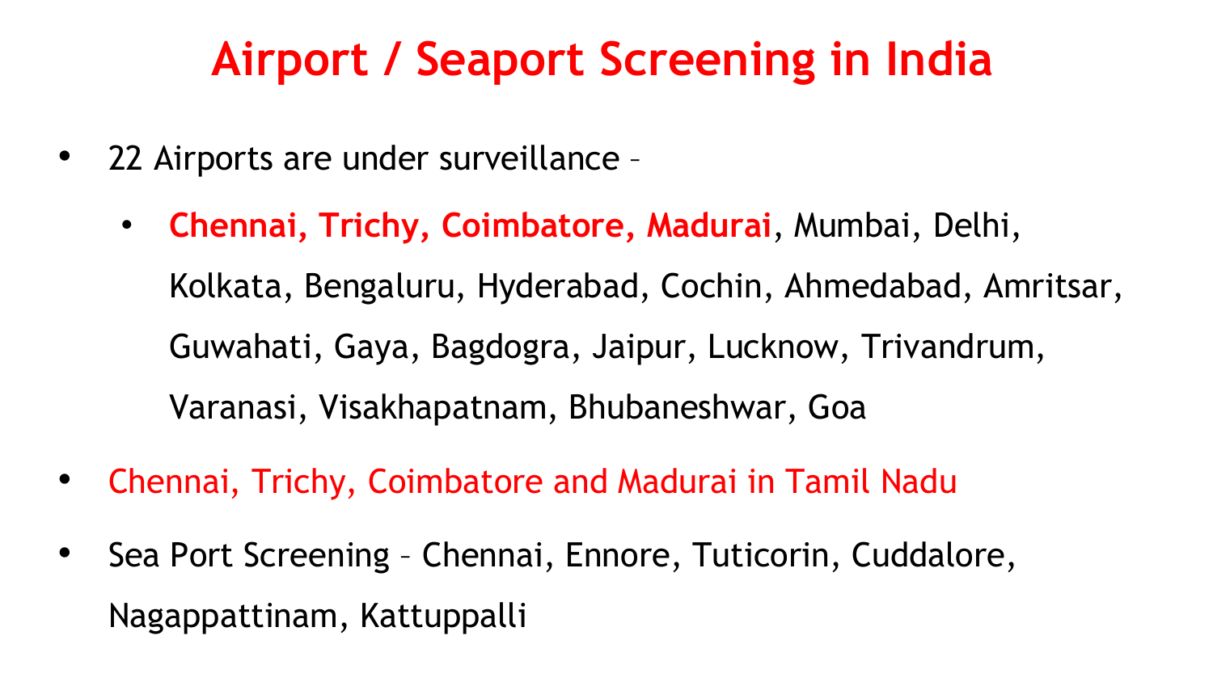# Airport / Seaport Screening in India

- 22 Airports are under surveillance –
  - **Chennai, Trichy, Coimbatore, Madurai**, Mumbai, Delhi, Kolkata, Bengaluru, Hyderabad, Cochin, Ahmedabad, Amritsar, Guwahati, Gaya, Bagdogra, Jaipur, Lucknow, Trivandrum, Varanasi, Visakhapatnam, Bhubaneshwar, Goa
- Chennai, Trichy, Coimbatore and Madurai in Tamil Nadu
- Sea Port Screening – Chennai, Ennore, Tuticorin, Cuddalore, Nagappattinam, Kattuppalli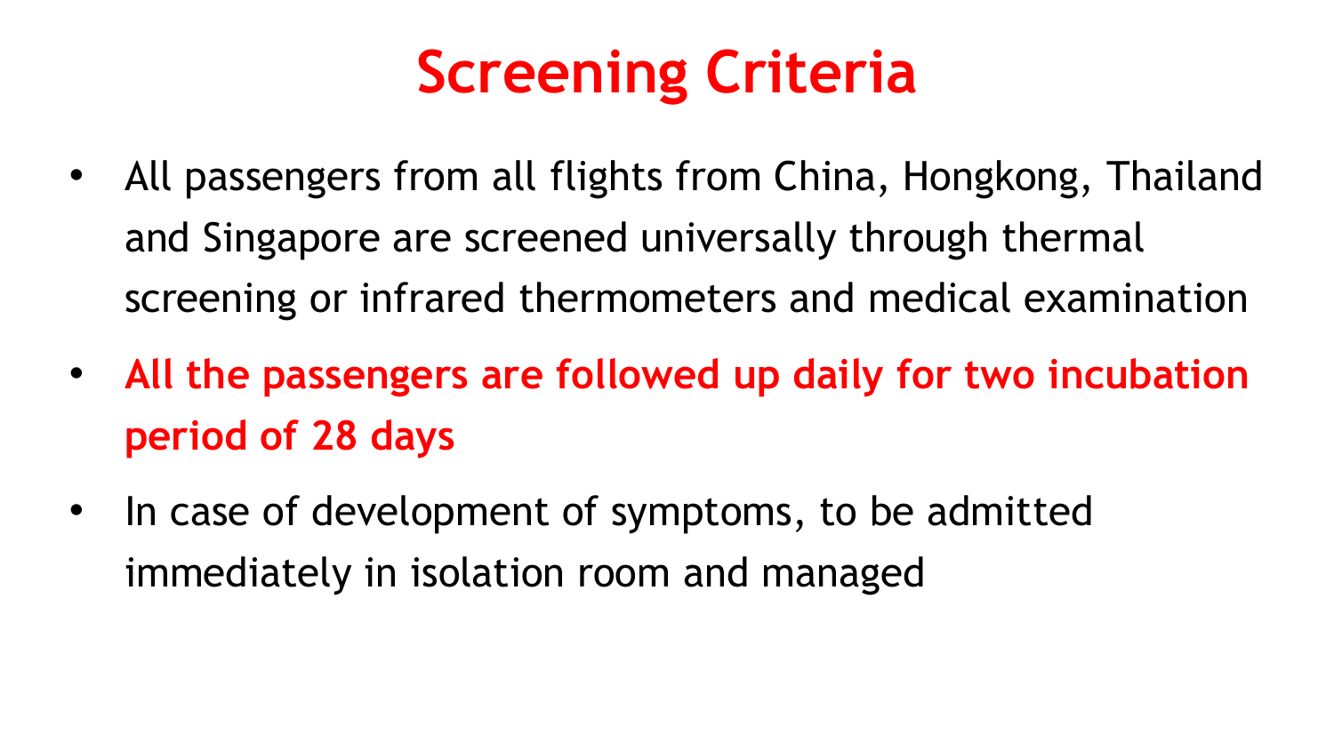# Screening Criteria

- All passengers from all flights from China, Hongkong, Thailand and Singapore are screened universally through thermal screening or infrared thermometers and medical examination
- **All the passengers are followed up daily for two incubation period of 28 days**
- In case of development of symptoms, to be admitted immediately in isolation room and managed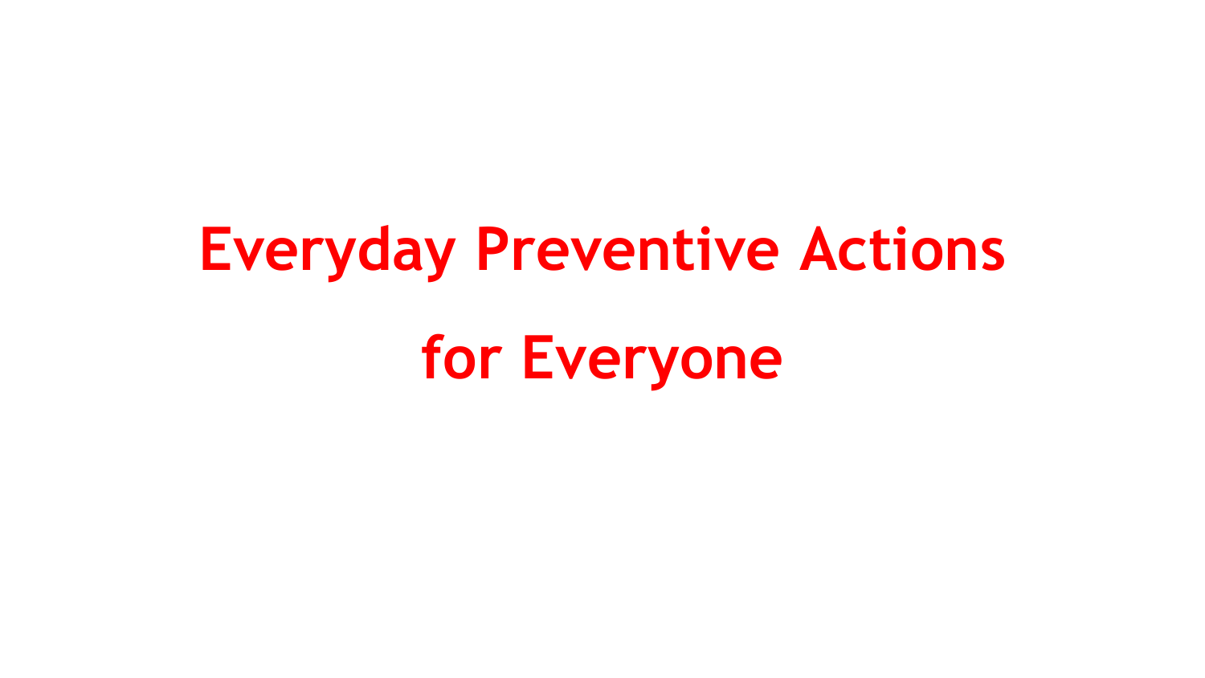# Everyday Preventive Actions for Everyone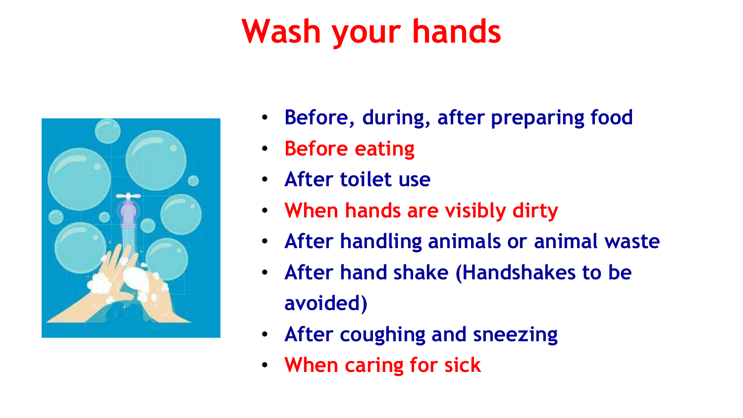# Wash your hands

- Before, during, after preparing food
- Before eating
- After toilet use
- When hands are visibly dirty
- After handling animals or animal waste
- After hand shake (Handshakes to be avoided)
- After coughing and sneezing
- When caring for sick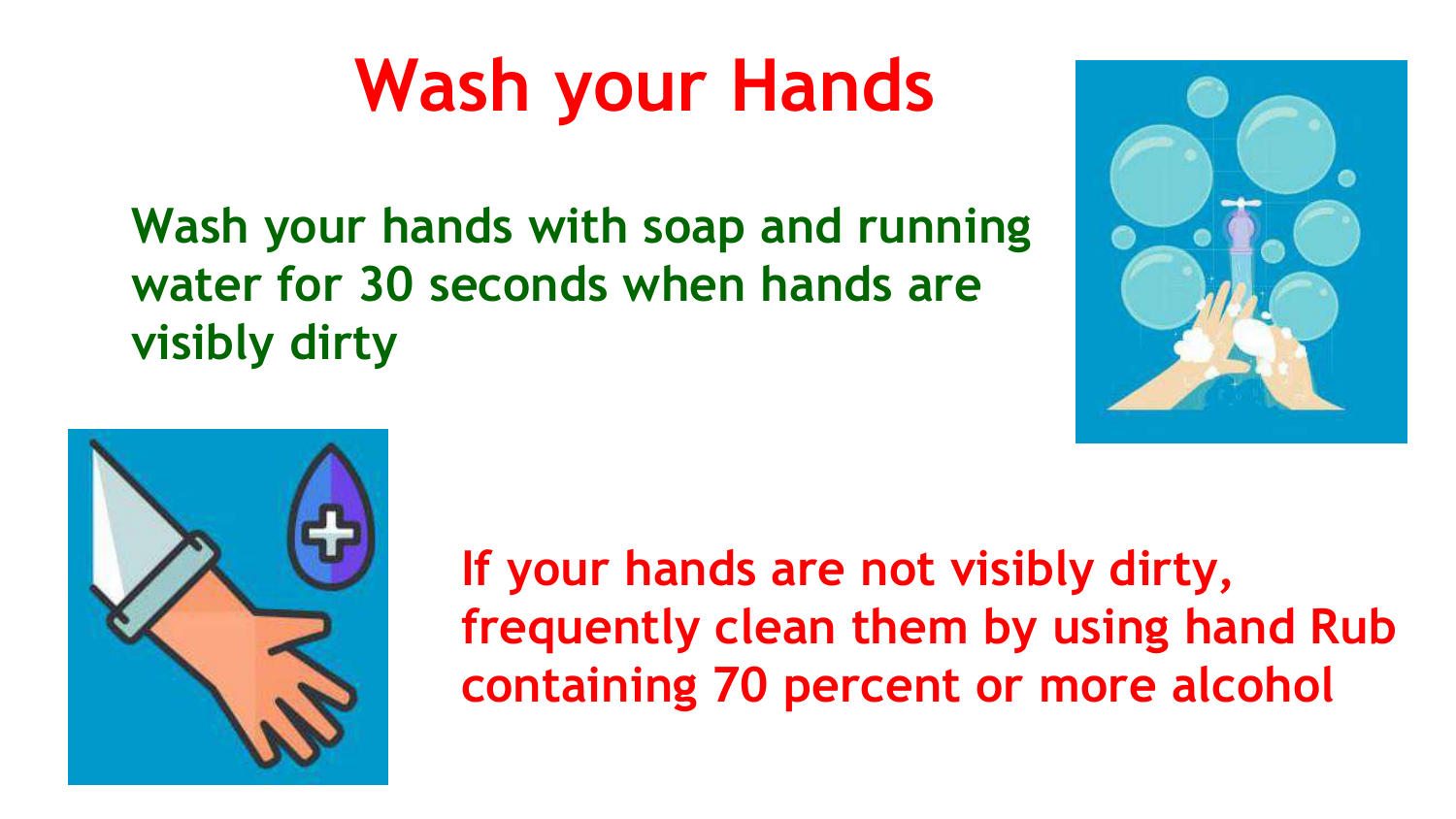# Wash your Hands

**Wash your hands with soap and running water for 30 seconds when hands are visibly dirty**

**If your hands are not visibly dirty, frequently clean them by using hand Rub containing 70 percent or more alcohol**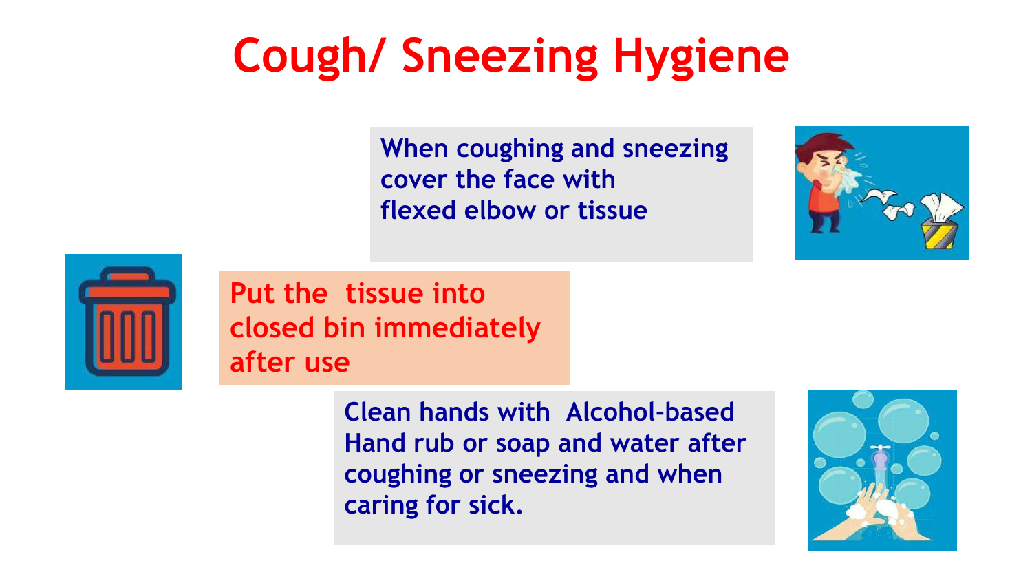# Cough/ Sneezing Hygiene

When coughing and sneezing cover the face with flexed elbow or tissue

Put the tissue into closed bin immediately after use

Clean hands with Alcohol-based Hand rub or soap and water after coughing or sneezing and when caring for sick.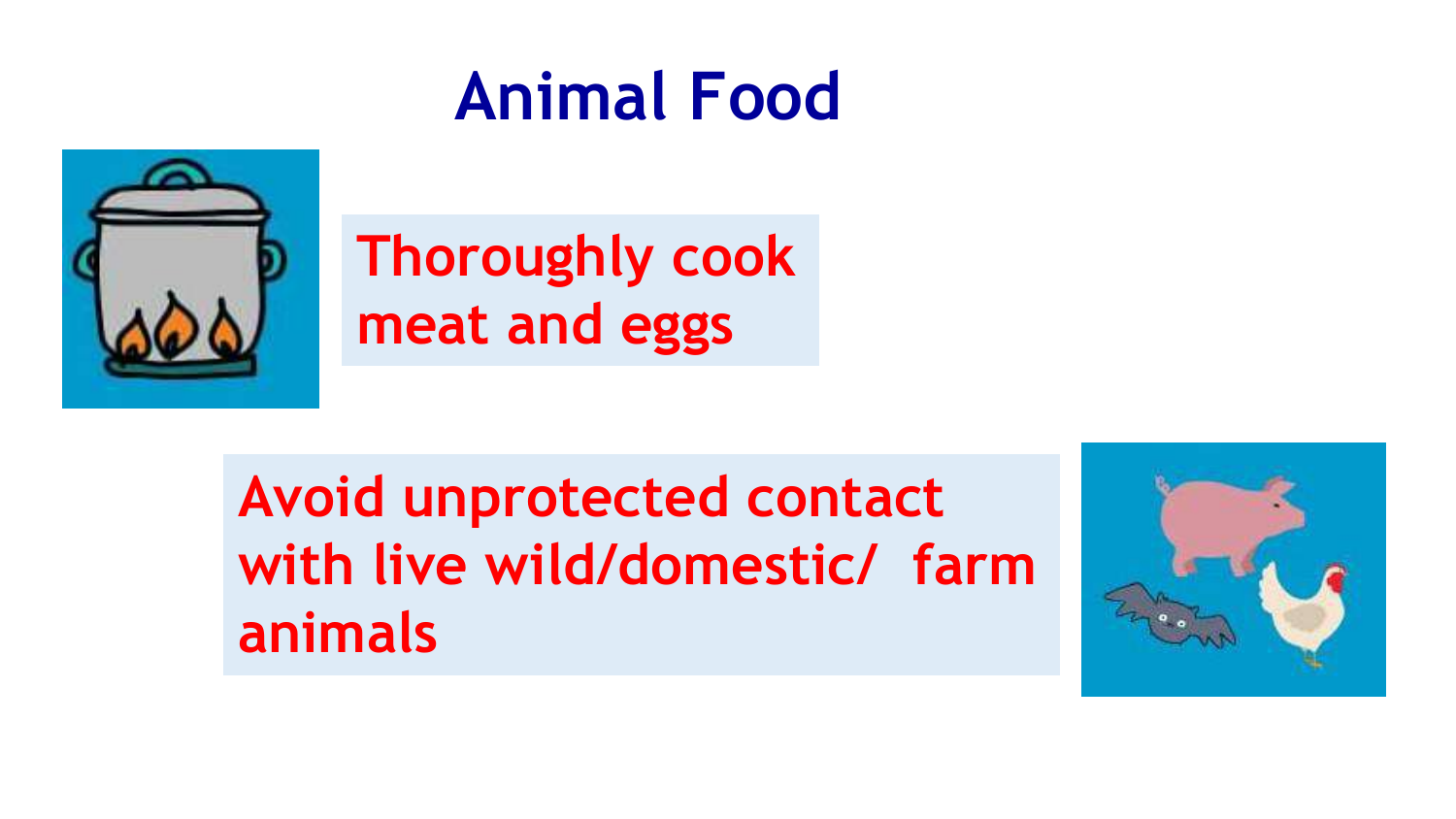# Animal Food

Thoroughly cook meat and eggs

Avoid unprotected contact with live wild/domestic/ farm animals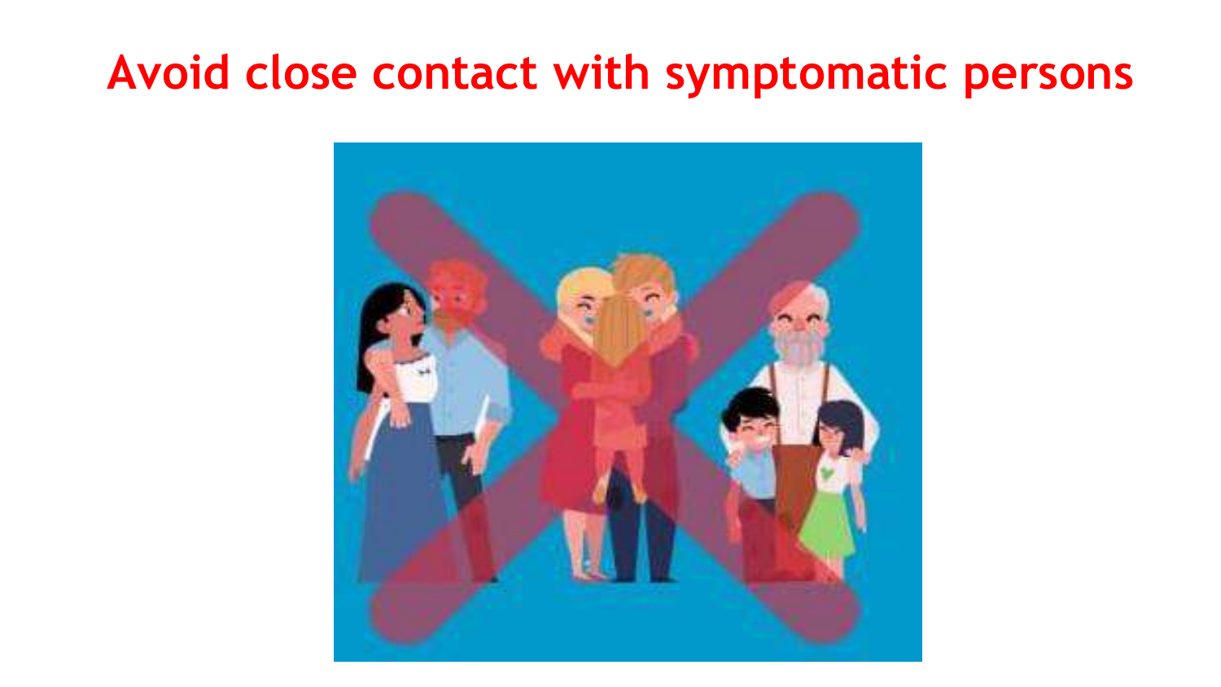# Avoid close contact with symptomatic persons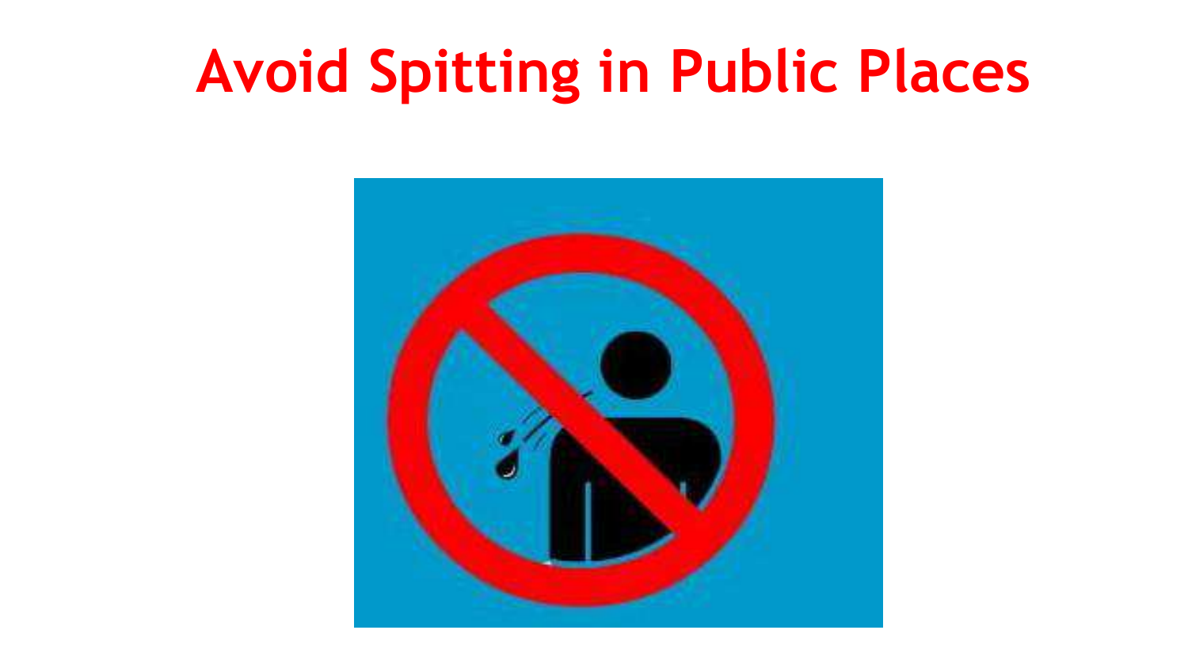# Avoid Spitting in Public Places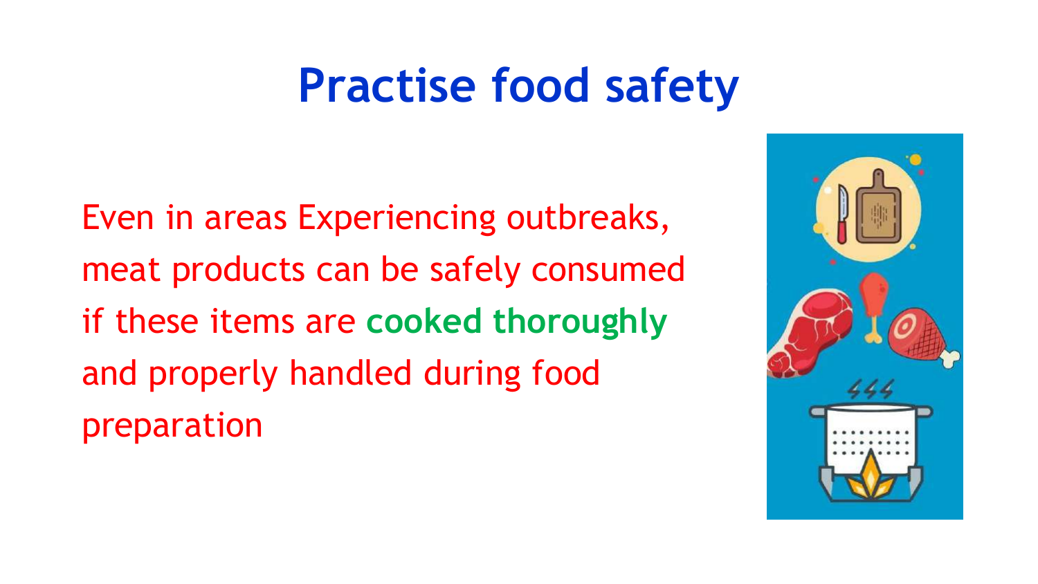# Practise food safety

Even in areas Experiencing outbreaks, meat products can be safely consumed if these items are **cooked thoroughly** and properly handled during food preparation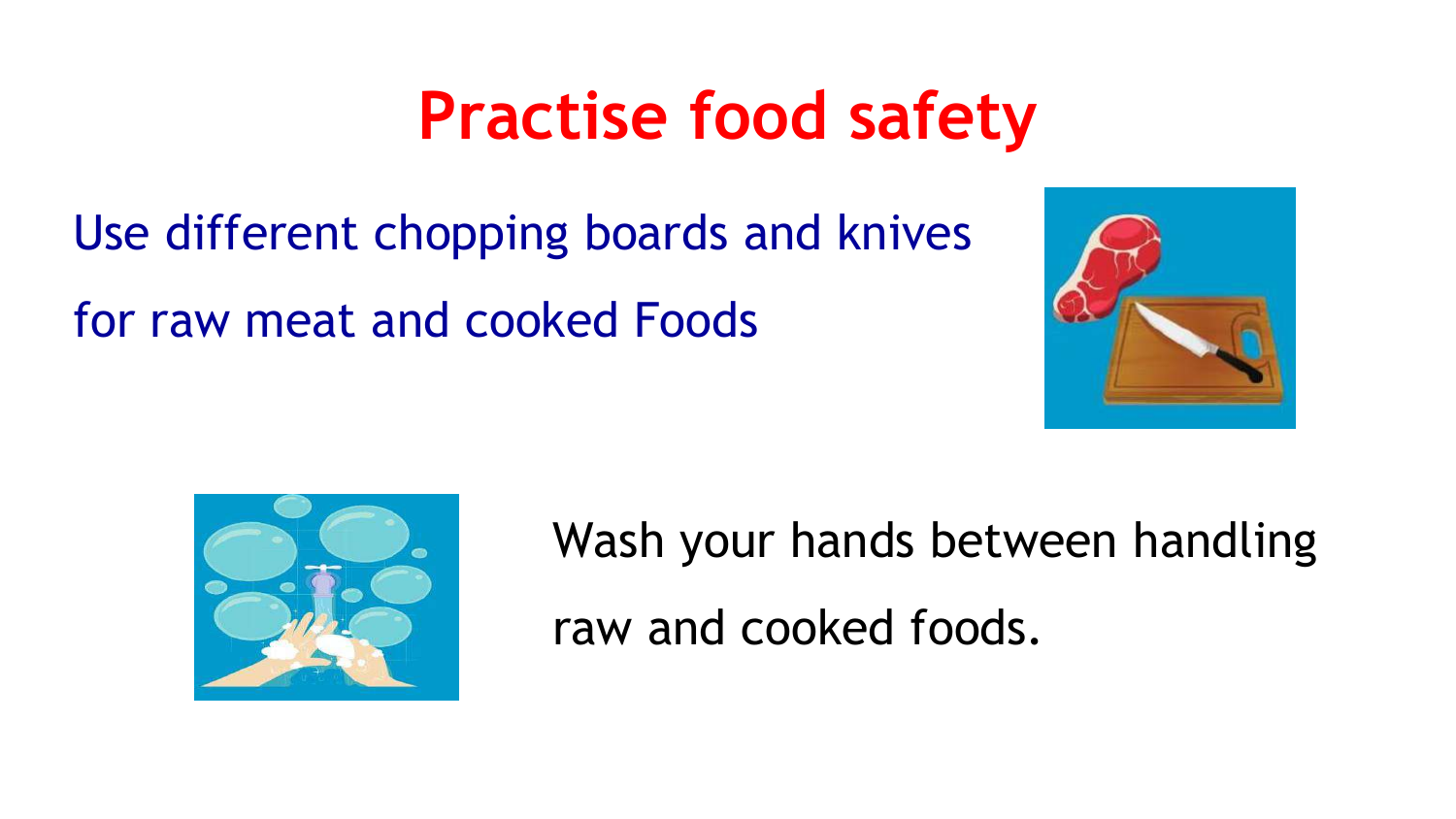# Practise food safety

Use different chopping boards and knives for raw meat and cooked Foods

Wash your hands between handling raw and cooked foods.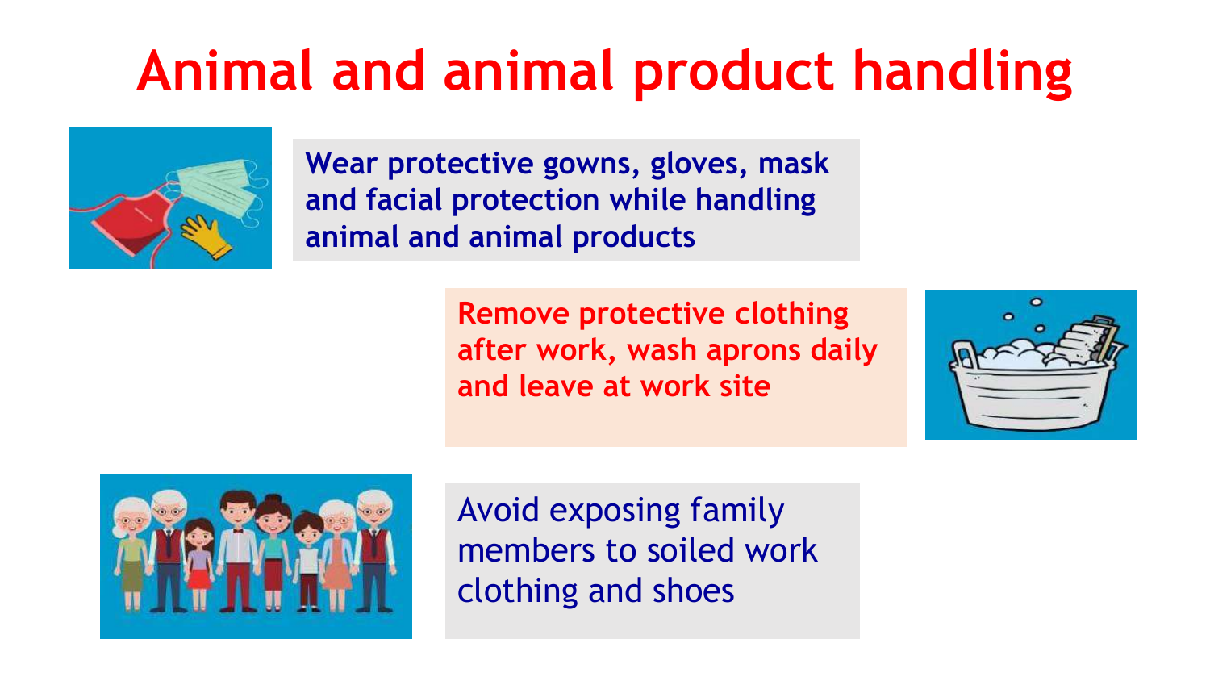# Animal and animal product handling

**Wear protective gowns, gloves, mask and facial protection while handling animal and animal products**

**Remove protective clothing after work, wash aprons daily and leave at work site**

Avoid exposing family members to soiled work clothing and shoes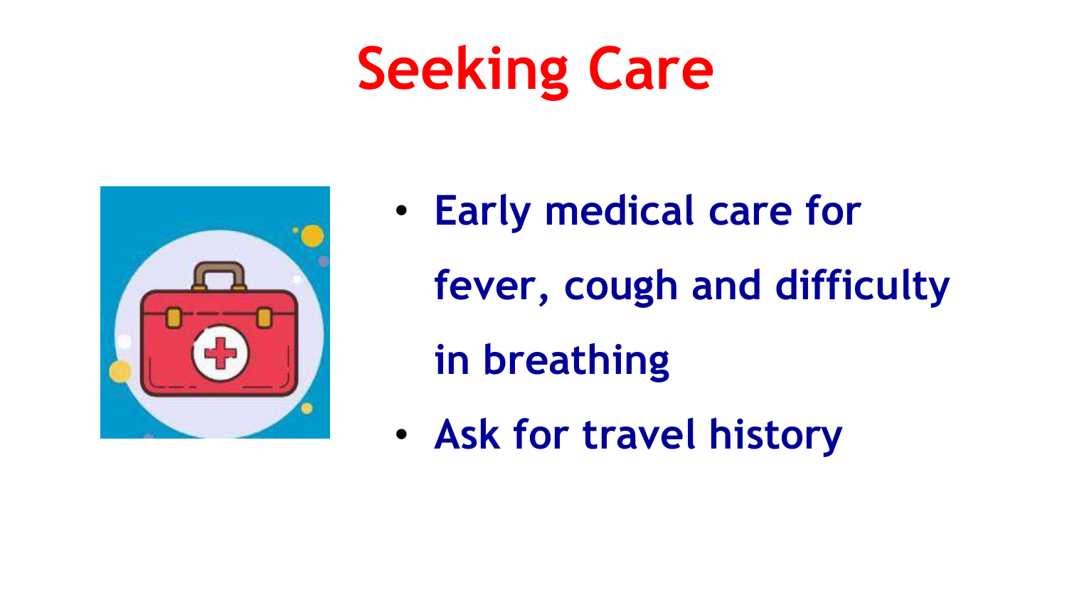# Seeking Care

- **Early medical care for fever, cough and difficulty in breathing**
- **Ask for travel history**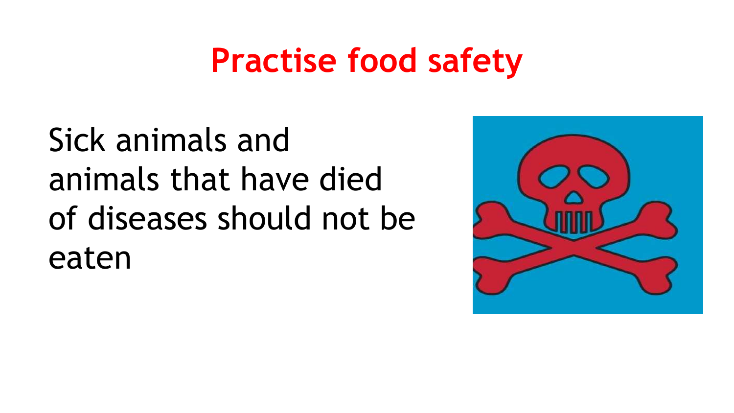# Practise food safety

Sick animals and animals that have died of diseases should not be eaten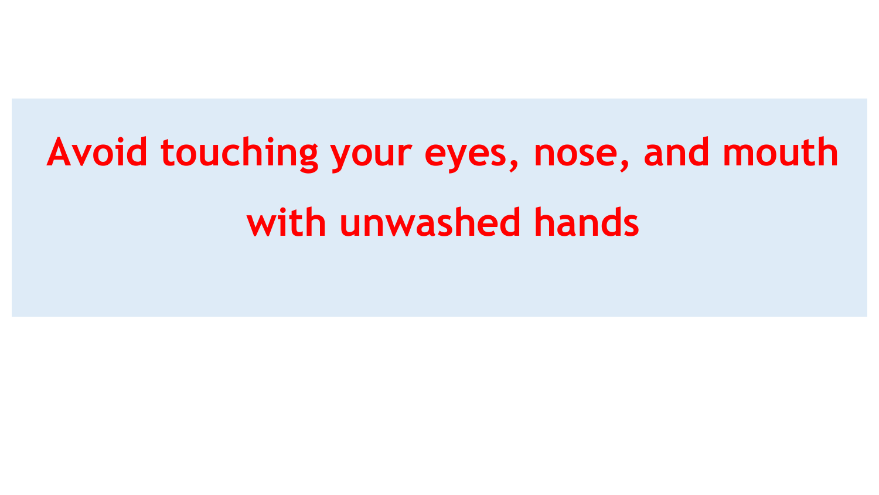**Avoid touching your eyes, nose, and mouth with unwashed hands**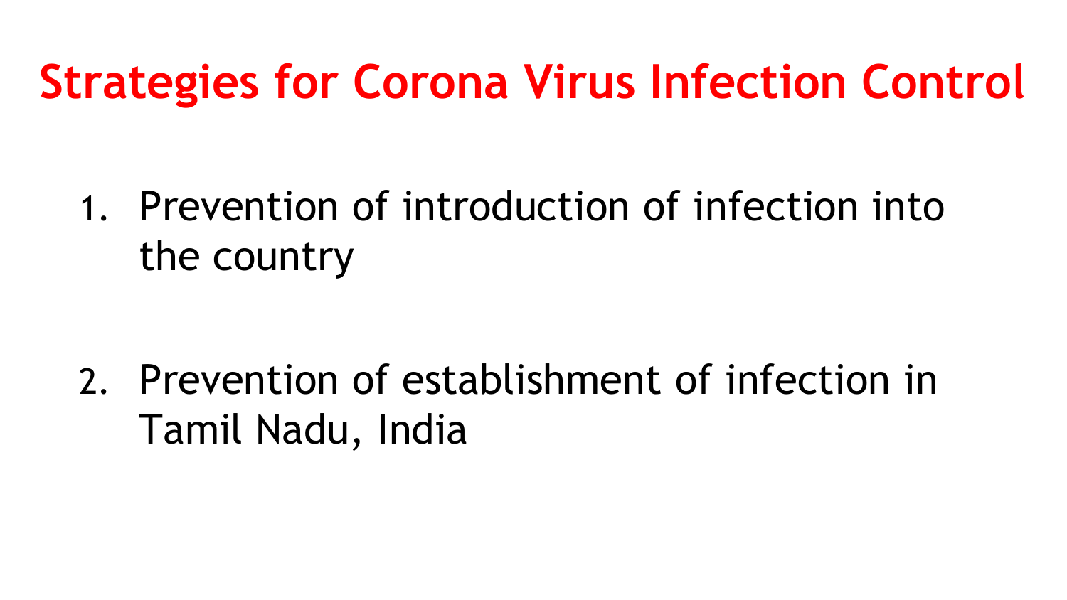# Strategies for Corona Virus Infection Control

1. Prevention of introduction of infection into the country

2. Prevention of establishment of infection in Tamil Nadu, India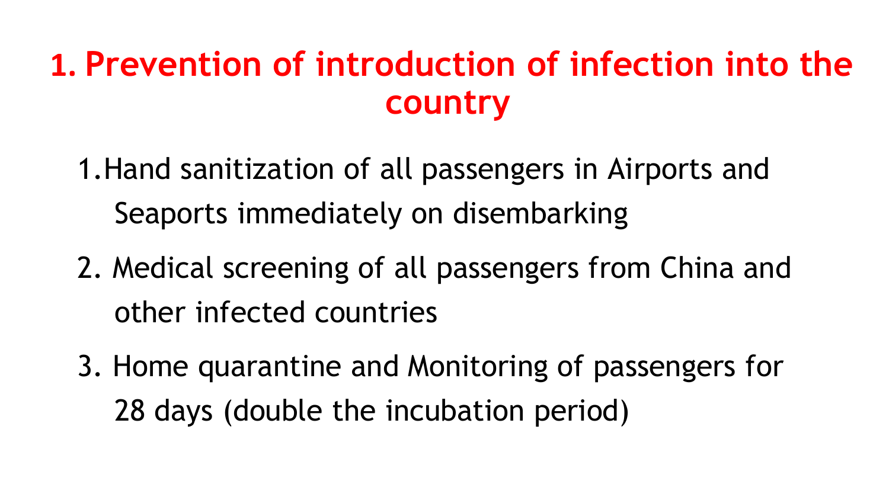# 1. Prevention of introduction of infection into the country

1. Hand sanitization of all passengers in Airports and Seaports immediately on disembarking
2. Medical screening of all passengers from China and other infected countries
3. Home quarantine and Monitoring of passengers for 28 days (double the incubation period)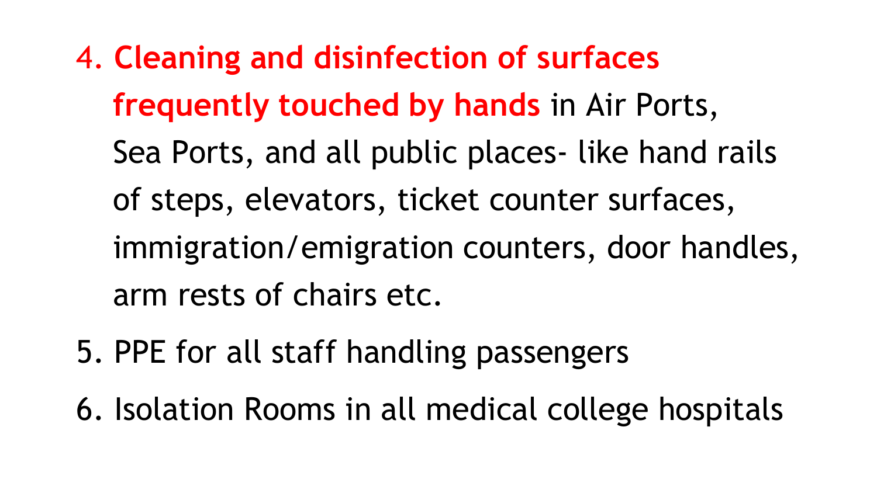4. **Cleaning and disinfection of surfaces frequently touched by hands** in Air Ports, Sea Ports, and all public places- like hand rails of steps, elevators, ticket counter surfaces, immigration/emigration counters, door handles, arm rests of chairs etc.
5. PPE for all staff handling passengers
6. Isolation Rooms in all medical college hospitals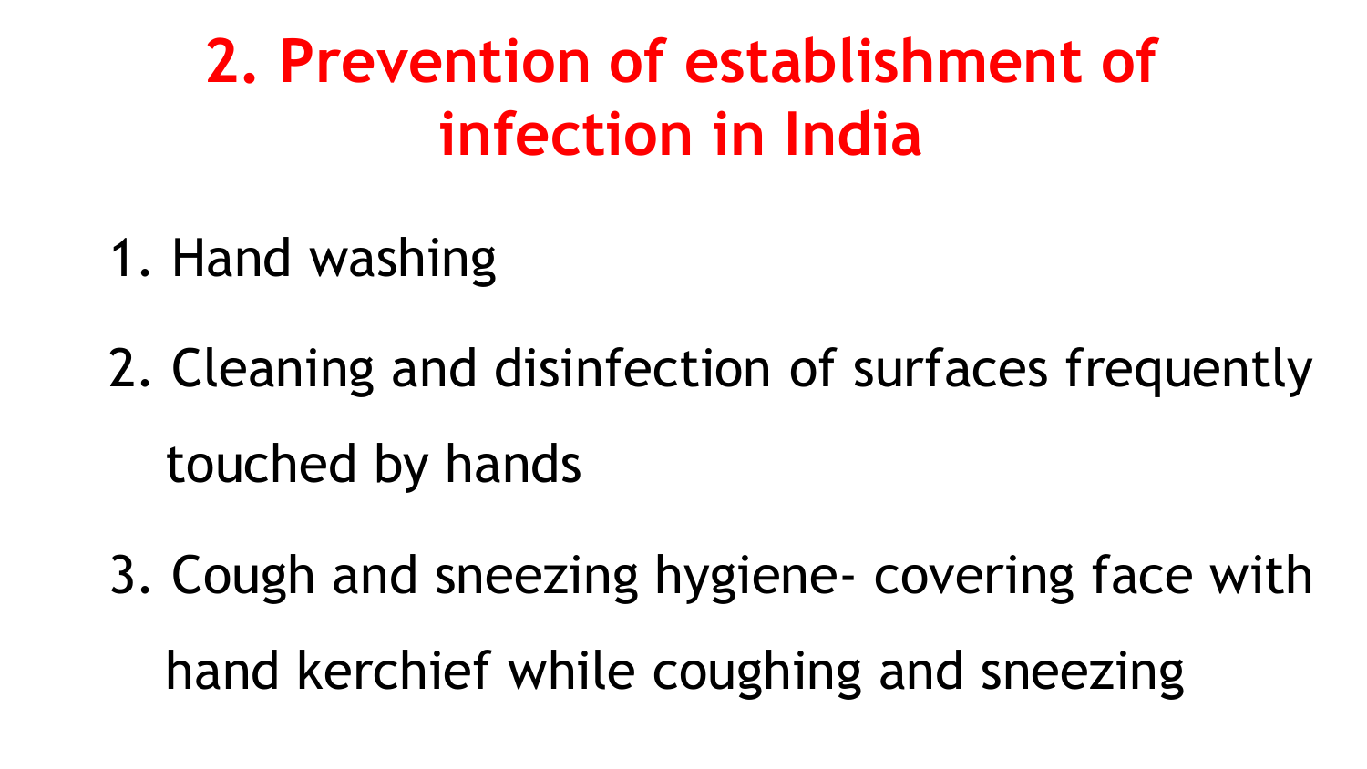# 2. Prevention of establishment of infection in India

1. Hand washing
2. Cleaning and disinfection of surfaces frequently touched by hands
3. Cough and sneezing hygiene- covering face with hand kerchief while coughing and sneezing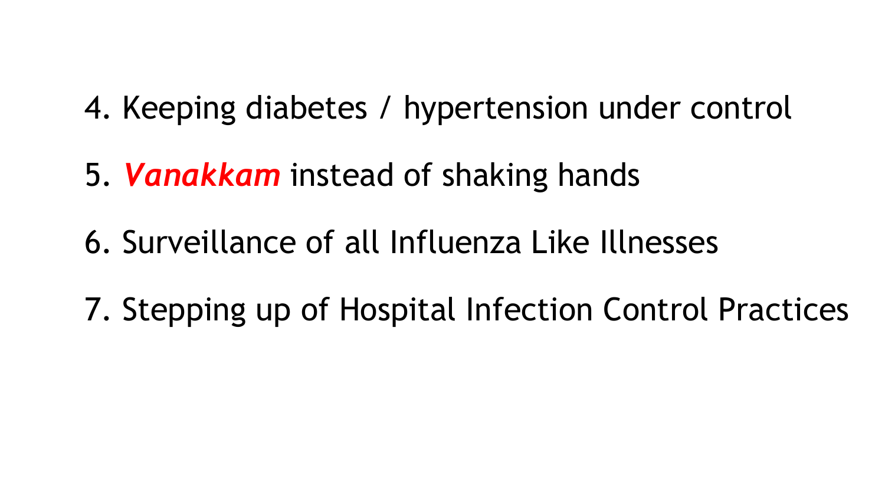4. Keeping diabetes / hypertension under control
5. ***Vanakkam*** instead of shaking hands
6. Surveillance of all Influenza Like Illnesses
7. Stepping up of Hospital Infection Control Practices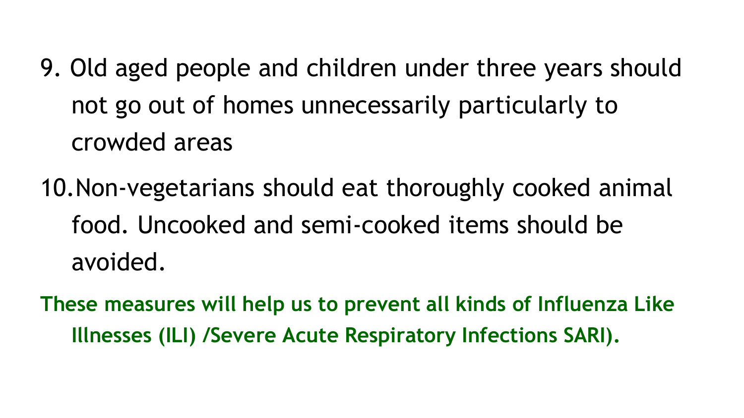9. Old aged people and children under three years should not go out of homes unnecessarily particularly to crowded areas
10. Non-vegetarians should eat thoroughly cooked animal food. Uncooked and semi-cooked items should be avoided.

**These measures will help us to prevent all kinds of Influenza Like Illnesses (ILI) /Severe Acute Respiratory Infections SARI).**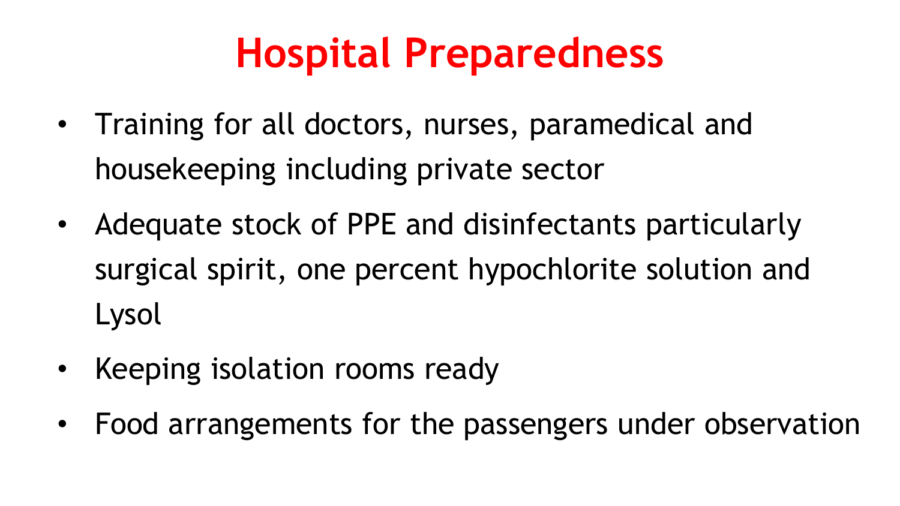# Hospital Preparedness

- Training for all doctors, nurses, paramedical and housekeeping including private sector
- Adequate stock of PPE and disinfectants particularly surgical spirit, one percent hypochlorite solution and Lysol
- Keeping isolation rooms ready
- Food arrangements for the passengers under observation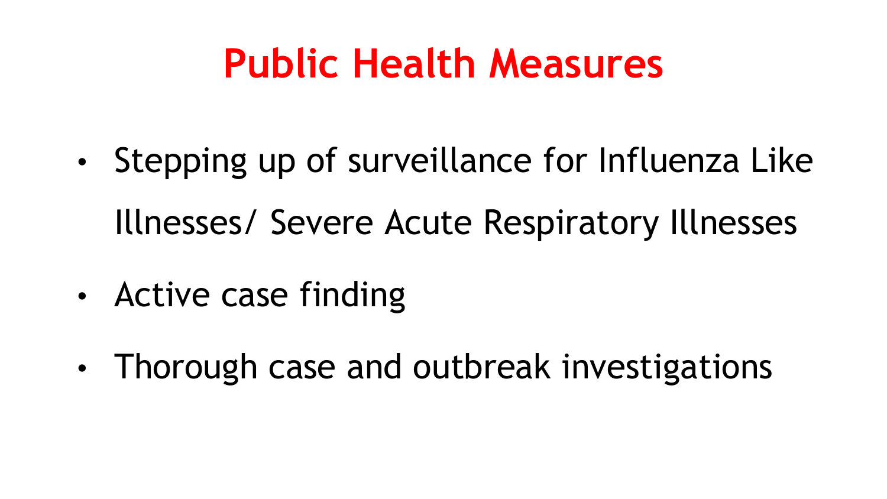# Public Health Measures

- Stepping up of surveillance for Influenza Like Illnesses/ Severe Acute Respiratory Illnesses
- Active case finding
- Thorough case and outbreak investigations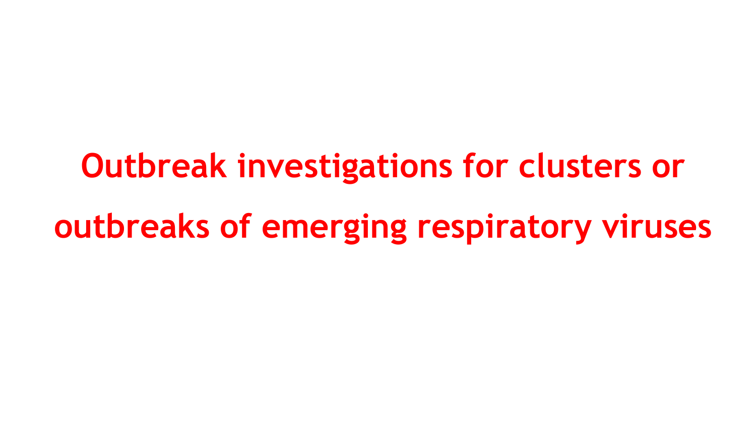# Outbreak investigations for clusters or outbreaks of emerging respiratory viruses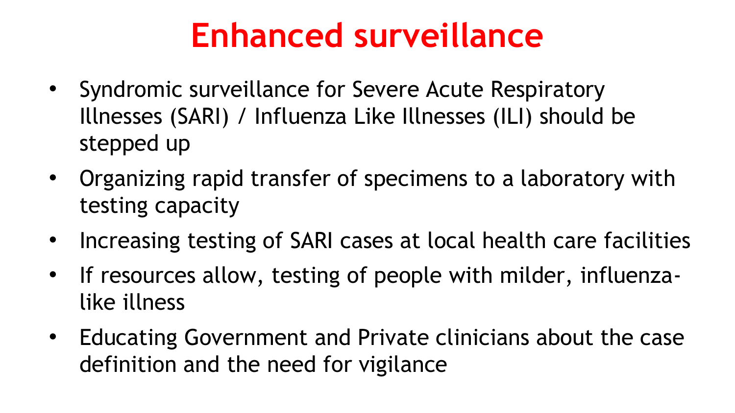# Enhanced surveillance

- Syndromic surveillance for Severe Acute Respiratory Illnesses (SARI) / Influenza Like Illnesses (ILI) should be stepped up
- Organizing rapid transfer of specimens to a laboratory with testing capacity
- Increasing testing of SARI cases at local health care facilities
- If resources allow, testing of people with milder, influenza-like illness
- Educating Government and Private clinicians about the case definition and the need for vigilance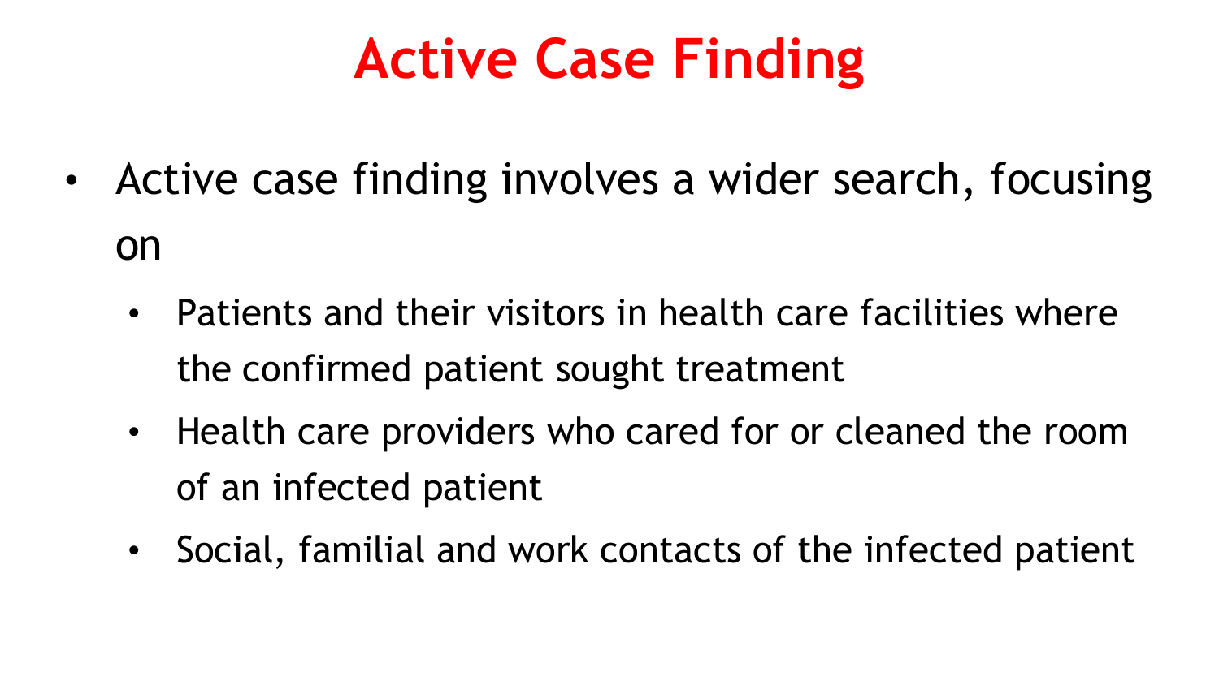# Active Case Finding

- Active case finding involves a wider search, focusing on
  - Patients and their visitors in health care facilities where the confirmed patient sought treatment
  - Health care providers who cared for or cleaned the room of an infected patient
  - Social, familial and work contacts of the infected patient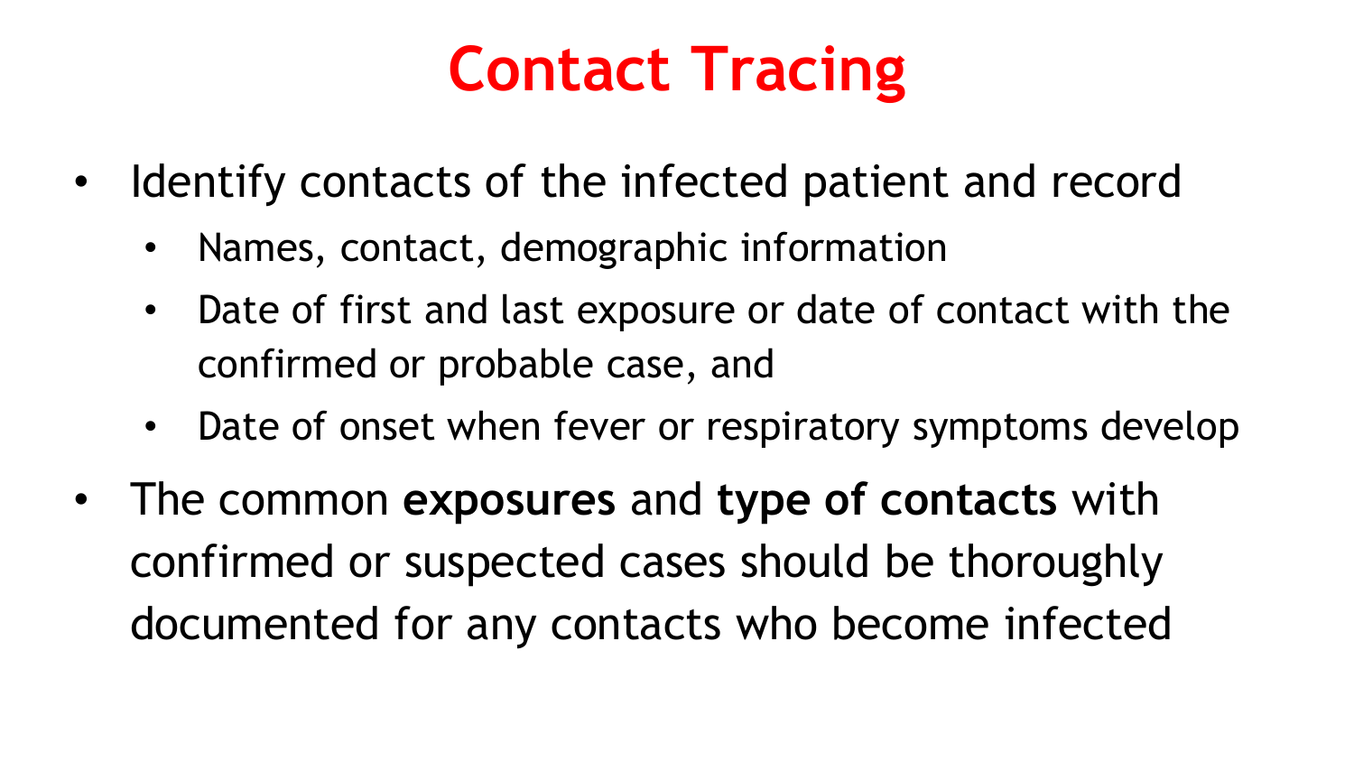# Contact Tracing

- Identify contacts of the infected patient and record
  - Names, contact, demographic information
  - Date of first and last exposure or date of contact with the confirmed or probable case, and
  - Date of onset when fever or respiratory symptoms develop
- The common **exposures** and **type of contacts** with confirmed or suspected cases should be thoroughly documented for any contacts who become infected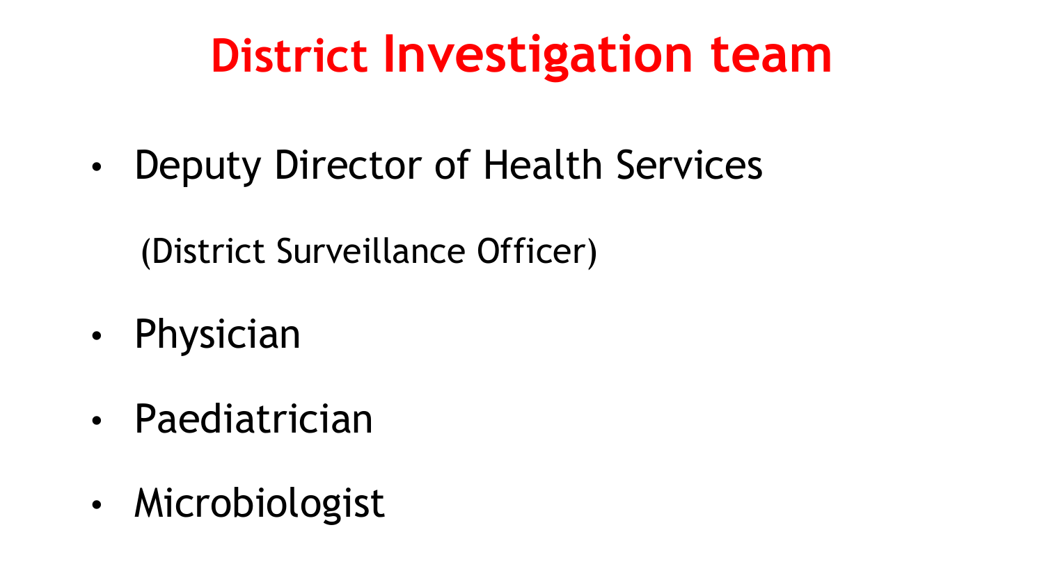# District Investigation team

- Deputy Director of Health Services

  (District Surveillance Officer)

- Physician
- Paediatrician
- Microbiologist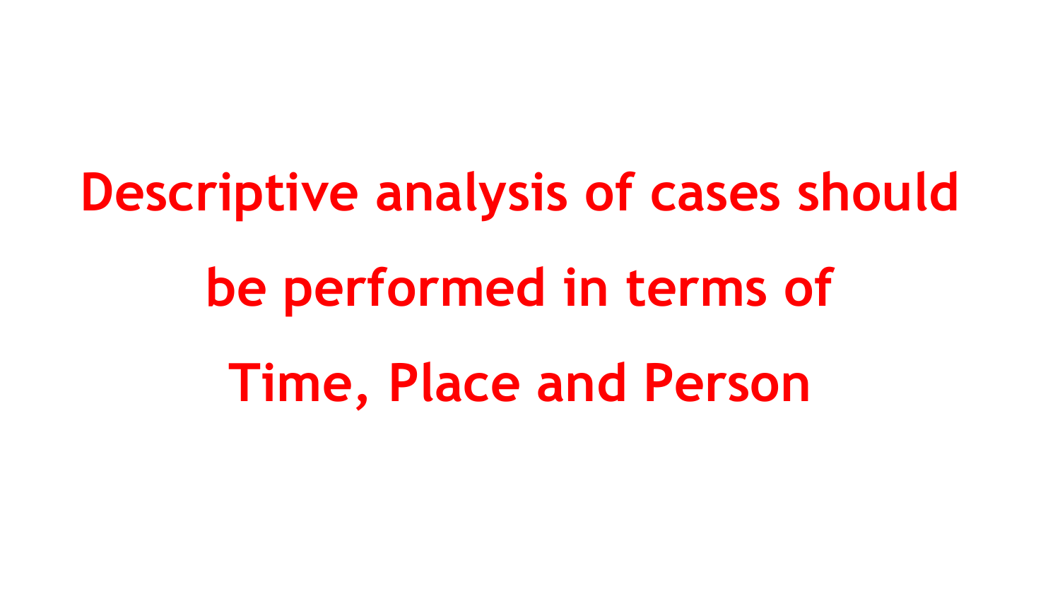**Descriptive analysis of cases should be performed in terms of Time, Place and Person**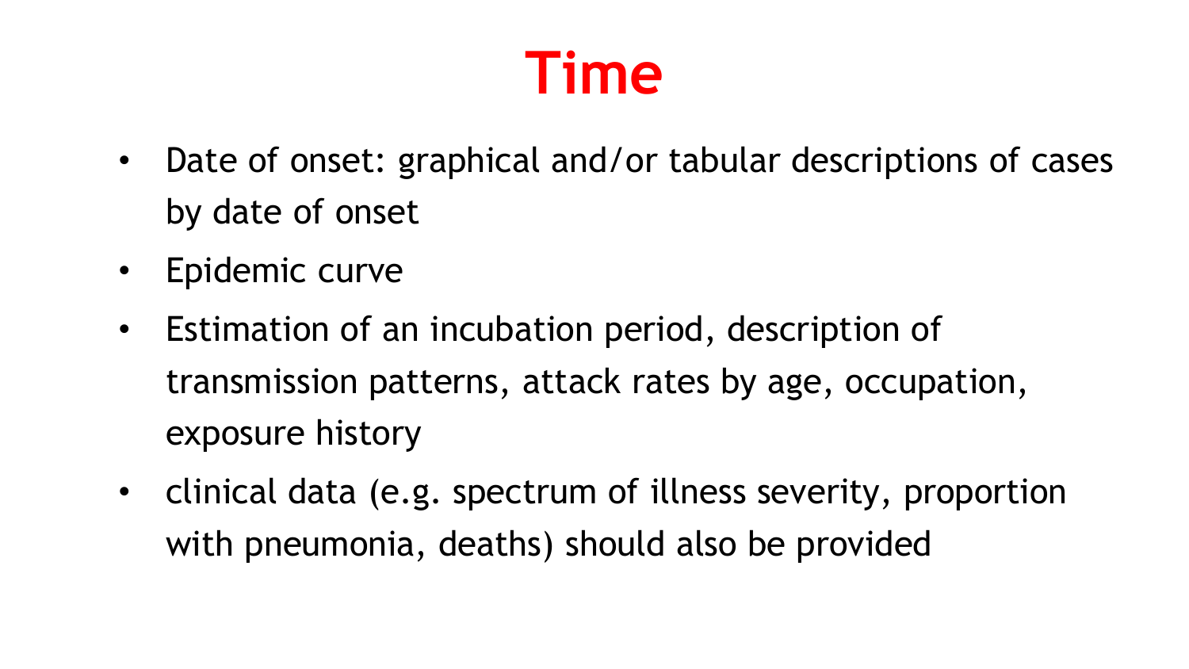# Time

- Date of onset: graphical and/or tabular descriptions of cases by date of onset
- Epidemic curve
- Estimation of an incubation period, description of transmission patterns, attack rates by age, occupation, exposure history
- clinical data (e.g. spectrum of illness severity, proportion with pneumonia, deaths) should also be provided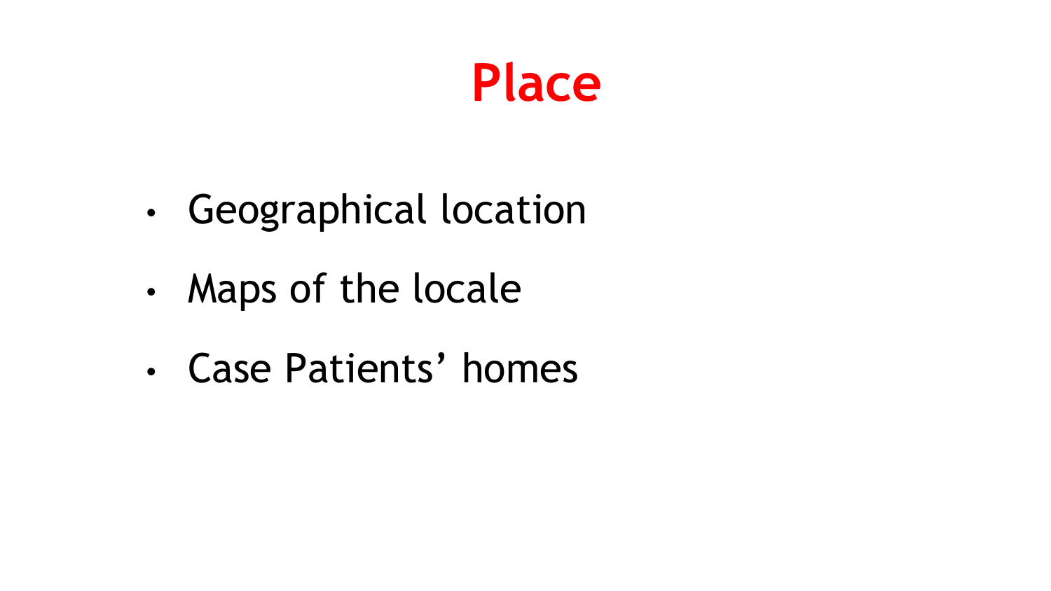# Place

- Geographical location
- Maps of the locale
- Case Patients' homes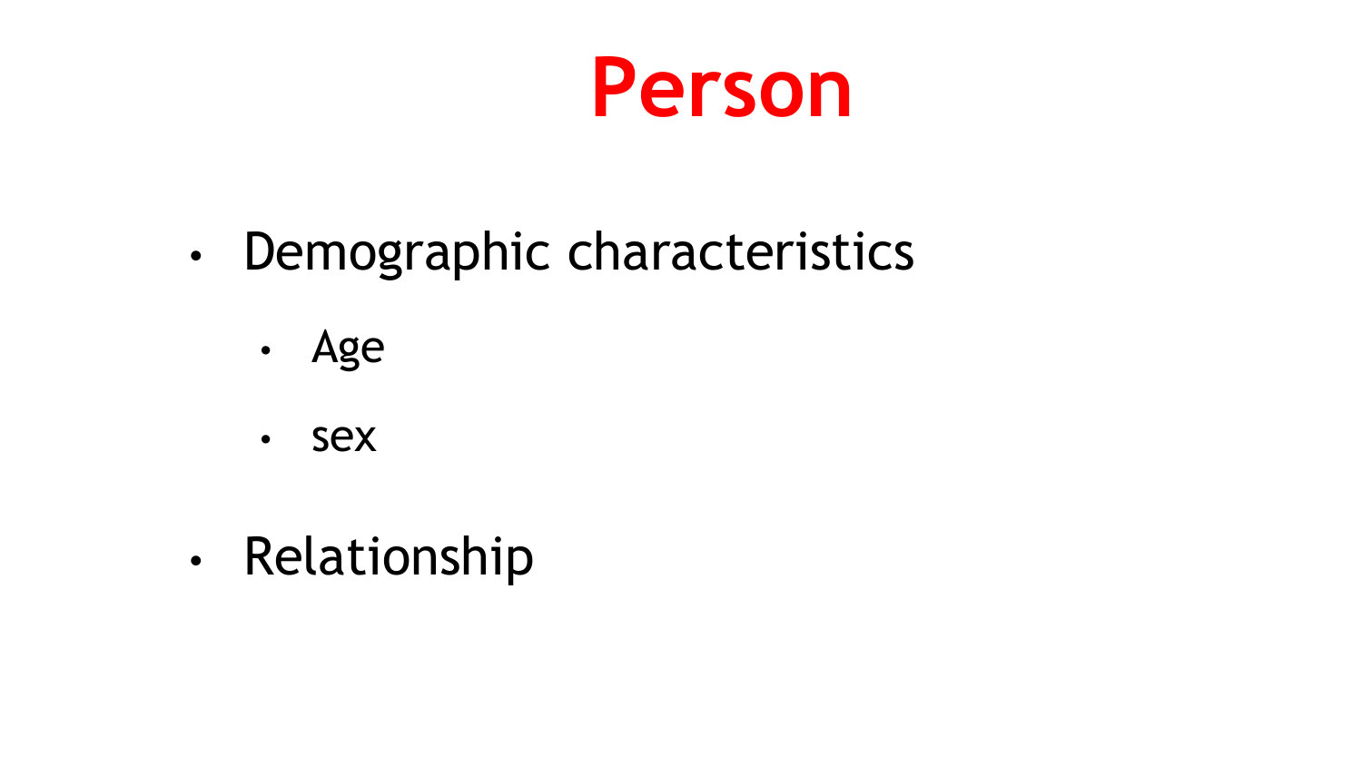# Person

- Demographic characteristics
  - Age
  - sex
- Relationship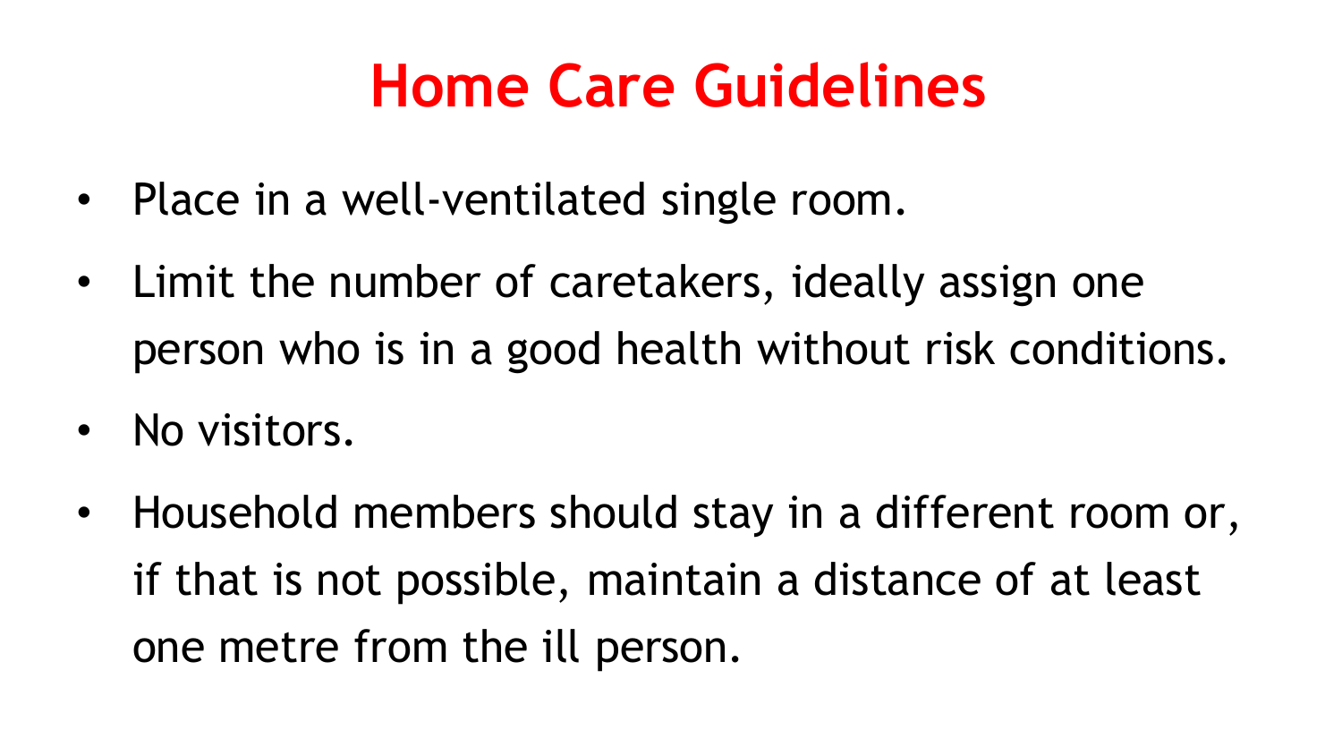# Home Care Guidelines

- Place in a well-ventilated single room.
- Limit the number of caretakers, ideally assign one person who is in a good health without risk conditions.
- No visitors.
- Household members should stay in a different room or, if that is not possible, maintain a distance of at least one metre from the ill person.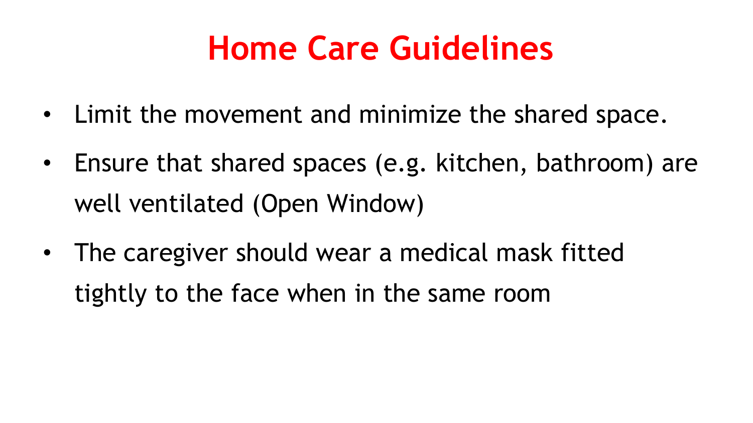# Home Care Guidelines

- Limit the movement and minimize the shared space.
- Ensure that shared spaces (e.g. kitchen, bathroom) are well ventilated (Open Window)
- The caregiver should wear a medical mask fitted tightly to the face when in the same room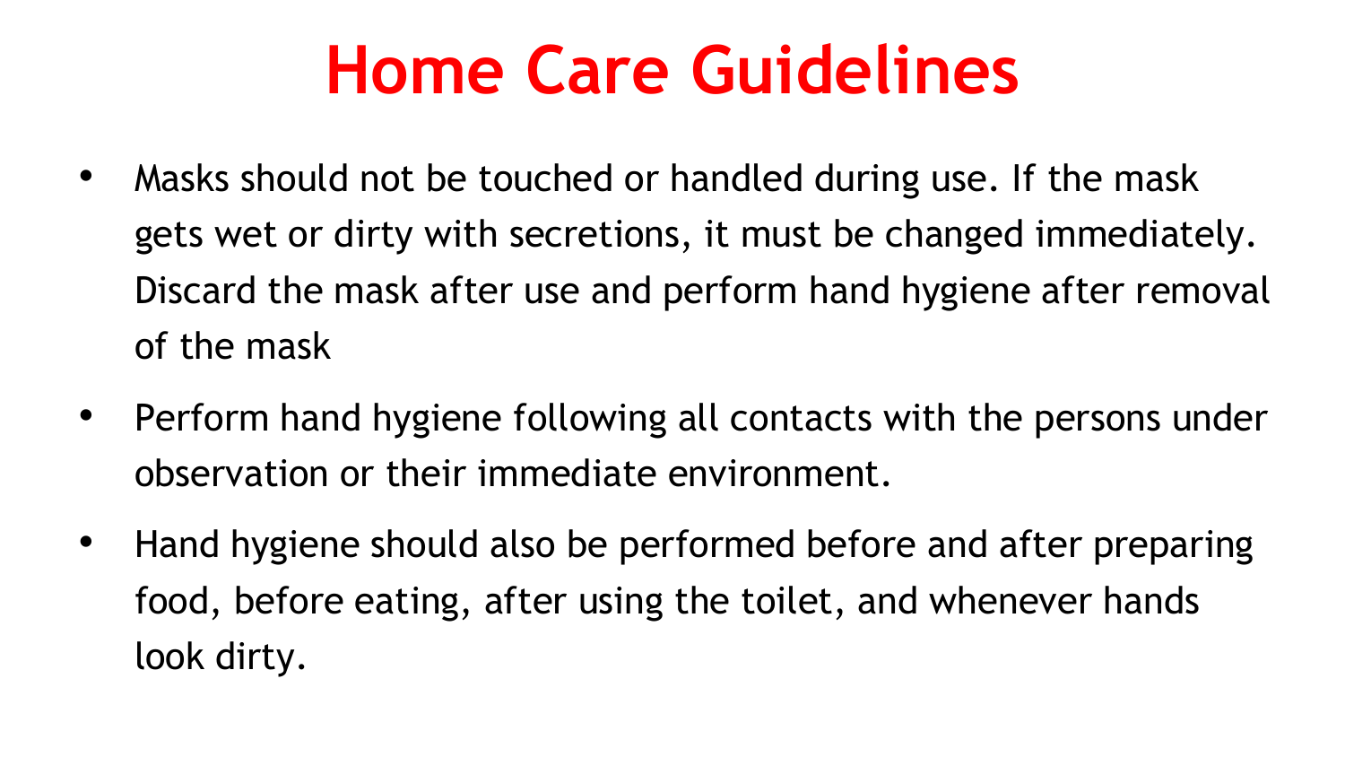# Home Care Guidelines

- Masks should not be touched or handled during use. If the mask gets wet or dirty with secretions, it must be changed immediately. Discard the mask after use and perform hand hygiene after removal of the mask
- Perform hand hygiene following all contacts with the persons under observation or their immediate environment.
- Hand hygiene should also be performed before and after preparing food, before eating, after using the toilet, and whenever hands look dirty.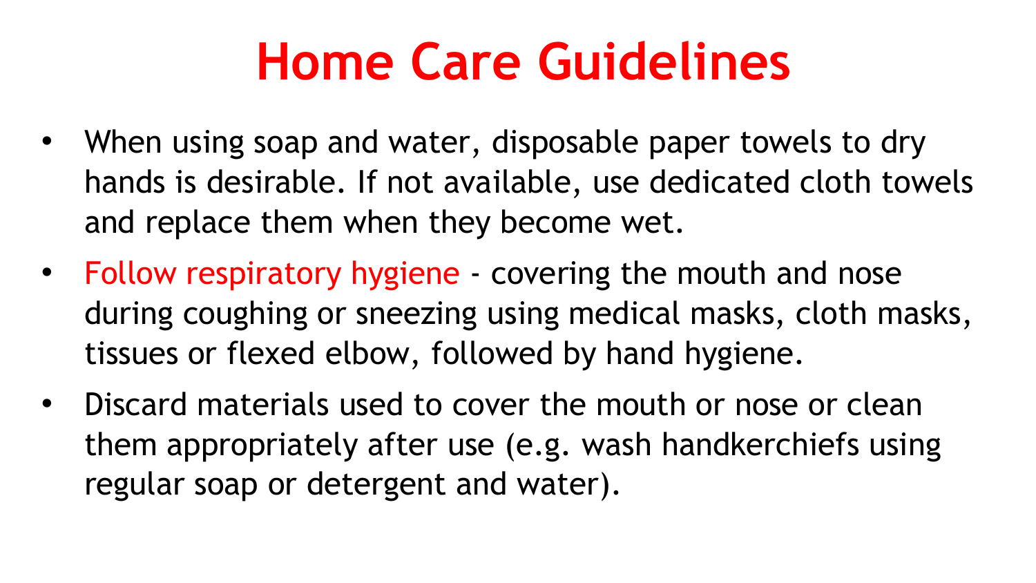# Home Care Guidelines

- When using soap and water, disposable paper towels to dry hands is desirable. If not available, use dedicated cloth towels and replace them when they become wet.
- Follow respiratory hygiene - covering the mouth and nose during coughing or sneezing using medical masks, cloth masks, tissues or flexed elbow, followed by hand hygiene.
- Discard materials used to cover the mouth or nose or clean them appropriately after use (e.g. wash handkerchiefs using regular soap or detergent and water).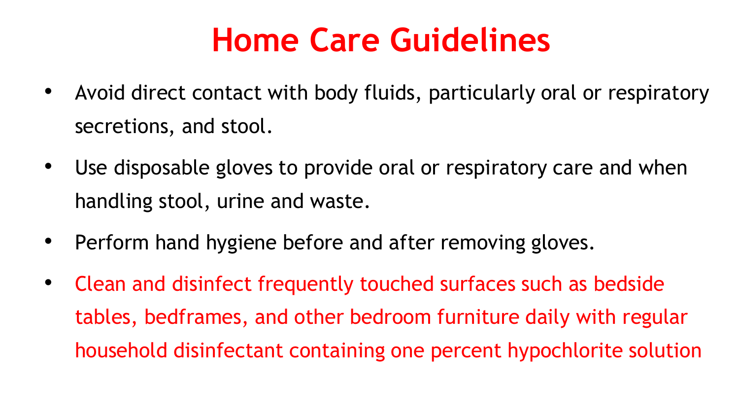# Home Care Guidelines

- Avoid direct contact with body fluids, particularly oral or respiratory secretions, and stool.
- Use disposable gloves to provide oral or respiratory care and when handling stool, urine and waste.
- Perform hand hygiene before and after removing gloves.
- Clean and disinfect frequently touched surfaces such as bedside tables, bedframes, and other bedroom furniture daily with regular household disinfectant containing one percent hypochlorite solution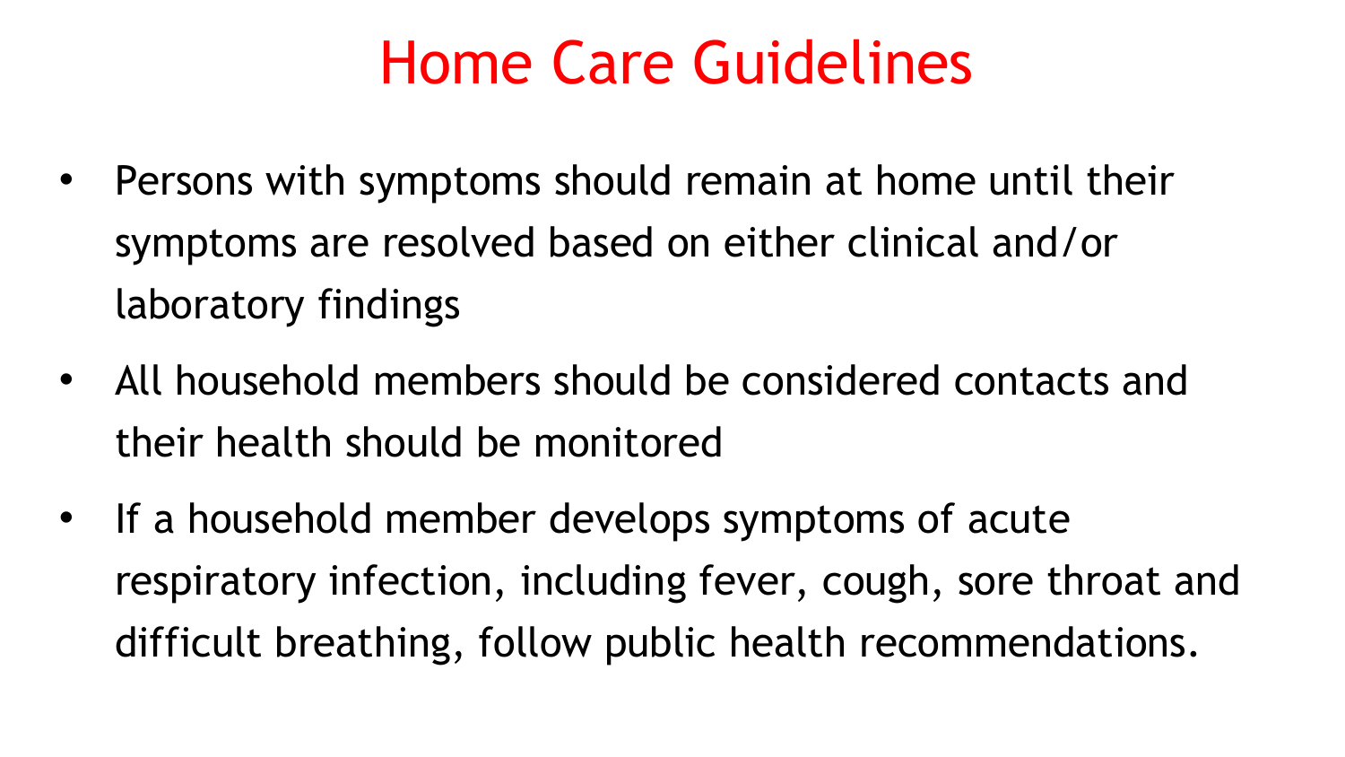# Home Care Guidelines

- Persons with symptoms should remain at home until their symptoms are resolved based on either clinical and/or laboratory findings
- All household members should be considered contacts and their health should be monitored
- If a household member develops symptoms of acute respiratory infection, including fever, cough, sore throat and difficult breathing, follow public health recommendations.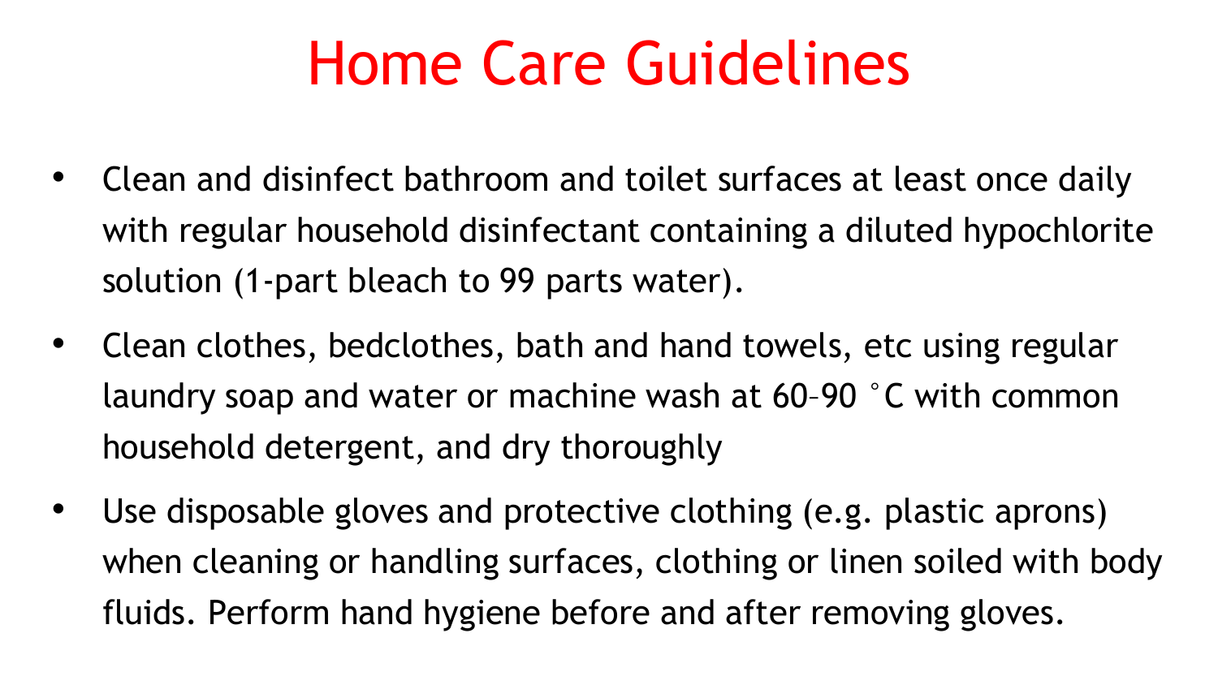# Home Care Guidelines

- Clean and disinfect bathroom and toilet surfaces at least once daily with regular household disinfectant containing a diluted hypochlorite solution (1-part bleach to 99 parts water).
- Clean clothes, bedclothes, bath and hand towels, etc using regular laundry soap and water or machine wash at 60–90 °C with common household detergent, and dry thoroughly
- Use disposable gloves and protective clothing (e.g. plastic aprons) when cleaning or handling surfaces, clothing or linen soiled with body fluids. Perform hand hygiene before and after removing gloves.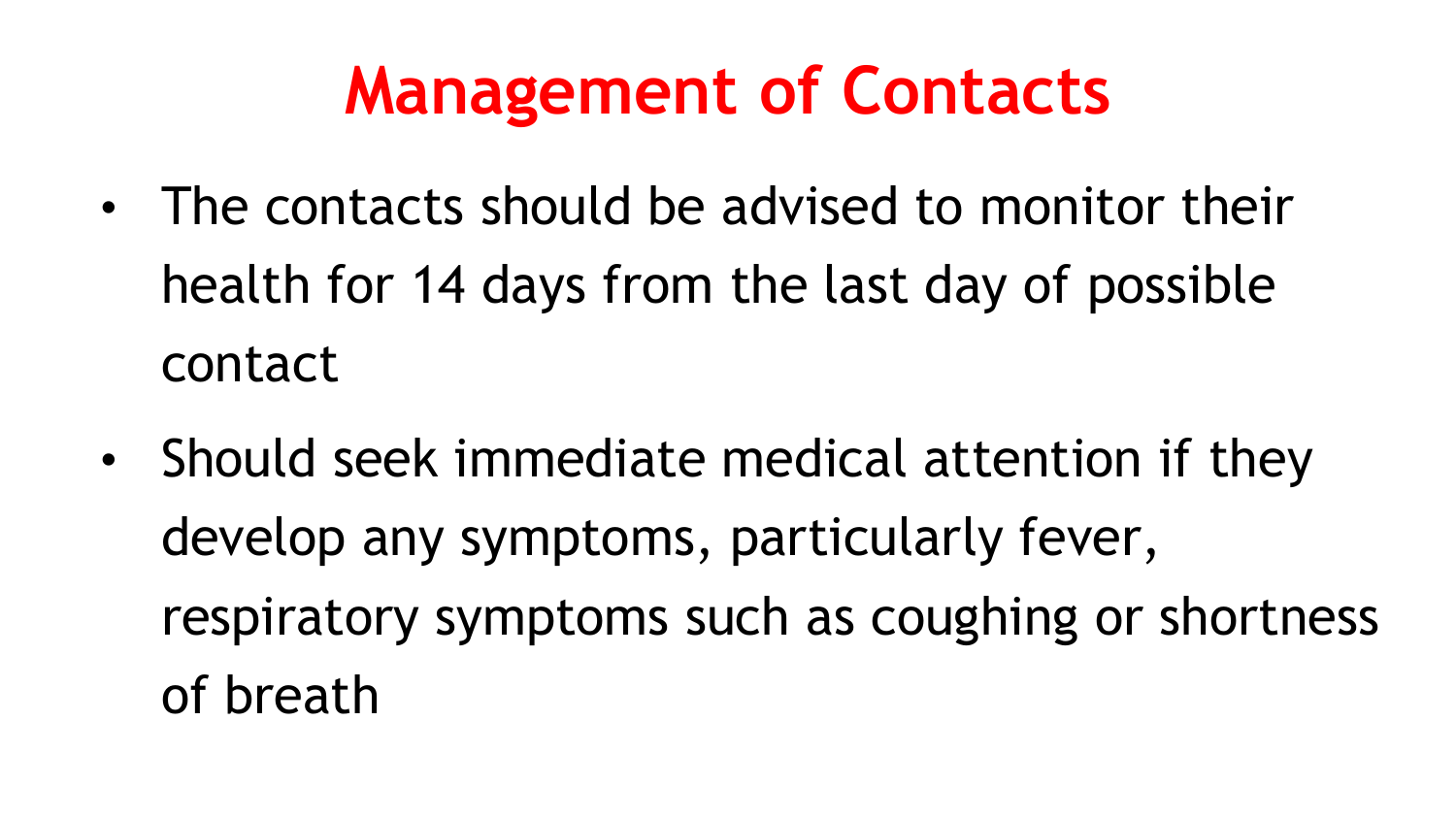# Management of Contacts

- The contacts should be advised to monitor their health for 14 days from the last day of possible contact
- Should seek immediate medical attention if they develop any symptoms, particularly fever, respiratory symptoms such as coughing or shortness of breath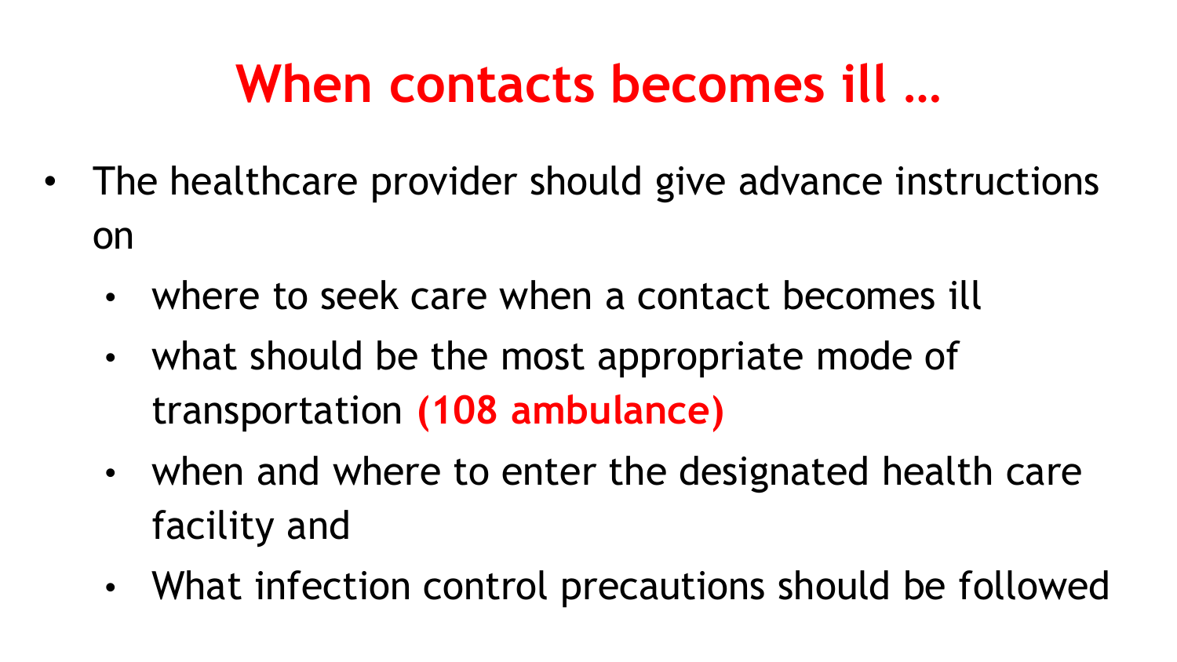# When contacts becomes ill …

- The healthcare provider should give advance instructions on
  - where to seek care when a contact becomes ill
  - what should be the most appropriate mode of transportation **(108 ambulance)**
  - when and where to enter the designated health care facility and
  - What infection control precautions should be followed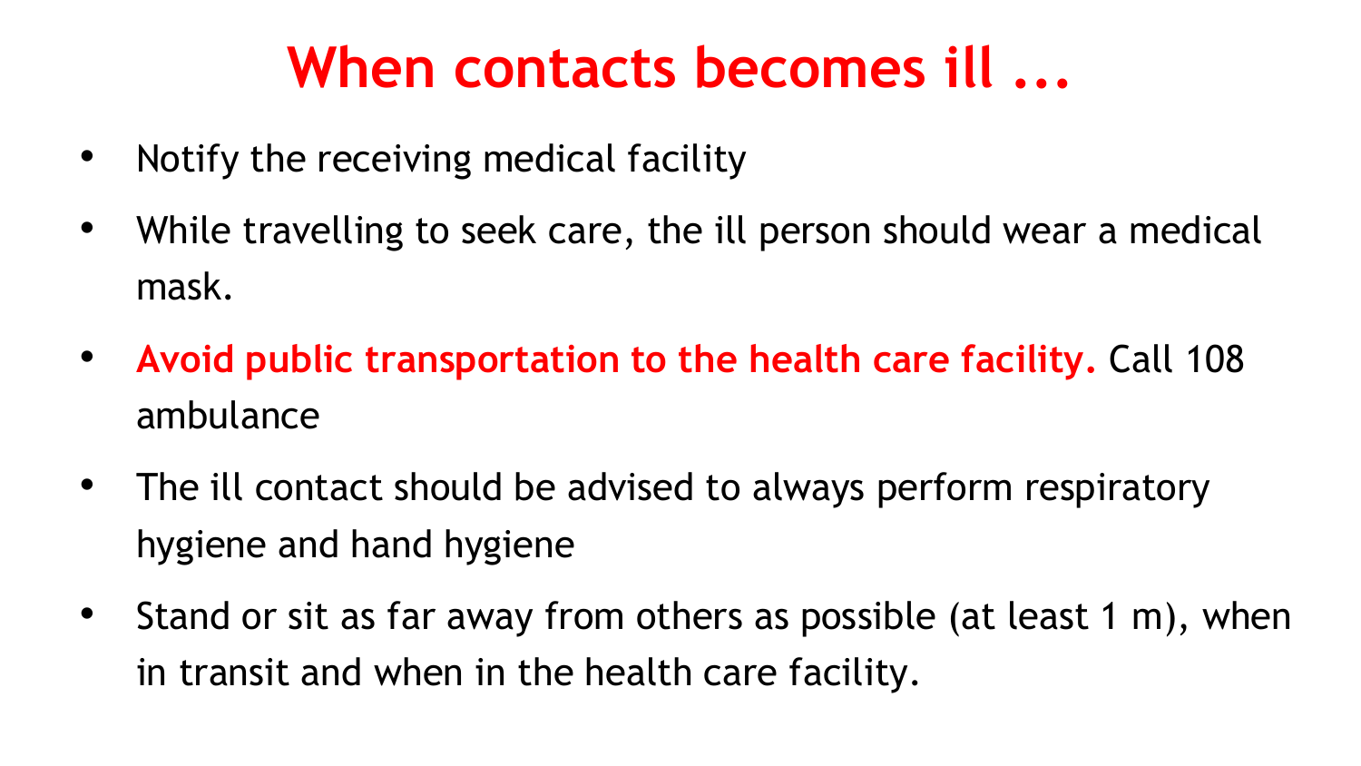# When contacts becomes ill ...

- Notify the receiving medical facility
- While travelling to seek care, the ill person should wear a medical mask.
- **Avoid public transportation to the health care facility.** Call 108 ambulance
- The ill contact should be advised to always perform respiratory hygiene and hand hygiene
- Stand or sit as far away from others as possible (at least 1 m), when in transit and when in the health care facility.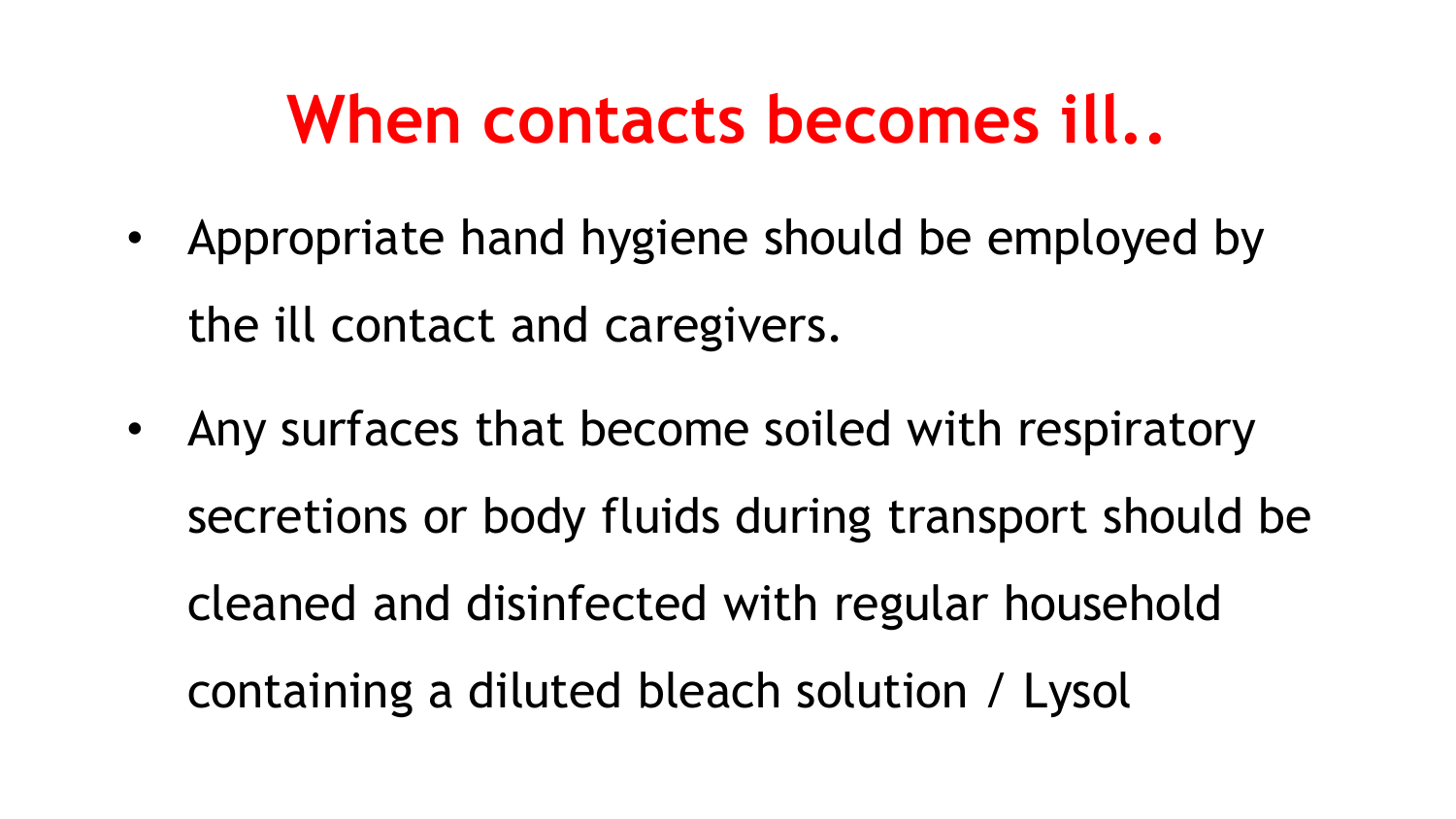# When contacts becomes ill..

- Appropriate hand hygiene should be employed by the ill contact and caregivers.
- Any surfaces that become soiled with respiratory secretions or body fluids during transport should be cleaned and disinfected with regular household containing a diluted bleach solution / Lysol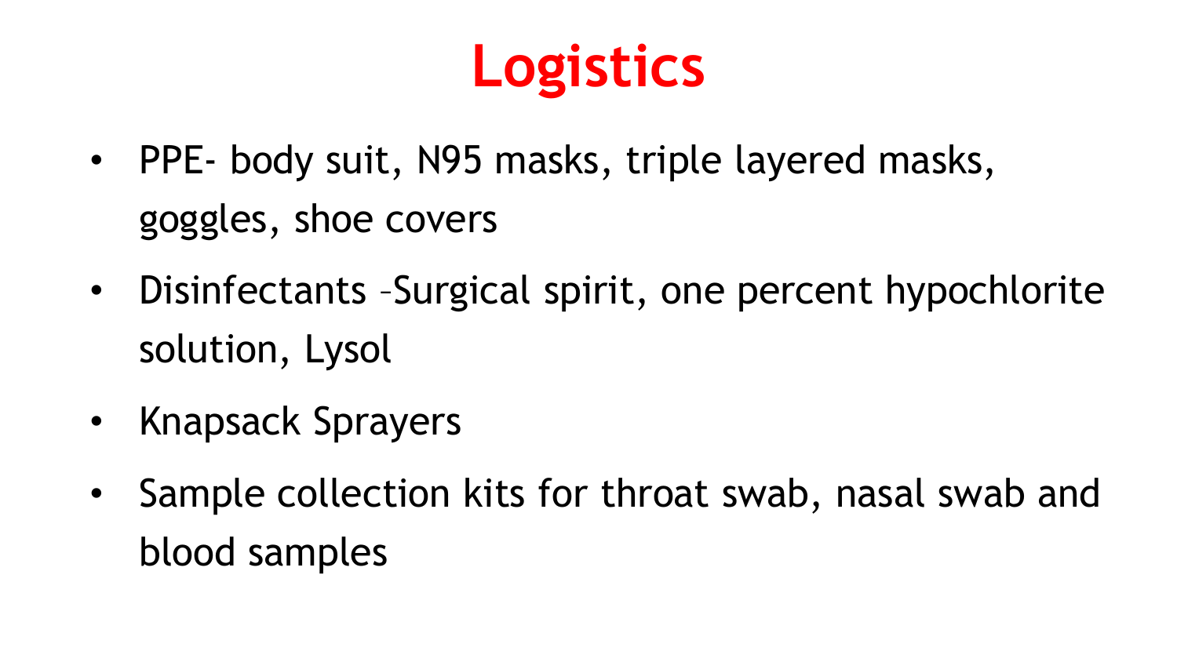# Logistics

- PPE- body suit, N95 masks, triple layered masks, goggles, shoe covers
- Disinfectants –Surgical spirit, one percent hypochlorite solution, Lysol
- Knapsack Sprayers
- Sample collection kits for throat swab, nasal swab and blood samples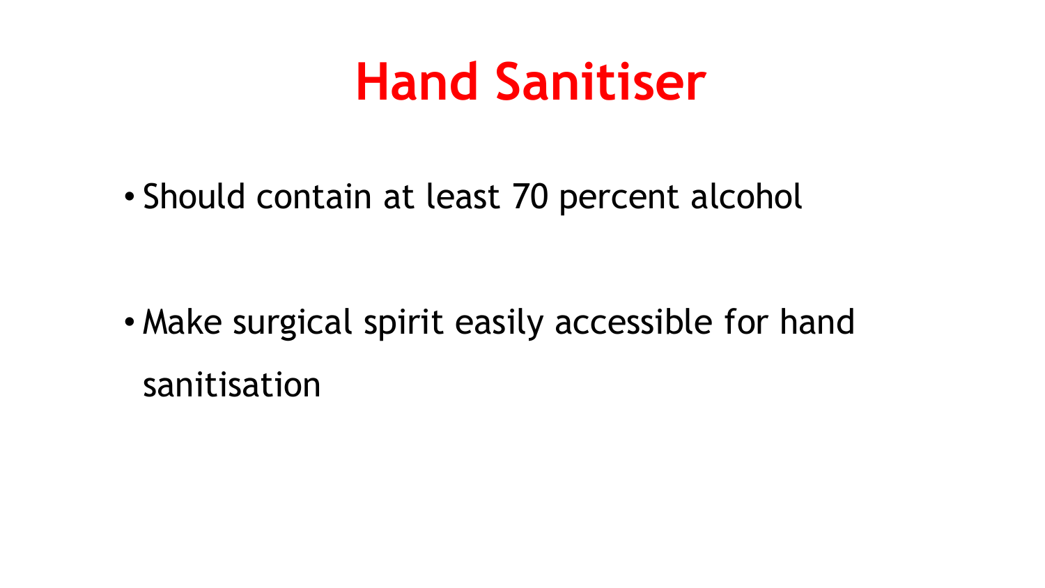# Hand Sanitiser

- Should contain at least 70 percent alcohol
- Make surgical spirit easily accessible for hand sanitisation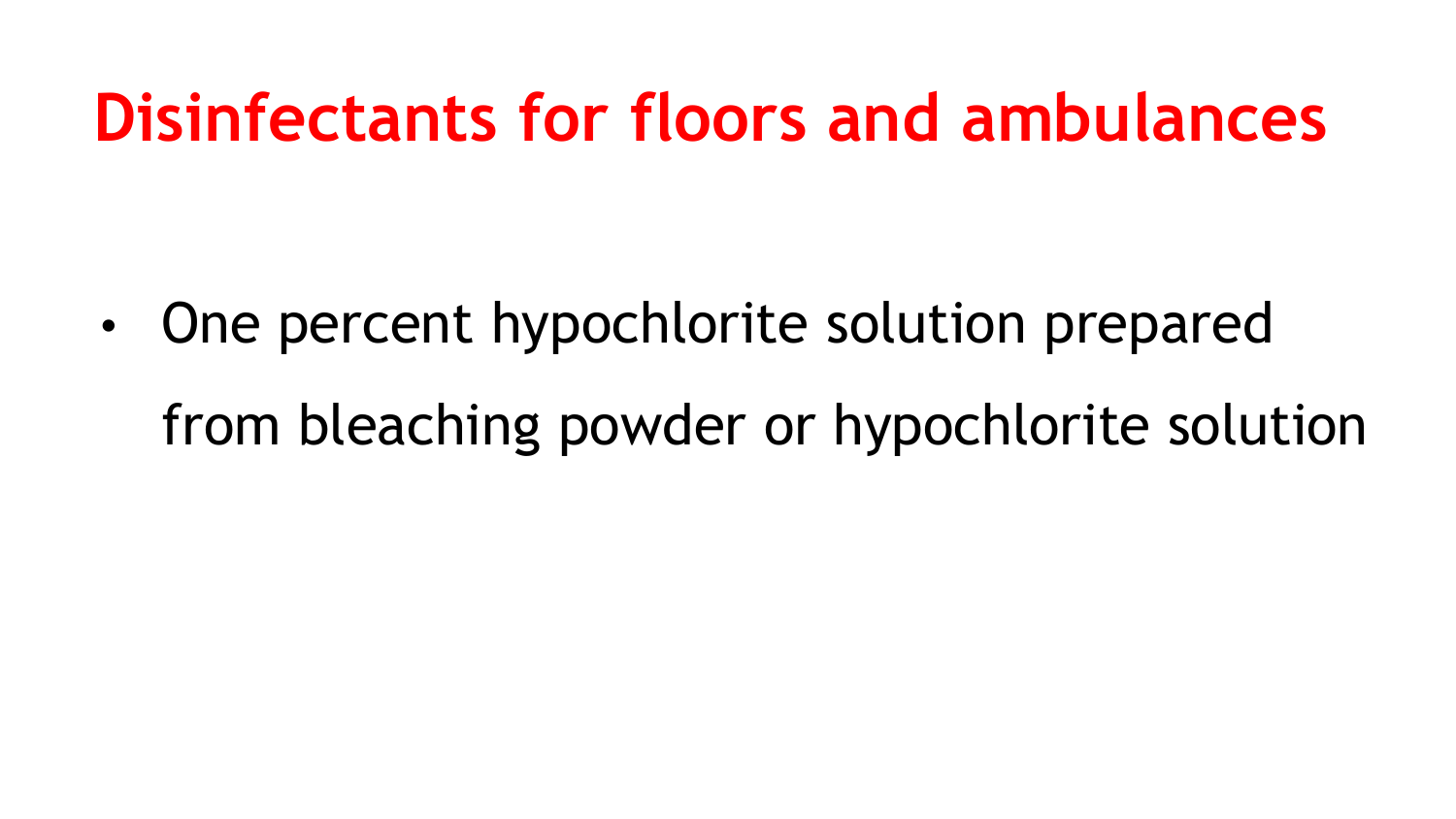# Disinfectants for floors and ambulances

- One percent hypochlorite solution prepared from bleaching powder or hypochlorite solution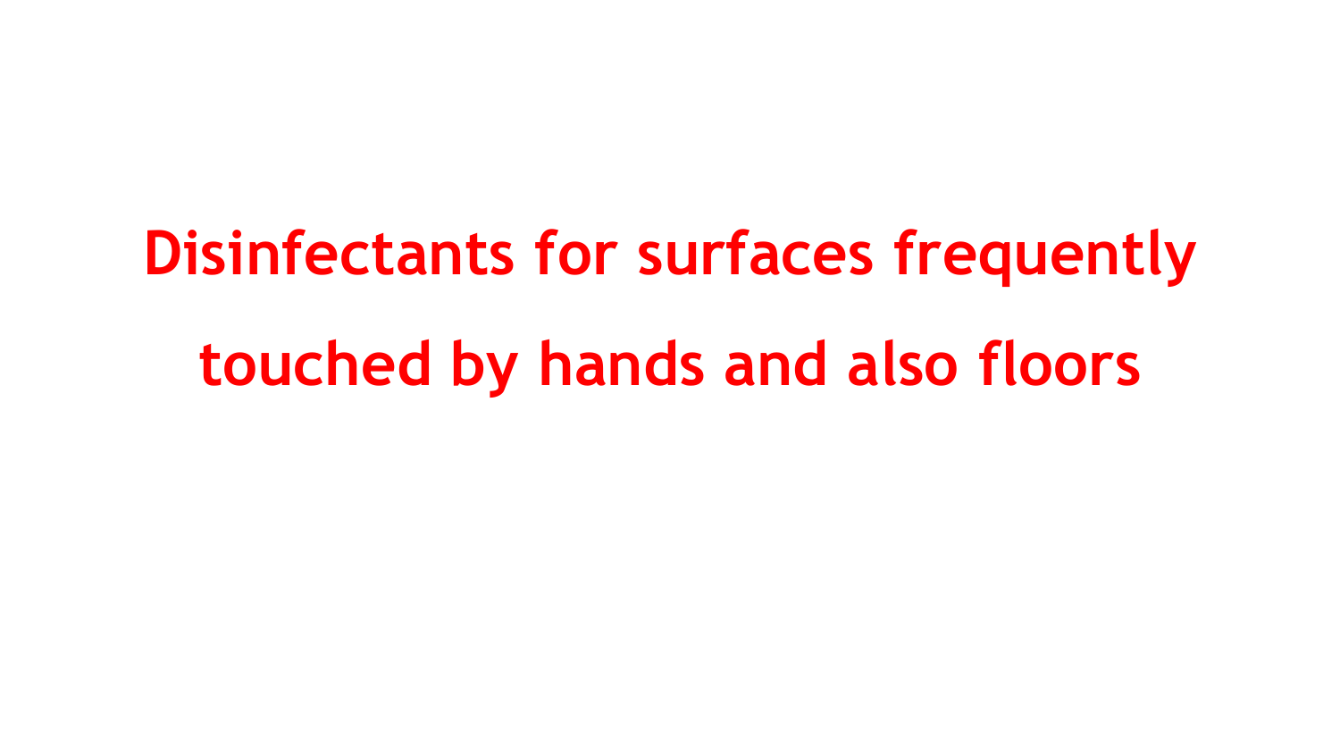# Disinfectants for surfaces frequently touched by hands and also floors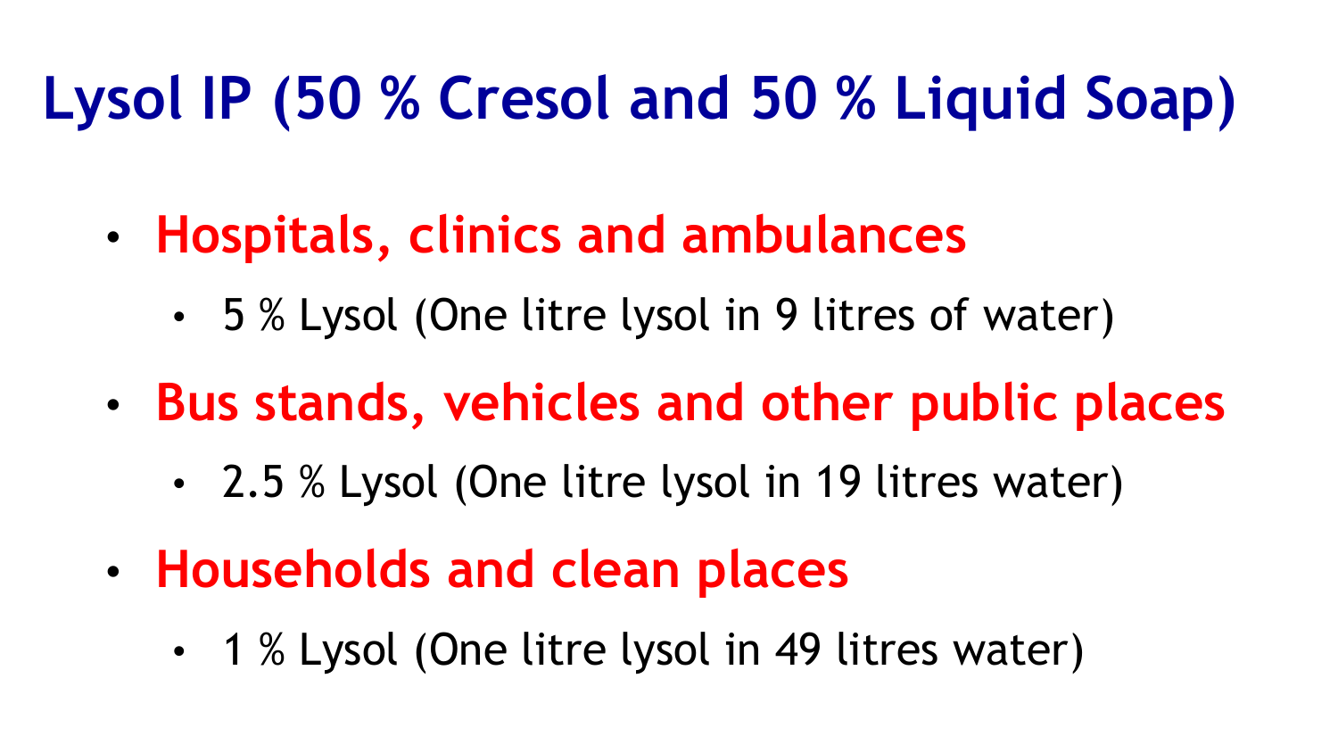# Lysol IP (50 % Cresol and 50 % Liquid Soap)

- **Hospitals, clinics and ambulances**
  - 5 % Lysol (One litre lysol in 9 litres of water)
- **Bus stands, vehicles and other public places**
  - 2.5 % Lysol (One litre lysol in 19 litres water)
- **Households and clean places**
  - 1 % Lysol (One litre lysol in 49 litres water)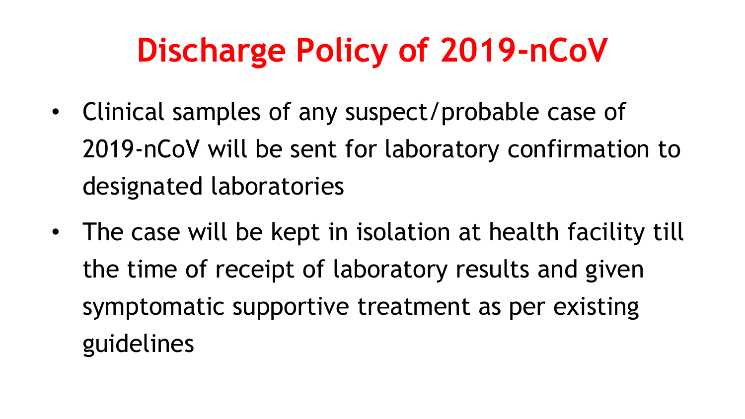# Discharge Policy of 2019-nCoV

- Clinical samples of any suspect/probable case of 2019-nCoV will be sent for laboratory confirmation to designated laboratories
- The case will be kept in isolation at health facility till the time of receipt of laboratory results and given symptomatic supportive treatment as per existing guidelines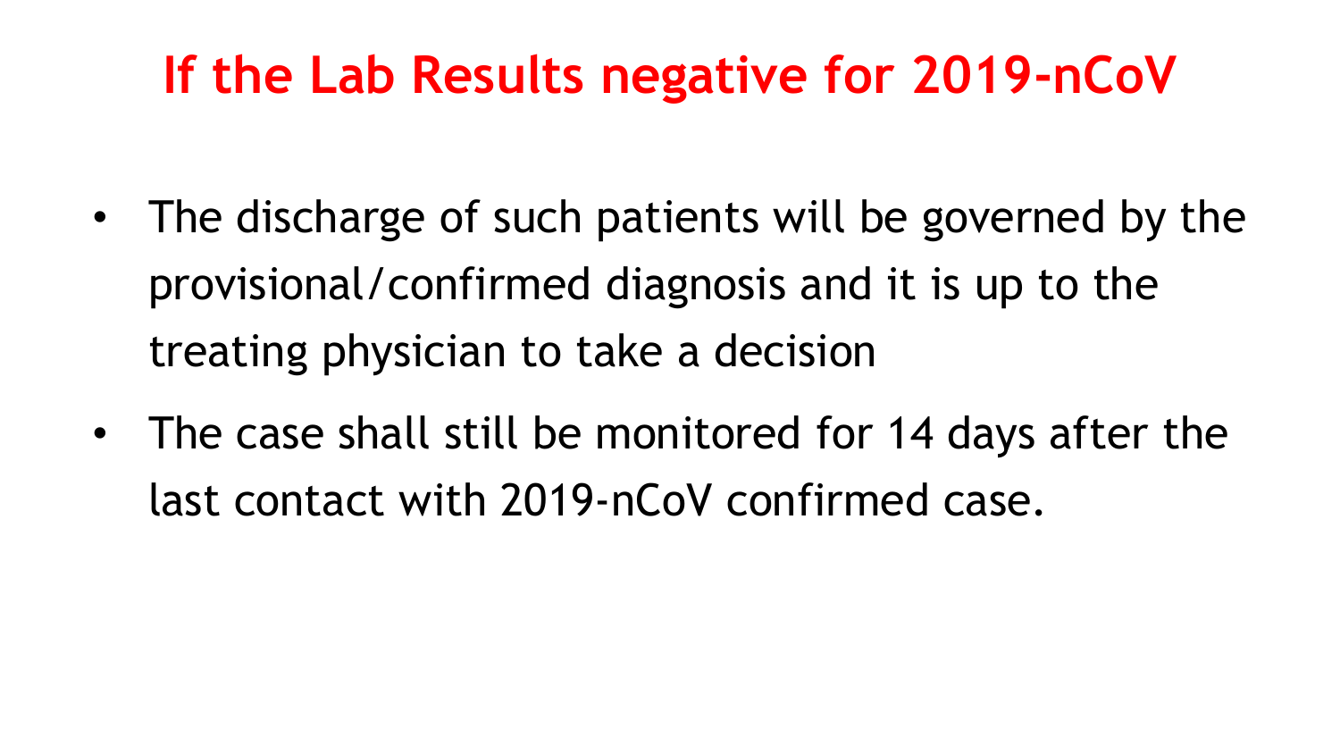# If the Lab Results negative for 2019-nCoV

- The discharge of such patients will be governed by the provisional/confirmed diagnosis and it is up to the treating physician to take a decision
- The case shall still be monitored for 14 days after the last contact with 2019-nCoV confirmed case.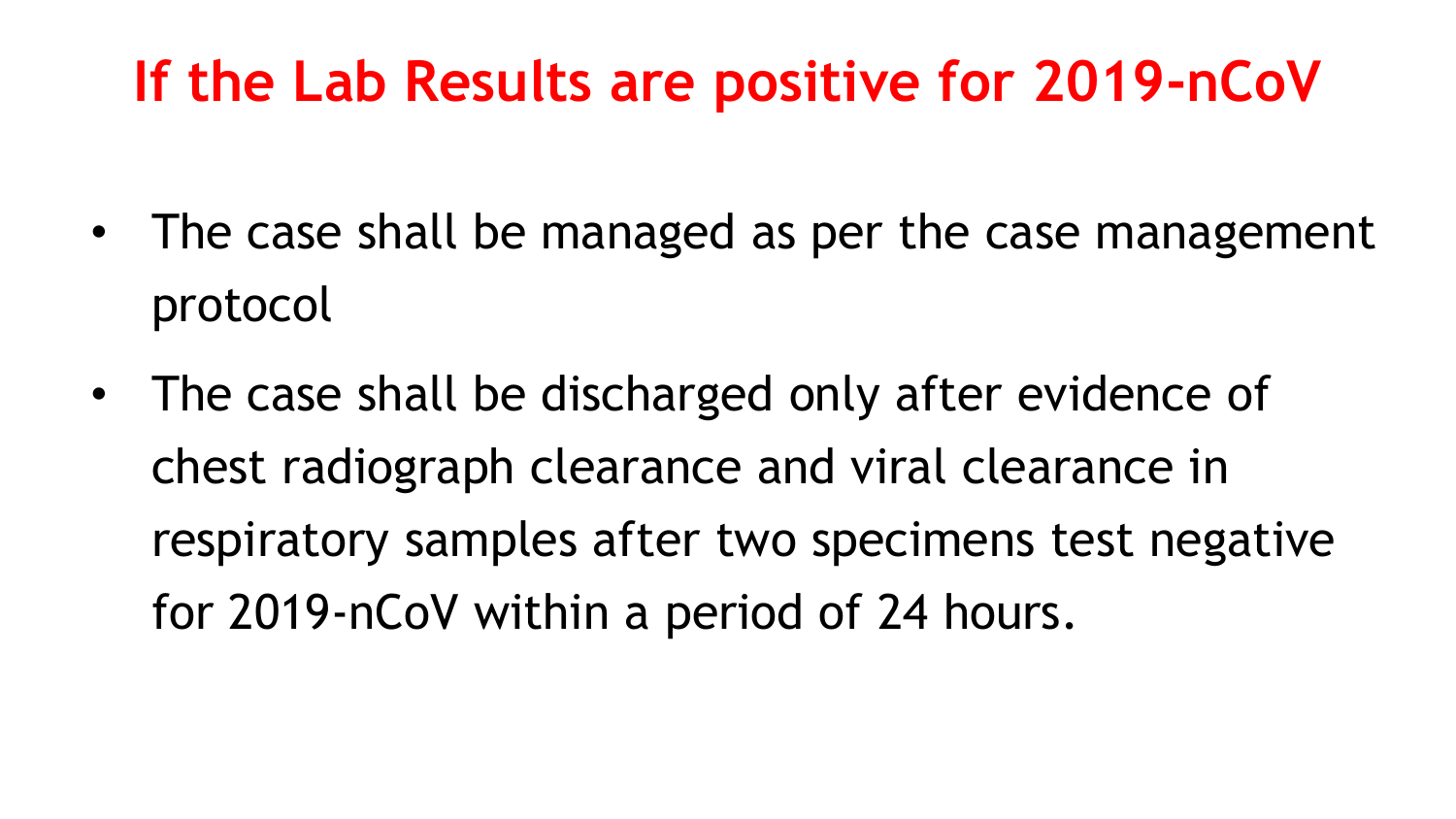# If the Lab Results are positive for 2019-nCoV

- The case shall be managed as per the case management protocol
- The case shall be discharged only after evidence of chest radiograph clearance and viral clearance in respiratory samples after two specimens test negative for 2019-nCoV within a period of 24 hours.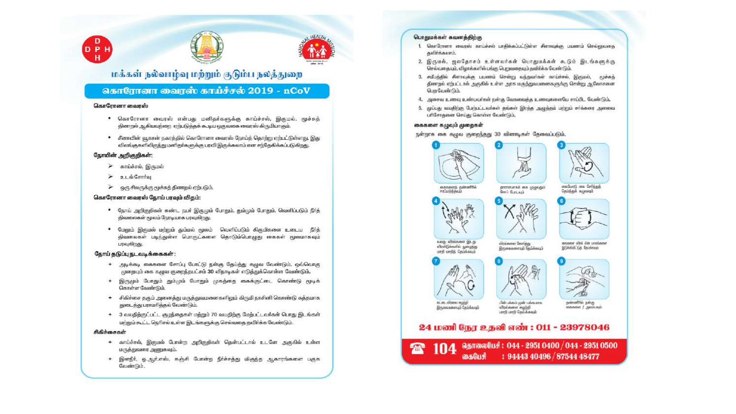# மக்கள் நல்வாழ்வு மற்றும் குடும்ப நலத்துறை

## கொரோனா வைரஸ் காய்ச்சல் 2019 - nCoV

### கொரோனா வைரஸ்

- கொரோனா வைரஸ் என்பது மனிதர்களுக்கு காய்ச்சல், இருமல், மூச்சுத் திணறல் ஆகியவற்றை ஏற்படுத்தக் கூடிய ஒருவகை வைரஸ் கிருமியாகும்.
- சீனாவின் வூகான் நகரத்தில் கொரோனா வைரஸ் நோய்த் தொற்று ஏற்பட்டுள்ளது. இது விலங்குகளிலிருந்து மனிதர்களுக்கு பரவி இருக்கலாம் என சந்தேகிக்கப்படுகிறது.

### நோயின் அறிகுறிகள்:

- காய்ச்சல், இருமல்
- உடல் சோர்வு
- ஒரு சிலருக்கு மூச்சுத் திணறல் ஏற்படும்.

### கொரோனா வைரஸ் நோய் பரவும் விதம்:

- நோய் அறிகுறிகள் கண்ட நபர் இருமும் போதும், தும்மும் போதும், வெளிப்படும் நீர்த் திவலைகள் மூலம் நேரடியாக பரவுகிறது.
- மேலும் இருமல் மற்றும் தும்மல் மூலம் வெளிப்படும் கிருமிகளை உடைய நீர்த் திவலைகள் படிந்துள்ள பொருட்களை தொடும்பொழுது கைகள் மூலமாகவும் பரவுகிறது.

### நோய் தடுப்பு நடவடிக்கைகள்:

- அடிக்கடி கைகளை சோப்பு போட்டு நன்கு தேய்த்து கழுவ வேண்டும். ஒவ்வொரு முறையும் கை கழுவ குறைந்தபட்சம் **30 வினாடிகள் எடுத்துக்கொள்ள வேண்டும்.**
- இருமும் போதும் தும்மும் போதும் முகத்தை கைக்குட்டை கொண்டு மூடிக் கொள்ள வேண்டும்.
- சிகிச்சை தரும் அனைத்து மருத்துவமனைகளிலும் கிருமி நாசினி கொண்டு சுத்தமாக துடைத்து பராமரித்தல் வேண்டும்.
- 3 வயதிற்குட்பட்ட குழந்தைகள் மற்றும் 70 வயதிற்கு மேற்பட்டவர்கள் பொது இடங்கள் மற்றும் கூட்ட நெரிசல் உள்ள இடங்களுக்கு செல்வதை தவிர்க்க வேண்டும்.

### சிகிச்சைகள்

- காய்ச்சல், இருமல் போன்ற அறிகுறிகள் தென்பட்டால் உடனே அருகில் உள்ள மருத்துவரை அணுகவும்.
- இளநீர், ஓ.ஆர்.எஸ், கஞ்சி போன்ற நீர்ச்சத்து மிகுந்த ஆகாரங்களை பருக வேண்டும்.

### பொதுமக்கள் கவனத்திற்கு

1. கொரோனா வைரஸ் காய்ச்சல் பாதிக்கப்பட்டுள்ள சீனாவுக்கு பயணம் செல்லுவதை தவிர்க்கலாம்.
2. இருமல், ஜலதோசம் உள்ளவர்கள் பொதுமக்கள் கூடும் இடங்களுக்கு செல்வதையும், விழாக்களில் பங்கு பெறுவதையும் தவிர்க்க வேண்டும்.
3. சமீபத்தில் சீனாவுக்கு பயணம் சென்று வந்தவர்கள் காய்ச்சல், இருமல், மூச்சுத் திணறல் ஏற்பட்டால் அருகில் உள்ள அரசு மருத்துவமனைக்கு சென்று ஆலோசனை பெற வேண்டும்.
4. அசைவ உணவு உண்பவர்கள் நன்கு வேகவைத்த உணவுகளையே சாப்பிட வேண்டும்.
5. முட்பது வயதிற்கு மேற்பட்டவர்கள் தங்கள் இரத்த அழுத்தம் மற்றும் சர்க்கரை அளவை பரிசோதனை செய்து கொள்ள வேண்டும்.

### கைகளை கழுவும் முறைகள்

நன்றாக கை கழுவ குறைந்தது 30 வினாடிகள் தேவைப்படும்.

1. கைகளை தண்ணீரில் நனைத்தல்
2. தாராளமாக கை முழுவதும் சோப் போடவும்
3. கையோடு கை சேர்த்து தேய்த்து கழுவவும்
4. வலது விரல்களை இடது விரல்களில் நுழைத்து மாறி மாறி தேய்க்கவும்
5. விரல்களை கோர்த்து இருகைகளையும் தேய்க்கவும்
6. கைகளை விரல் பின் பாகங்களை இறுக்கிப்பிடித்து தேய்க்கவும்
7. கட்டைவிரலை சுற்றி இருகைகளையும் தேய்க்கவும்
8. பின்பக்கம் முன் பக்கமாக விரல்களை சுற்றி மாறி மாறி தேய்க்கவும்
9. தண்ணீரில் நன்கு கைகளை / அலம்பவும்

**24 மணி நேர உதவி எண் : 011 - 23978046**

**104 தொலைபேசி : 044 - 2951 0400 / 044 - 2951 0500**
**கைபேசி : 94443 40496 / 87544 48477**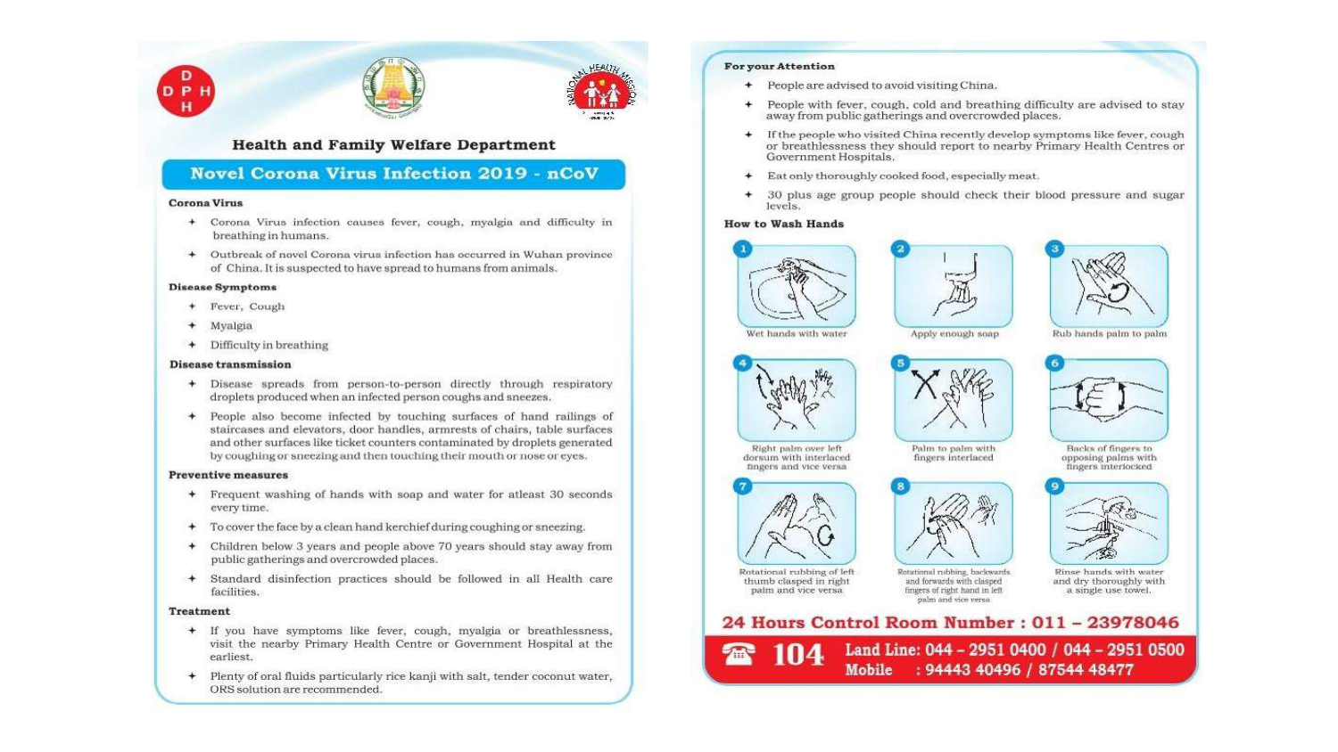**Health and Family Welfare Department**

## Novel Corona Virus Infection 2019 - nCoV

### Corona Virus

- Corona Virus infection causes fever, cough, myalgia and difficulty in breathing in humans.
- Outbreak of novel Corona virus infection has occurred in Wuhan province of China. It is suspected to have spread to humans from animals.

### Disease Symptoms

- Fever, Cough
- Myalgia
- Difficulty in breathing

### Disease transmission

- Disease spreads from person-to-person directly through respiratory droplets produced when an infected person coughs and sneezes.
- People also become infected by touching surfaces of hand railings of staircases and elevators, door handles, armrests of chairs, table surfaces and other surfaces like ticket counters contaminated by droplets generated by coughing or sneezing and then touching their mouth or nose or eyes.

### Preventive measures

- Frequent washing of hands with soap and water for atleast 30 seconds every time.
- To cover the face by a clean hand kerchief during coughing or sneezing.
- Children below 3 years and people above 70 years should stay away from public gatherings and overcrowded places.
- Standard disinfection practices should be followed in all Health care facilities.

### Treatment

- If you have symptoms like fever, cough, myalgia or breathlessness, visit the nearby Primary Health Centre or Government Hospital at the earliest.
- Plenty of oral fluids particularly rice kanji with salt, tender coconut water, ORS solution are recommended.

### For your Attention

- People are advised to avoid visiting China.
- People with fever, cough, cold and breathing difficulty are advised to stay away from public gatherings and overcrowded places.
- If the people who visited China recently develop symptoms like fever, cough or breathlessness they should report to nearby Primary Health Centres or Government Hospitals.
- Eat only thoroughly cooked food, especially meat.
- 30 plus age group people should check their blood pressure and sugar levels.

### How to Wash Hands

1. Wet hands with water
2. Apply enough soap
3. Rub hands palm to palm
4. Right palm over left dorsum with interlaced fingers and vice versa
5. Palm to palm with fingers interlaced
6. Backs of fingers to opposing palms with fingers interlocked
7. Rotational rubbing of left thumb clasped in right palm and vice versa
8. Rotational rubbing, backwards and forwards with clasped fingers of right hand in left palm and vice versa
9. Rinse hands with water and dry thoroughly with a single use towel.

**24 Hours Control Room Number : 011 – 23978046**

**104** Land Line: 044 – 2951 0400 / 044 – 2951 0500
Mobile : 94443 40496 / 87544 48477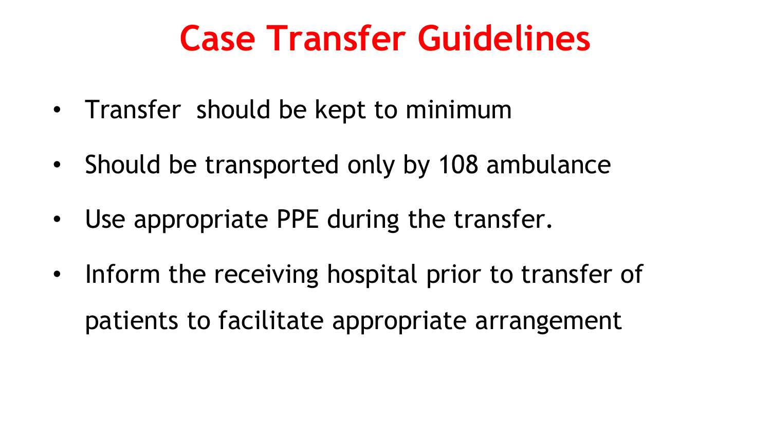# Case Transfer Guidelines

- Transfer should be kept to minimum
- Should be transported only by 108 ambulance
- Use appropriate PPE during the transfer.
- Inform the receiving hospital prior to transfer of patients to facilitate appropriate arrangement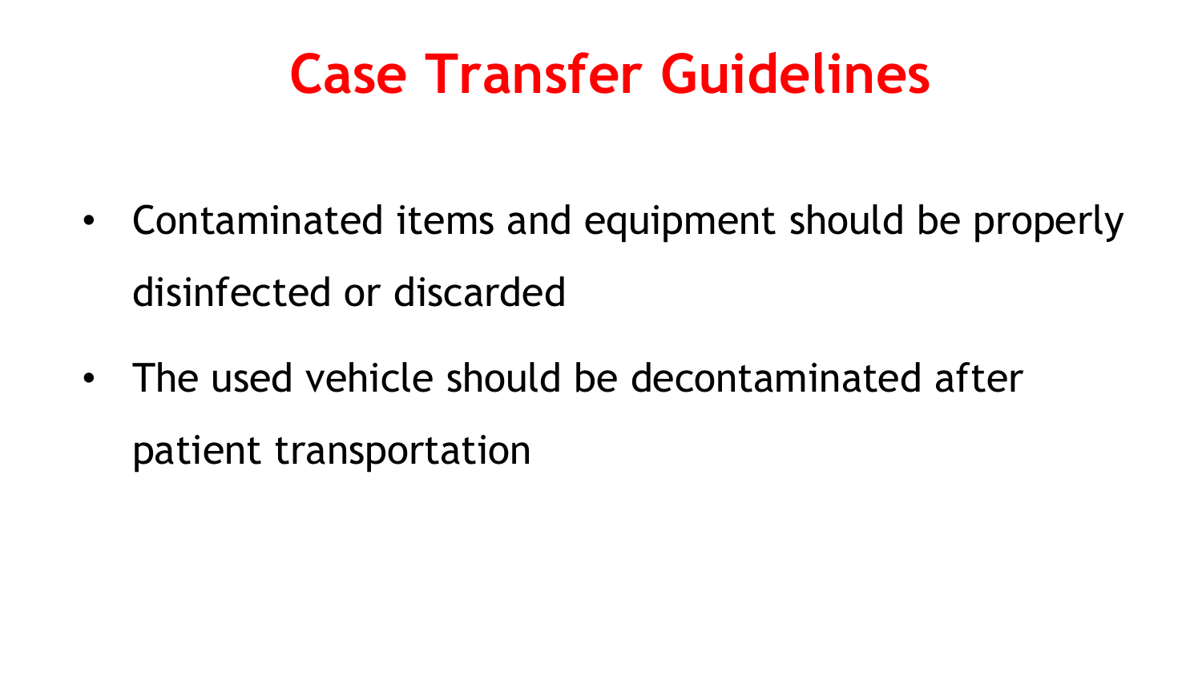# Case Transfer Guidelines

- Contaminated items and equipment should be properly disinfected or discarded
- The used vehicle should be decontaminated after patient transportation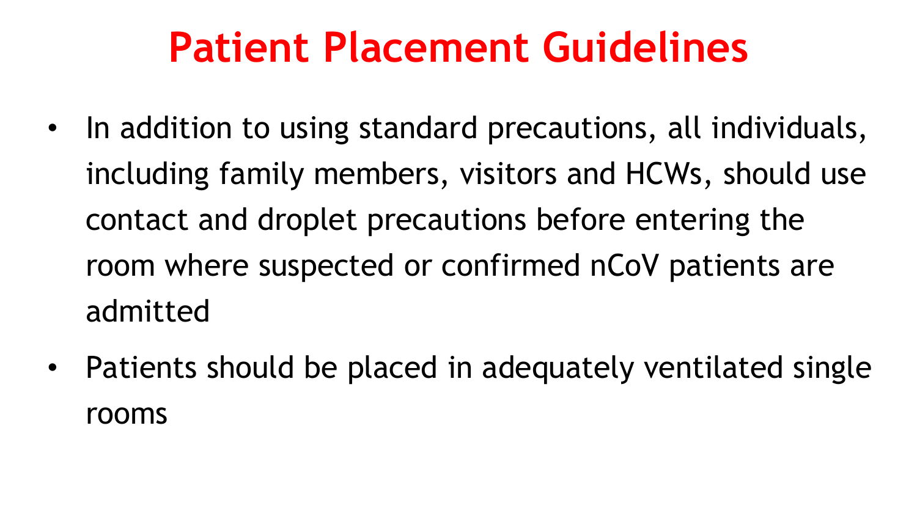# Patient Placement Guidelines

- In addition to using standard precautions, all individuals, including family members, visitors and HCWs, should use contact and droplet precautions before entering the room where suspected or confirmed nCoV patients are admitted
- Patients should be placed in adequately ventilated single rooms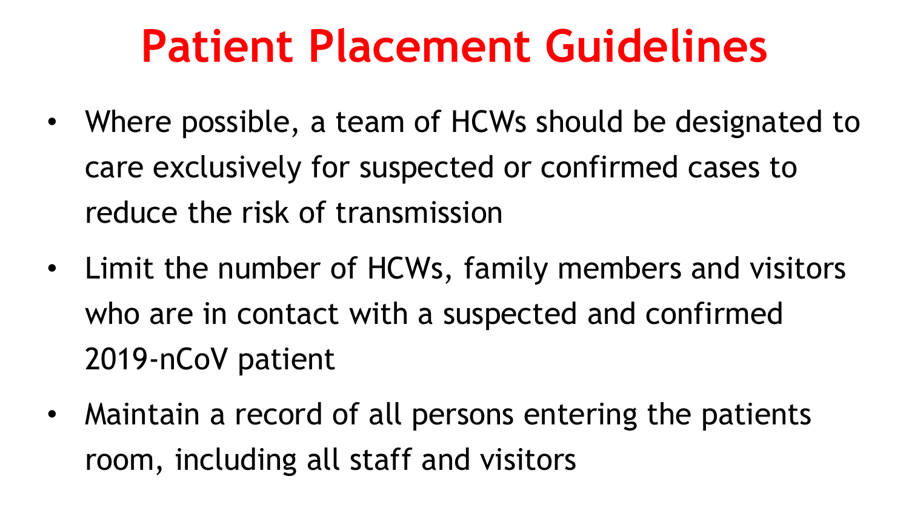# Patient Placement Guidelines

- Where possible, a team of HCWs should be designated to care exclusively for suspected or confirmed cases to reduce the risk of transmission
- Limit the number of HCWs, family members and visitors who are in contact with a suspected and confirmed 2019-nCoV patient
- Maintain a record of all persons entering the patients room, including all staff and visitors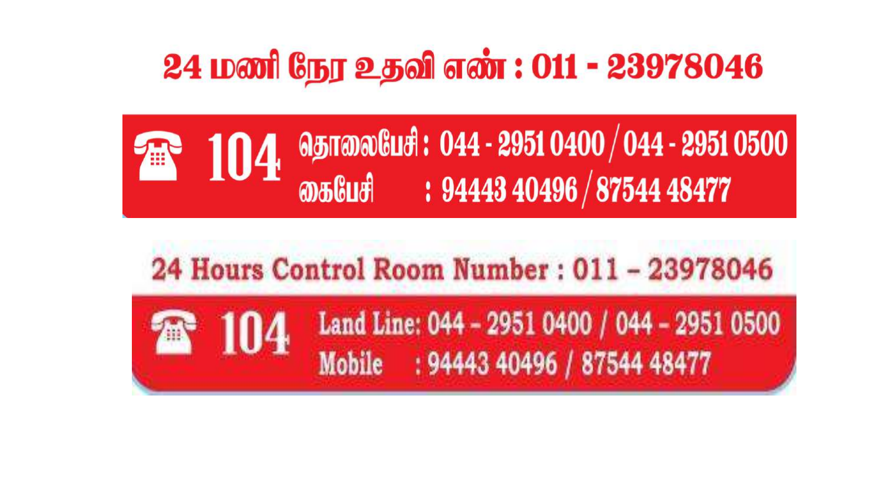# 24 மணி நேர உதவி எண் : 011 - 23978046

☎ **104** தொலைபேசி : 044 - 2951 0400 / 044 - 2951 0500

கைபேசி : 94443 40496 / 87544 48477

# 24 Hours Control Room Number : 011 – 23978046

☎ **104** Land Line: 044 – 2951 0400 / 044 – 2951 0500

Mobile : 94443 40496 / 87544 48477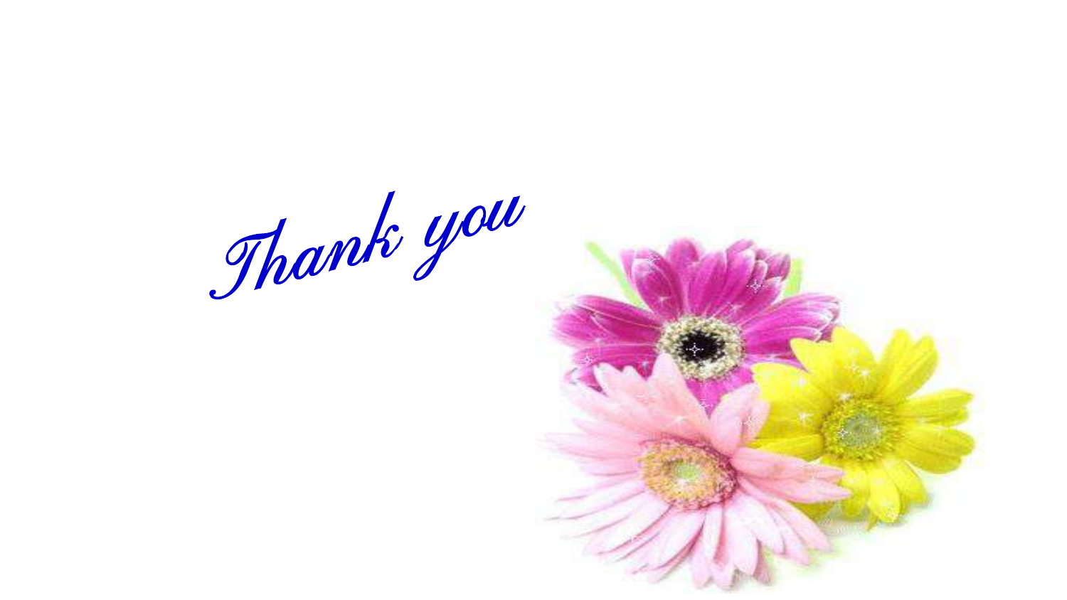*Thank you*